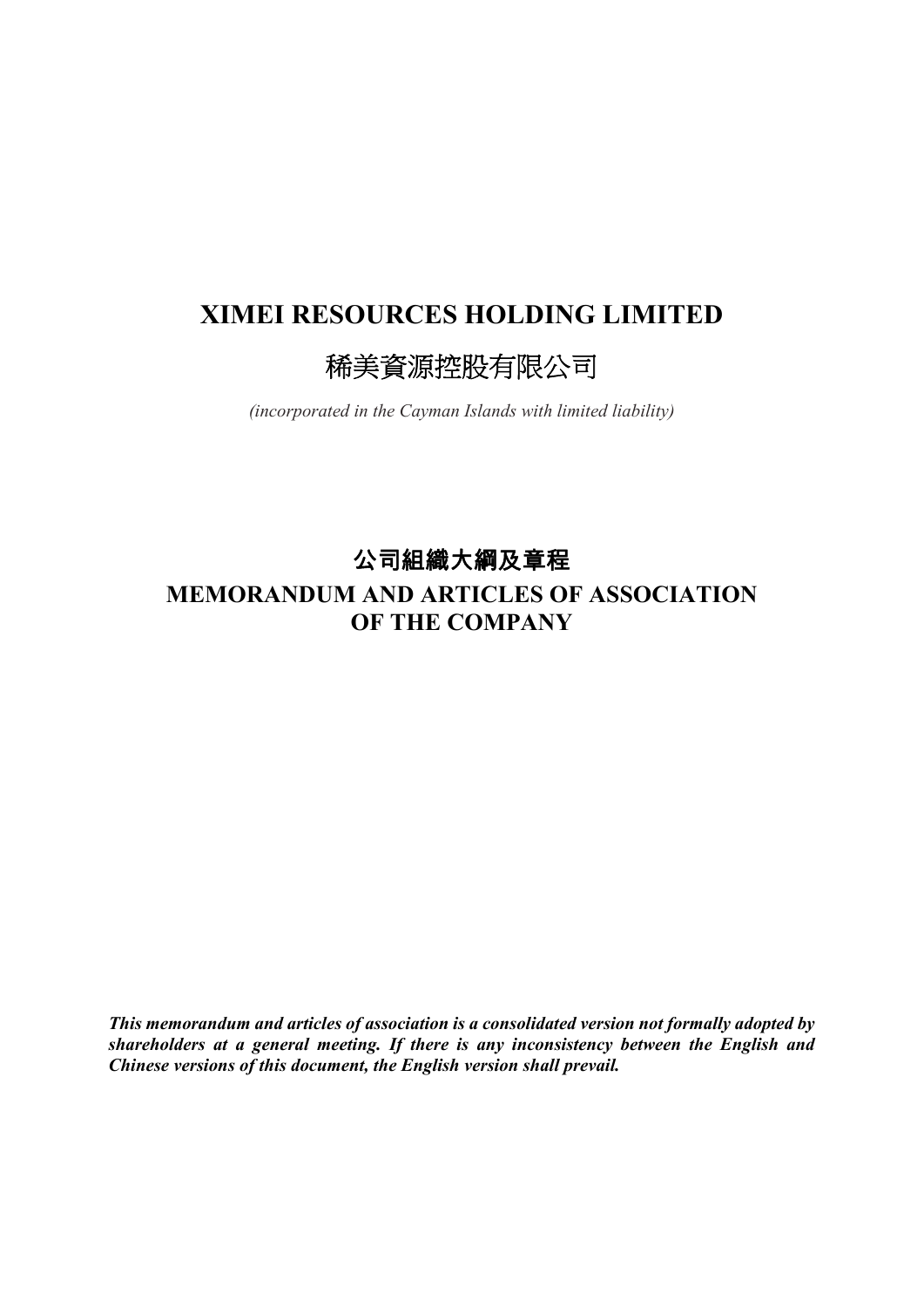# XIMEI RESOURCES HOLDING LIMITED

# 稀美資源控股有限公司

*(incorporated in the Cayman Islands with limited liability)*

## 公司組織大綱及章程

## MEMORANDUM AND ARTICLES OF ASSOCIATION OF THE COMPANY

***This memorandum and articles of association is a consolidated version not formally adopted by shareholders at a general meeting. If there is any inconsistency between the English and Chinese versions of this document, the English version shall prevail.***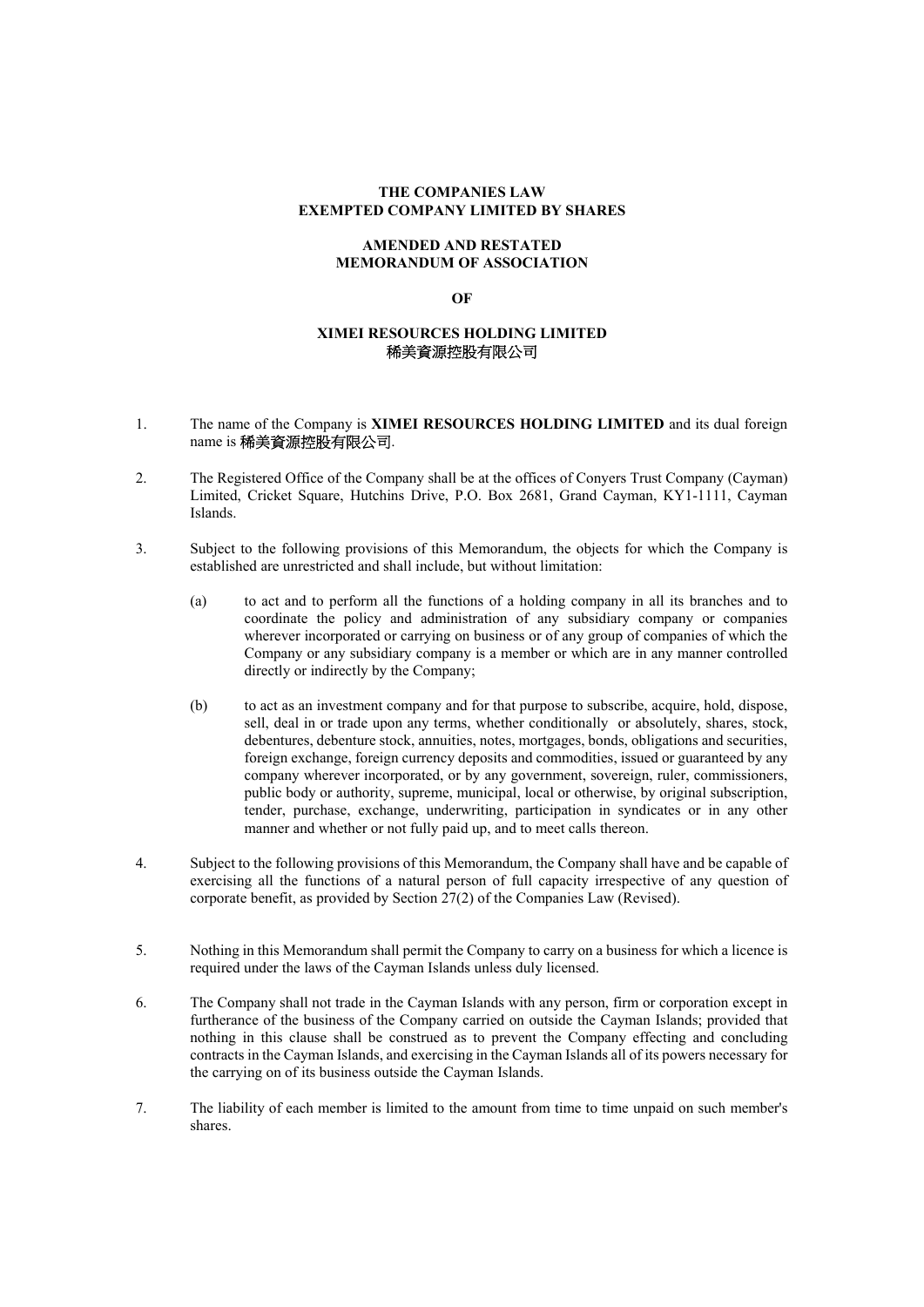**THE COMPANIES LAW**
**EXEMPTED COMPANY LIMITED BY SHARES**

**AMENDED AND RESTATED**
**MEMORANDUM OF ASSOCIATION**

**OF**

**XIMEI RESOURCES HOLDING LIMITED**
**稀美資源控股有限公司**

1. The name of the Company is **XIMEI RESOURCES HOLDING LIMITED** and its dual foreign name is 稀美資源控股有限公司.

2. The Registered Office of the Company shall be at the offices of Conyers Trust Company (Cayman) Limited, Cricket Square, Hutchins Drive, P.O. Box 2681, Grand Cayman, KY1-1111, Cayman Islands.

3. Subject to the following provisions of this Memorandum, the objects for which the Company is established are unrestricted and shall include, but without limitation:

   (a) to act and to perform all the functions of a holding company in all its branches and to coordinate the policy and administration of any subsidiary company or companies wherever incorporated or carrying on business or of any group of companies of which the Company or any subsidiary company is a member or which are in any manner controlled directly or indirectly by the Company;

   (b) to act as an investment company and for that purpose to subscribe, acquire, hold, dispose, sell, deal in or trade upon any terms, whether conditionally or absolutely, shares, stock, debentures, debenture stock, annuities, notes, mortgages, bonds, obligations and securities, foreign exchange, foreign currency deposits and commodities, issued or guaranteed by any company wherever incorporated, or by any government, sovereign, ruler, commissioners, public body or authority, supreme, municipal, local or otherwise, by original subscription, tender, purchase, exchange, underwriting, participation in syndicates or in any other manner and whether or not fully paid up, and to meet calls thereon.

4. Subject to the following provisions of this Memorandum, the Company shall have and be capable of exercising all the functions of a natural person of full capacity irrespective of any question of corporate benefit, as provided by Section 27(2) of the Companies Law (Revised).

5. Nothing in this Memorandum shall permit the Company to carry on a business for which a licence is required under the laws of the Cayman Islands unless duly licensed.

6. The Company shall not trade in the Cayman Islands with any person, firm or corporation except in furtherance of the business of the Company carried on outside the Cayman Islands; provided that nothing in this clause shall be construed as to prevent the Company effecting and concluding contracts in the Cayman Islands, and exercising in the Cayman Islands all of its powers necessary for the carrying on of its business outside the Cayman Islands.

7. The liability of each member is limited to the amount from time to time unpaid on such member's shares.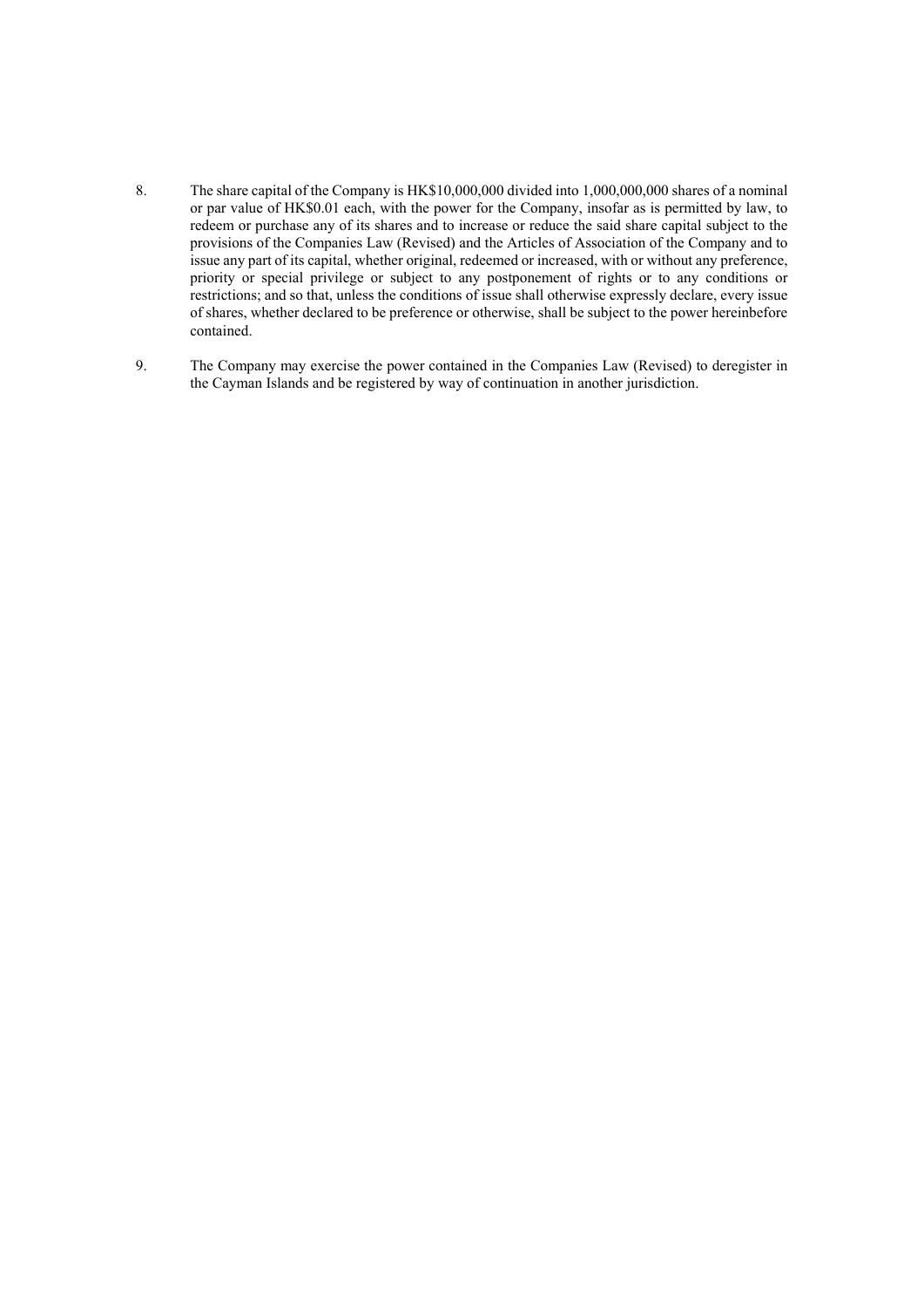8. The share capital of the Company is HK$10,000,000 divided into 1,000,000,000 shares of a nominal or par value of HK$0.01 each, with the power for the Company, insofar as is permitted by law, to redeem or purchase any of its shares and to increase or reduce the said share capital subject to the provisions of the Companies Law (Revised) and the Articles of Association of the Company and to issue any part of its capital, whether original, redeemed or increased, with or without any preference, priority or special privilege or subject to any postponement of rights or to any conditions or restrictions; and so that, unless the conditions of issue shall otherwise expressly declare, every issue of shares, whether declared to be preference or otherwise, shall be subject to the power hereinbefore contained.

9. The Company may exercise the power contained in the Companies Law (Revised) to deregister in the Cayman Islands and be registered by way of continuation in another jurisdiction.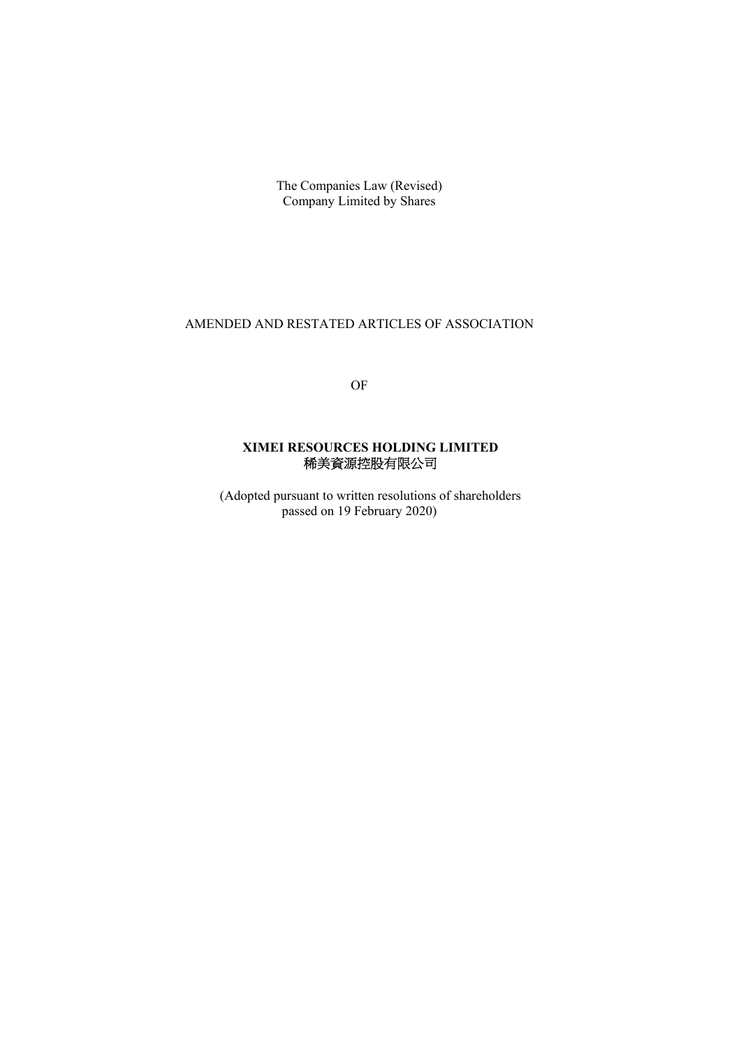The Companies Law (Revised)
Company Limited by Shares

AMENDED AND RESTATED ARTICLES OF ASSOCIATION

OF

**XIMEI RESOURCES HOLDING LIMITED**
**稀美資源控股有限公司**

(Adopted pursuant to written resolutions of shareholders passed on 19 February 2020)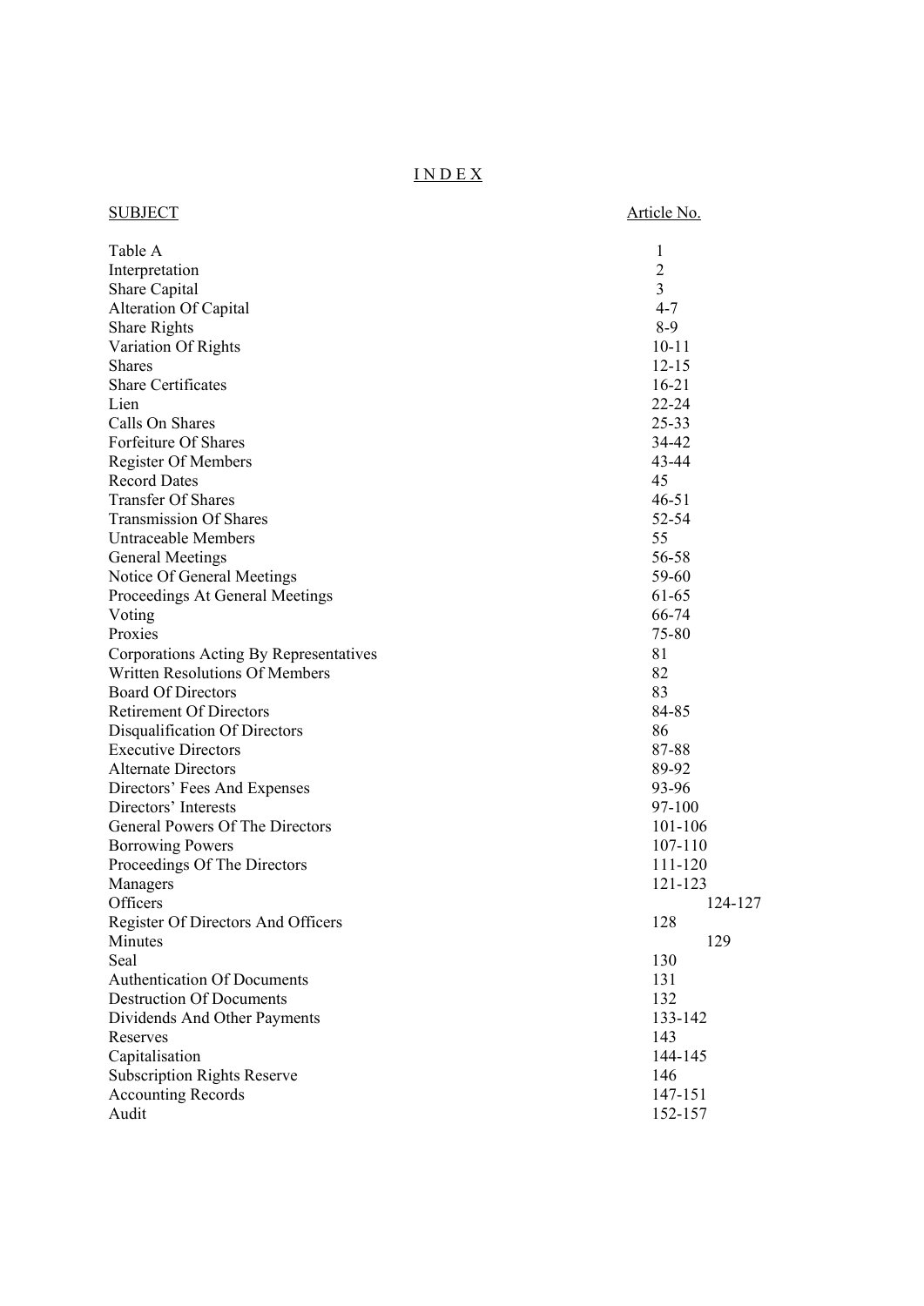# INDEX

| SUBJECT | Article No. |
| --- | --- |
| Table A | 1 |
| Interpretation | 2 |
| Share Capital | 3 |
| Alteration Of Capital | 4-7 |
| Share Rights | 8-9 |
| Variation Of Rights | 10-11 |
| Shares | 12-15 |
| Share Certificates | 16-21 |
| Lien | 22-24 |
| Calls On Shares | 25-33 |
| Forfeiture Of Shares | 34-42 |
| Register Of Members | 43-44 |
| Record Dates | 45 |
| Transfer Of Shares | 46-51 |
| Transmission Of Shares | 52-54 |
| Untraceable Members | 55 |
| General Meetings | 56-58 |
| Notice Of General Meetings | 59-60 |
| Proceedings At General Meetings | 61-65 |
| Voting | 66-74 |
| Proxies | 75-80 |
| Corporations Acting By Representatives | 81 |
| Written Resolutions Of Members | 82 |
| Board Of Directors | 83 |
| Retirement Of Directors | 84-85 |
| Disqualification Of Directors | 86 |
| Executive Directors | 87-88 |
| Alternate Directors | 89-92 |
| Directors' Fees And Expenses | 93-96 |
| Directors' Interests | 97-100 |
| General Powers Of The Directors | 101-106 |
| Borrowing Powers | 107-110 |
| Proceedings Of The Directors | 111-120 |
| Managers | 121-123 |
| Officers | 124-127 |
| Register Of Directors And Officers | 128 |
| Minutes | 129 |
| Seal | 130 |
| Authentication Of Documents | 131 |
| Destruction Of Documents | 132 |
| Dividends And Other Payments | 133-142 |
| Reserves | 143 |
| Capitalisation | 144-145 |
| Subscription Rights Reserve | 146 |
| Accounting Records | 147-151 |
| Audit | 152-157 |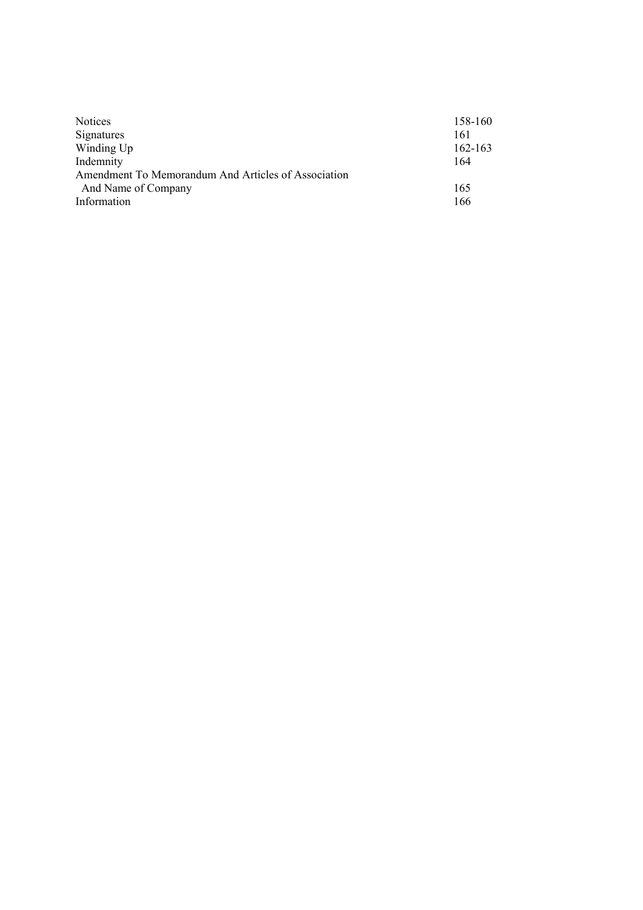| | |
|---|---|
| Notices | 158-160 |
| Signatures | 161 |
| Winding Up | 162-163 |
| Indemnity | 164 |
| Amendment To Memorandum And Articles of Association And Name of Company | 165 |
| Information | 166 |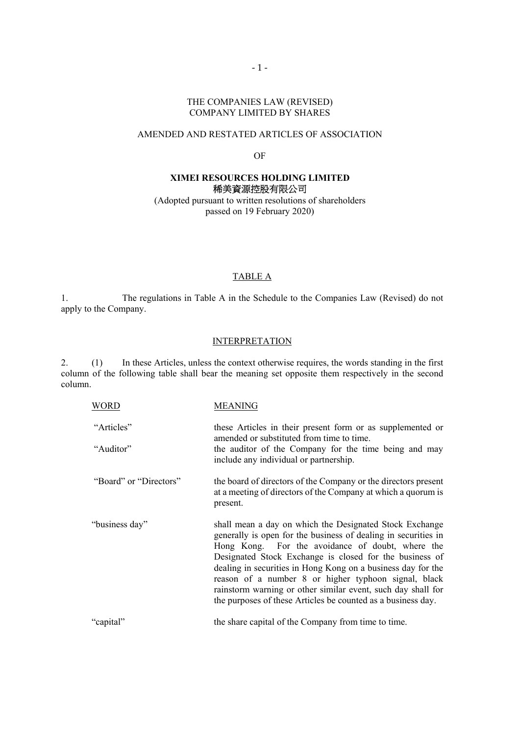THE COMPANIES LAW (REVISED)
COMPANY LIMITED BY SHARES

AMENDED AND RESTATED ARTICLES OF ASSOCIATION

OF

**XIMEI RESOURCES HOLDING LIMITED**
**稀美資源控股有限公司**

(Adopted pursuant to written resolutions of shareholders passed on 19 February 2020)

## TABLE A

1. The regulations in Table A in the Schedule to the Companies Law (Revised) do not apply to the Company.

## INTERPRETATION

2. (1) In these Articles, unless the context otherwise requires, the words standing in the first column of the following table shall bear the meaning set opposite them respectively in the second column.

| WORD | MEANING |
|---|---|
| "Articles" | these Articles in their present form or as supplemented or amended or substituted from time to time. |
| "Auditor" | the auditor of the Company for the time being and may include any individual or partnership. |
| "Board" or "Directors" | the board of directors of the Company or the directors present at a meeting of directors of the Company at which a quorum is present. |
| "business day" | shall mean a day on which the Designated Stock Exchange generally is open for the business of dealing in securities in Hong Kong. For the avoidance of doubt, where the Designated Stock Exchange is closed for the business of dealing in securities in Hong Kong on a business day for the reason of a number 8 or higher typhoon signal, black rainstorm warning or other similar event, such day shall for the purposes of these Articles be counted as a business day. |
| "capital" | the share capital of the Company from time to time. |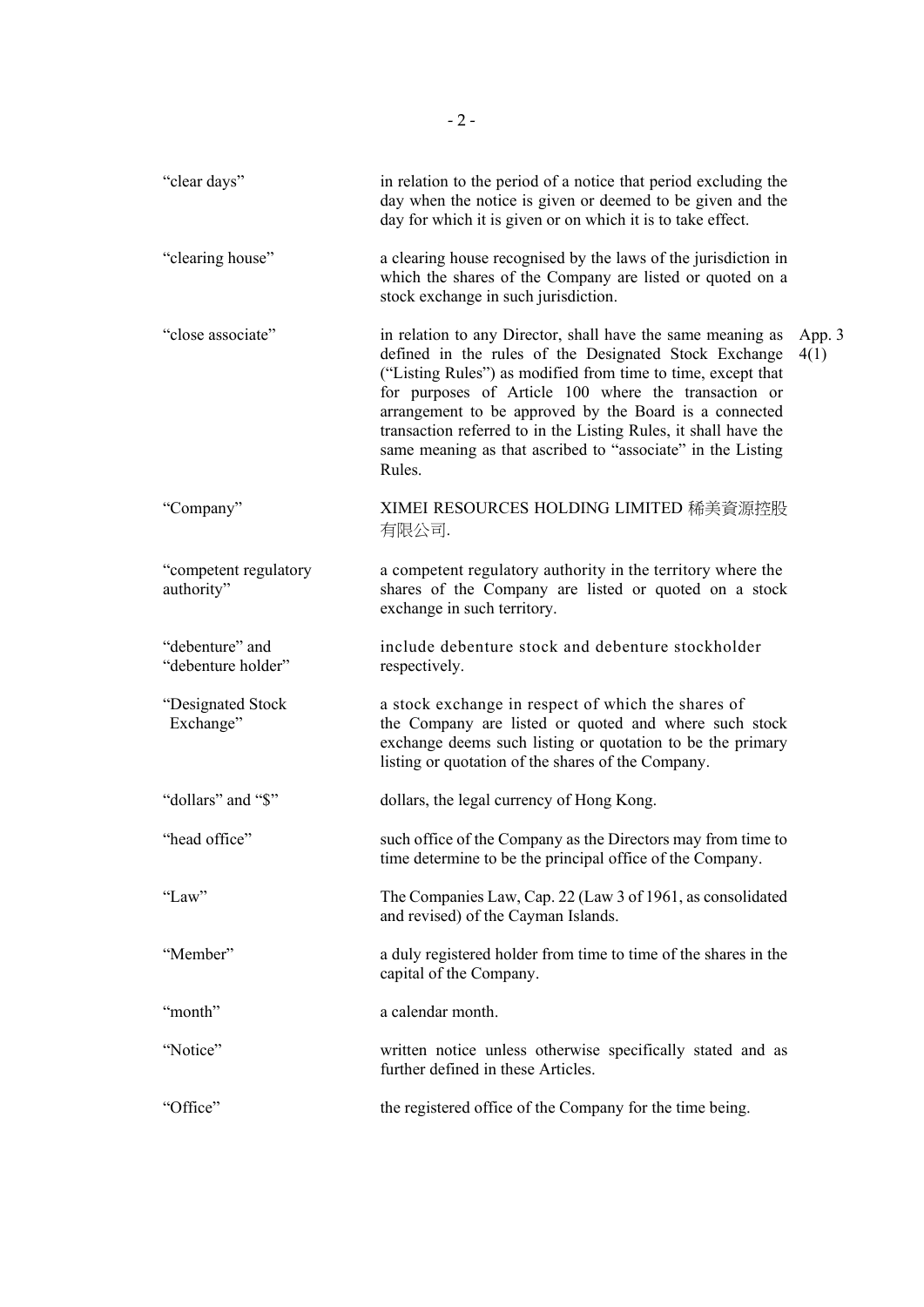| | | |
|---|---|---|
| "clear days" | in relation to the period of a notice that period excluding the day when the notice is given or deemed to be given and the day for which it is given or on which it is to take effect. | |
| "clearing house" | a clearing house recognised by the laws of the jurisdiction in which the shares of the Company are listed or quoted on a stock exchange in such jurisdiction. | |
| "close associate" | in relation to any Director, shall have the same meaning as defined in the rules of the Designated Stock Exchange ("Listing Rules") as modified from time to time, except that for purposes of Article 100 where the transaction or arrangement to be approved by the Board is a connected transaction referred to in the Listing Rules, it shall have the same meaning as that ascribed to "associate" in the Listing Rules. | App. 3 4(1) |
| "Company" | XIMEI RESOURCES HOLDING LIMITED 稀美資源控股有限公司. | |
| "competent regulatory authority" | a competent regulatory authority in the territory where the shares of the Company are listed or quoted on a stock exchange in such territory. | |
| "debenture" and "debenture holder" | include debenture stock and debenture stockholder respectively. | |
| "Designated Stock Exchange" | a stock exchange in respect of which the shares of the Company are listed or quoted and where such stock exchange deems such listing or quotation to be the primary listing or quotation of the shares of the Company. | |
| "dollars" and "$" | dollars, the legal currency of Hong Kong. | |
| "head office" | such office of the Company as the Directors may from time to time determine to be the principal office of the Company. | |
| "Law" | The Companies Law, Cap. 22 (Law 3 of 1961, as consolidated and revised) of the Cayman Islands. | |
| "Member" | a duly registered holder from time to time of the shares in the capital of the Company. | |
| "month" | a calendar month. | |
| "Notice" | written notice unless otherwise specifically stated and as further defined in these Articles. | |
| "Office" | the registered office of the Company for the time being. | |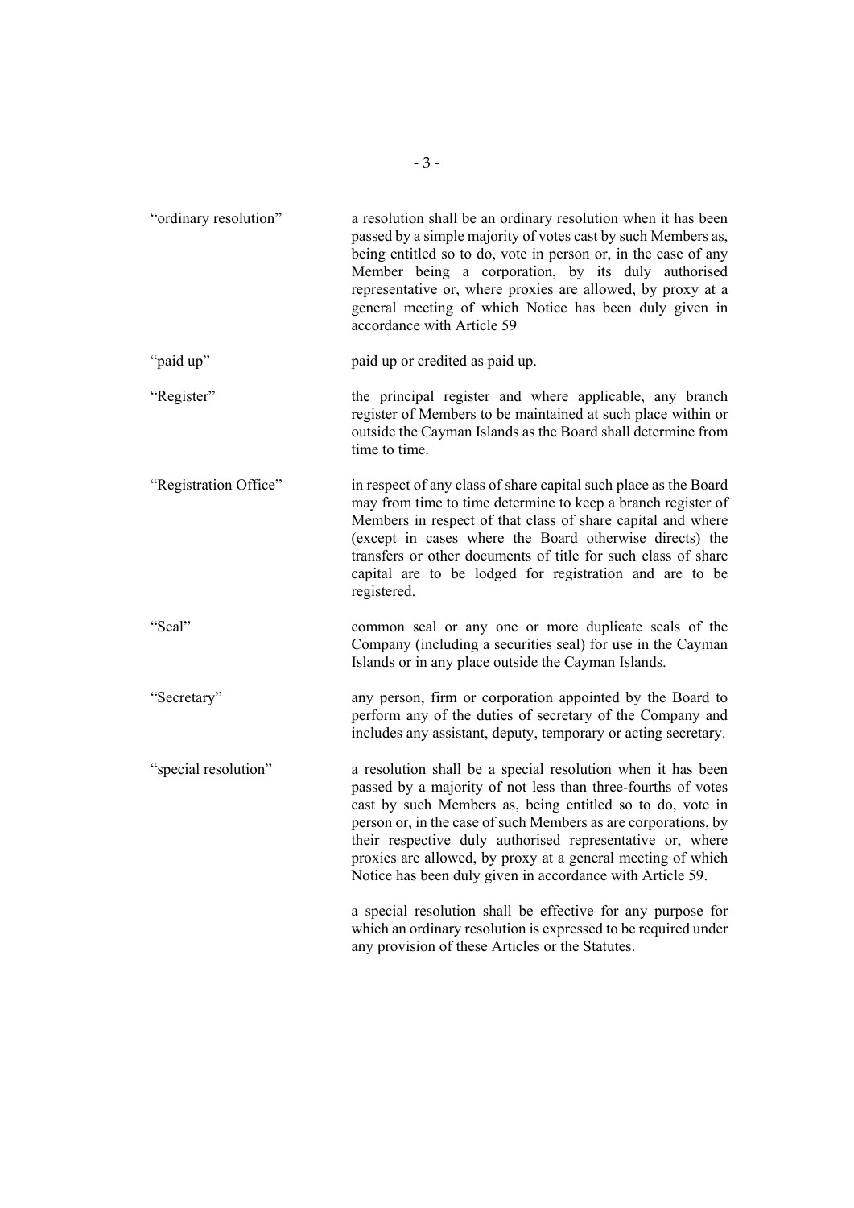| | |
|---|---|
| "ordinary resolution" | a resolution shall be an ordinary resolution when it has been passed by a simple majority of votes cast by such Members as, being entitled so to do, vote in person or, in the case of any Member being a corporation, by its duly authorised representative or, where proxies are allowed, by proxy at a general meeting of which Notice has been duly given in accordance with Article 59 |
| "paid up" | paid up or credited as paid up. |
| "Register" | the principal register and where applicable, any branch register of Members to be maintained at such place within or outside the Cayman Islands as the Board shall determine from time to time. |
| "Registration Office" | in respect of any class of share capital such place as the Board may from time to time determine to keep a branch register of Members in respect of that class of share capital and where (except in cases where the Board otherwise directs) the transfers or other documents of title for such class of share capital are to be lodged for registration and are to be registered. |
| "Seal" | common seal or any one or more duplicate seals of the Company (including a securities seal) for use in the Cayman Islands or in any place outside the Cayman Islands. |
| "Secretary" | any person, firm or corporation appointed by the Board to perform any of the duties of secretary of the Company and includes any assistant, deputy, temporary or acting secretary. |
| "special resolution" | a resolution shall be a special resolution when it has been passed by a majority of not less than three-fourths of votes cast by such Members as, being entitled so to do, vote in person or, in the case of such Members as are corporations, by their respective duly authorised representative or, where proxies are allowed, by proxy at a general meeting of which Notice has been duly given in accordance with Article 59.<br><br>a special resolution shall be effective for any purpose for which an ordinary resolution is expressed to be required under any provision of these Articles or the Statutes. |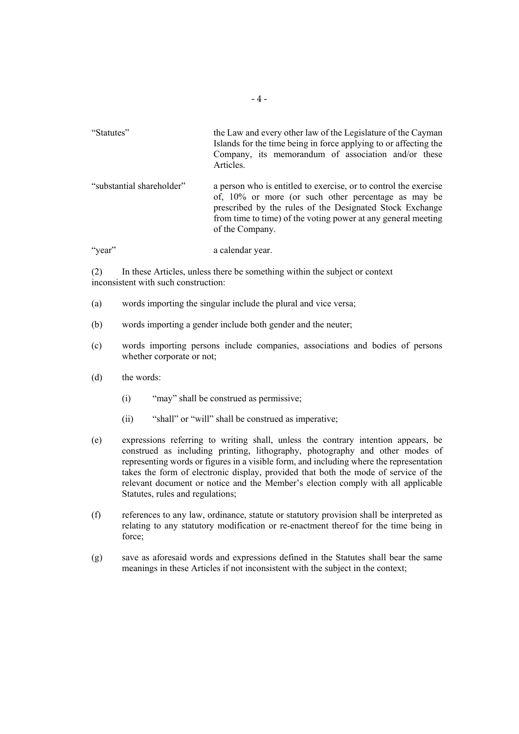| | |
|---|---|
| "Statutes" | the Law and every other law of the Legislature of the Cayman Islands for the time being in force applying to or affecting the Company, its memorandum of association and/or these Articles. |
| "substantial shareholder" | a person who is entitled to exercise, or to control the exercise of, 10% or more (or such other percentage as may be prescribed by the rules of the Designated Stock Exchange from time to time) of the voting power at any general meeting of the Company. |
| "year" | a calendar year. |

(2) In these Articles, unless there be something within the subject or context inconsistent with such construction:

(a) words importing the singular include the plural and vice versa;

(b) words importing a gender include both gender and the neuter;

(c) words importing persons include companies, associations and bodies of persons whether corporate or not;

(d) the words:

  (i) "may" shall be construed as permissive;

  (ii) "shall" or "will" shall be construed as imperative;

(e) expressions referring to writing shall, unless the contrary intention appears, be construed as including printing, lithography, photography and other modes of representing words or figures in a visible form, and including where the representation takes the form of electronic display, provided that both the mode of service of the relevant document or notice and the Member's election comply with all applicable Statutes, rules and regulations;

(f) references to any law, ordinance, statute or statutory provision shall be interpreted as relating to any statutory modification or re-enactment thereof for the time being in force;

(g) save as aforesaid words and expressions defined in the Statutes shall bear the same meanings in these Articles if not inconsistent with the subject in the context;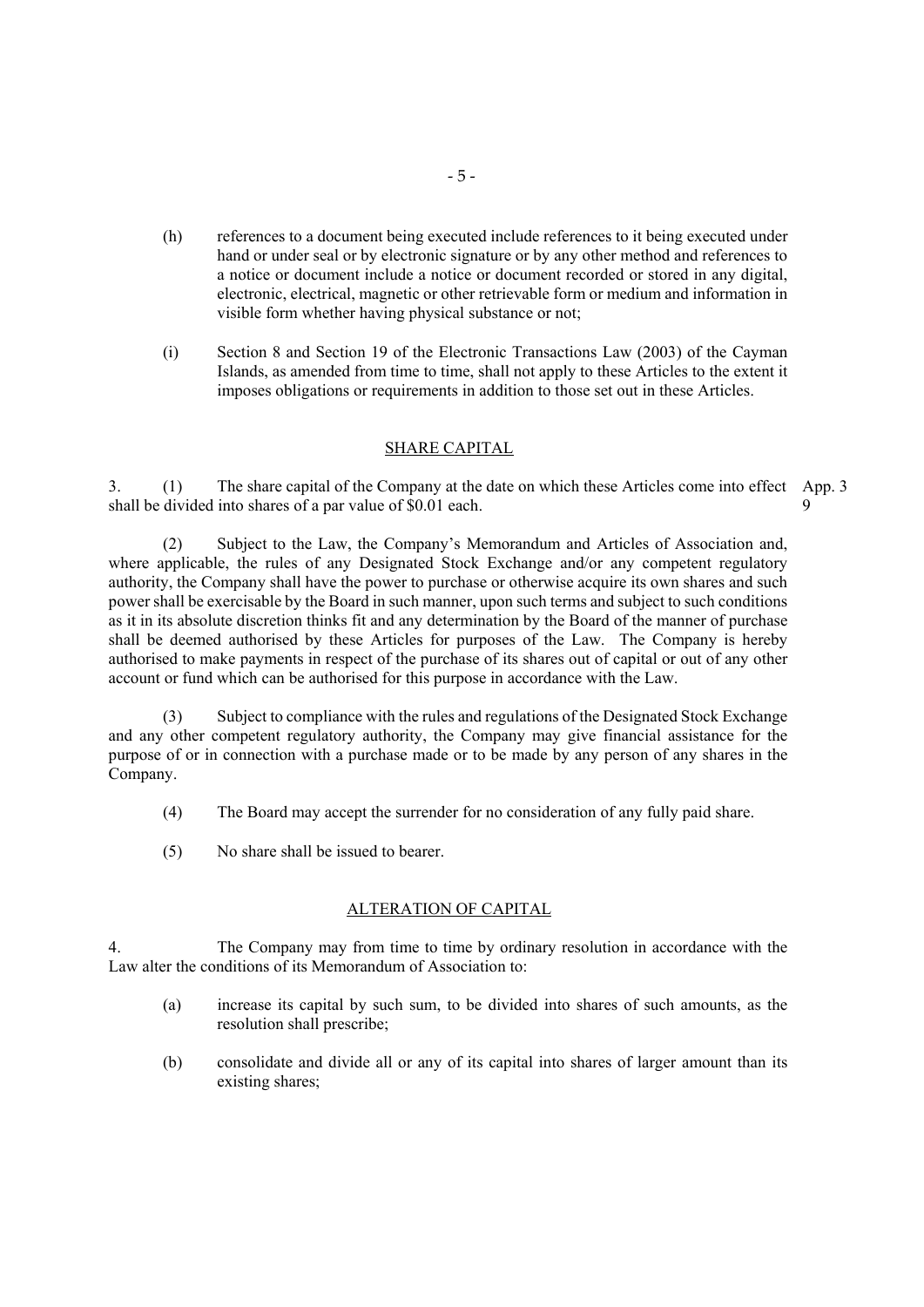(h) references to a document being executed include references to it being executed under hand or under seal or by electronic signature or by any other method and references to a notice or document include a notice or document recorded or stored in any digital, electronic, electrical, magnetic or other retrievable form or medium and information in visible form whether having physical substance or not;

(i) Section 8 and Section 19 of the Electronic Transactions Law (2003) of the Cayman Islands, as amended from time to time, shall not apply to these Articles to the extent it imposes obligations or requirements in addition to those set out in these Articles.

## SHARE CAPITAL

3. (1) The share capital of the Company at the date on which these Articles come into effect shall be divided into shares of a par value of $0.01 each. App. 3 9

(2) Subject to the Law, the Company's Memorandum and Articles of Association and, where applicable, the rules of any Designated Stock Exchange and/or any competent regulatory authority, the Company shall have the power to purchase or otherwise acquire its own shares and such power shall be exercisable by the Board in such manner, upon such terms and subject to such conditions as it in its absolute discretion thinks fit and any determination by the Board of the manner of purchase shall be deemed authorised by these Articles for purposes of the Law. The Company is hereby authorised to make payments in respect of the purchase of its shares out of capital or out of any other account or fund which can be authorised for this purpose in accordance with the Law.

(3) Subject to compliance with the rules and regulations of the Designated Stock Exchange and any other competent regulatory authority, the Company may give financial assistance for the purpose of or in connection with a purchase made or to be made by any person of any shares in the Company.

(4) The Board may accept the surrender for no consideration of any fully paid share.

(5) No share shall be issued to bearer.

## ALTERATION OF CAPITAL

4. The Company may from time to time by ordinary resolution in accordance with the Law alter the conditions of its Memorandum of Association to:

(a) increase its capital by such sum, to be divided into shares of such amounts, as the resolution shall prescribe;

(b) consolidate and divide all or any of its capital into shares of larger amount than its existing shares;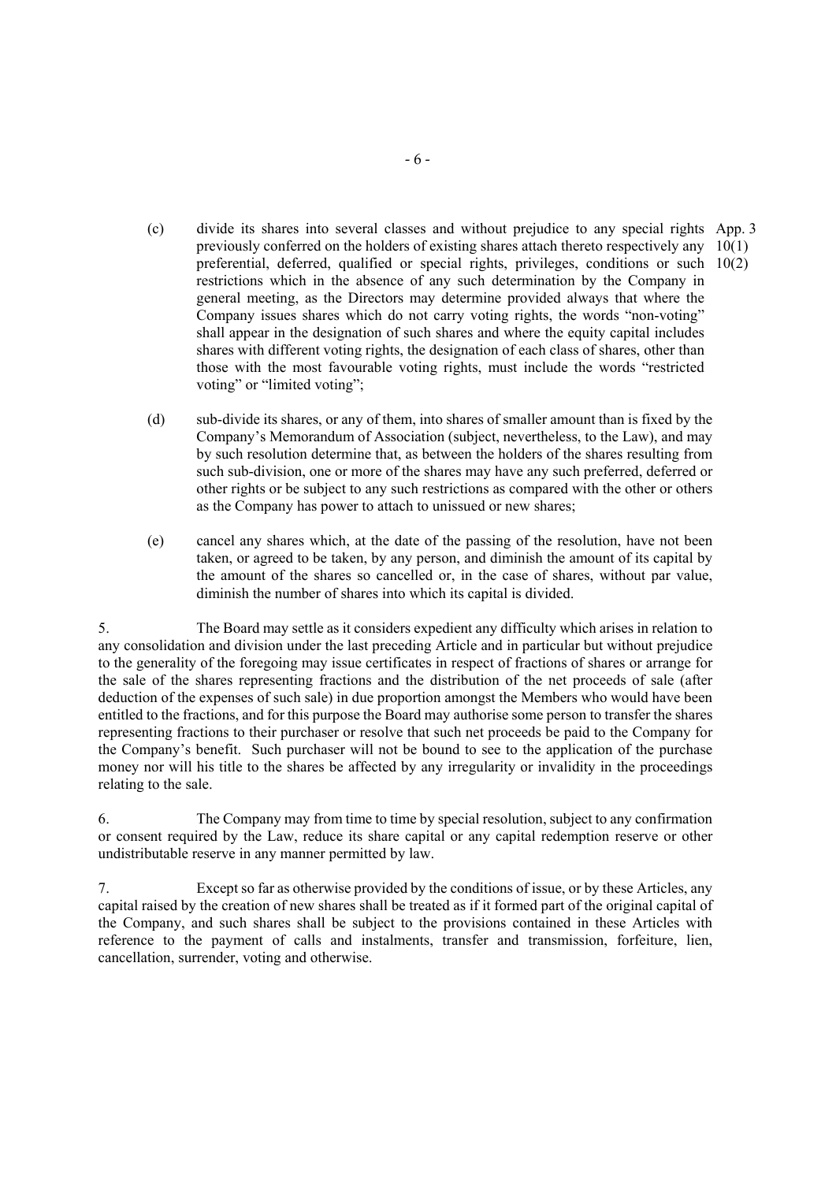(c) divide its shares into several classes and without prejudice to any special rights previously conferred on the holders of existing shares attach thereto respectively any preferential, deferred, qualified or special rights, privileges, conditions or such restrictions which in the absence of any such determination by the Company in general meeting, as the Directors may determine provided always that where the Company issues shares which do not carry voting rights, the words "non-voting" shall appear in the designation of such shares and where the equity capital includes shares with different voting rights, the designation of each class of shares, other than those with the most favourable voting rights, must include the words "restricted voting" or "limited voting";

App. 3 10(1) 10(2)

(d) sub-divide its shares, or any of them, into shares of smaller amount than is fixed by the Company's Memorandum of Association (subject, nevertheless, to the Law), and may by such resolution determine that, as between the holders of the shares resulting from such sub-division, one or more of the shares may have any such preferred, deferred or other rights or be subject to any such restrictions as compared with the other or others as the Company has power to attach to unissued or new shares;

(e) cancel any shares which, at the date of the passing of the resolution, have not been taken, or agreed to be taken, by any person, and diminish the amount of its capital by the amount of the shares so cancelled or, in the case of shares, without par value, diminish the number of shares into which its capital is divided.

5. The Board may settle as it considers expedient any difficulty which arises in relation to any consolidation and division under the last preceding Article and in particular but without prejudice to the generality of the foregoing may issue certificates in respect of fractions of shares or arrange for the sale of the shares representing fractions and the distribution of the net proceeds of sale (after deduction of the expenses of such sale) in due proportion amongst the Members who would have been entitled to the fractions, and for this purpose the Board may authorise some person to transfer the shares representing fractions to their purchaser or resolve that such net proceeds be paid to the Company for the Company's benefit. Such purchaser will not be bound to see to the application of the purchase money nor will his title to the shares be affected by any irregularity or invalidity in the proceedings relating to the sale.

6. The Company may from time to time by special resolution, subject to any confirmation or consent required by the Law, reduce its share capital or any capital redemption reserve or other undistributable reserve in any manner permitted by law.

7. Except so far as otherwise provided by the conditions of issue, or by these Articles, any capital raised by the creation of new shares shall be treated as if it formed part of the original capital of the Company, and such shares shall be subject to the provisions contained in these Articles with reference to the payment of calls and instalments, transfer and transmission, forfeiture, lien, cancellation, surrender, voting and otherwise.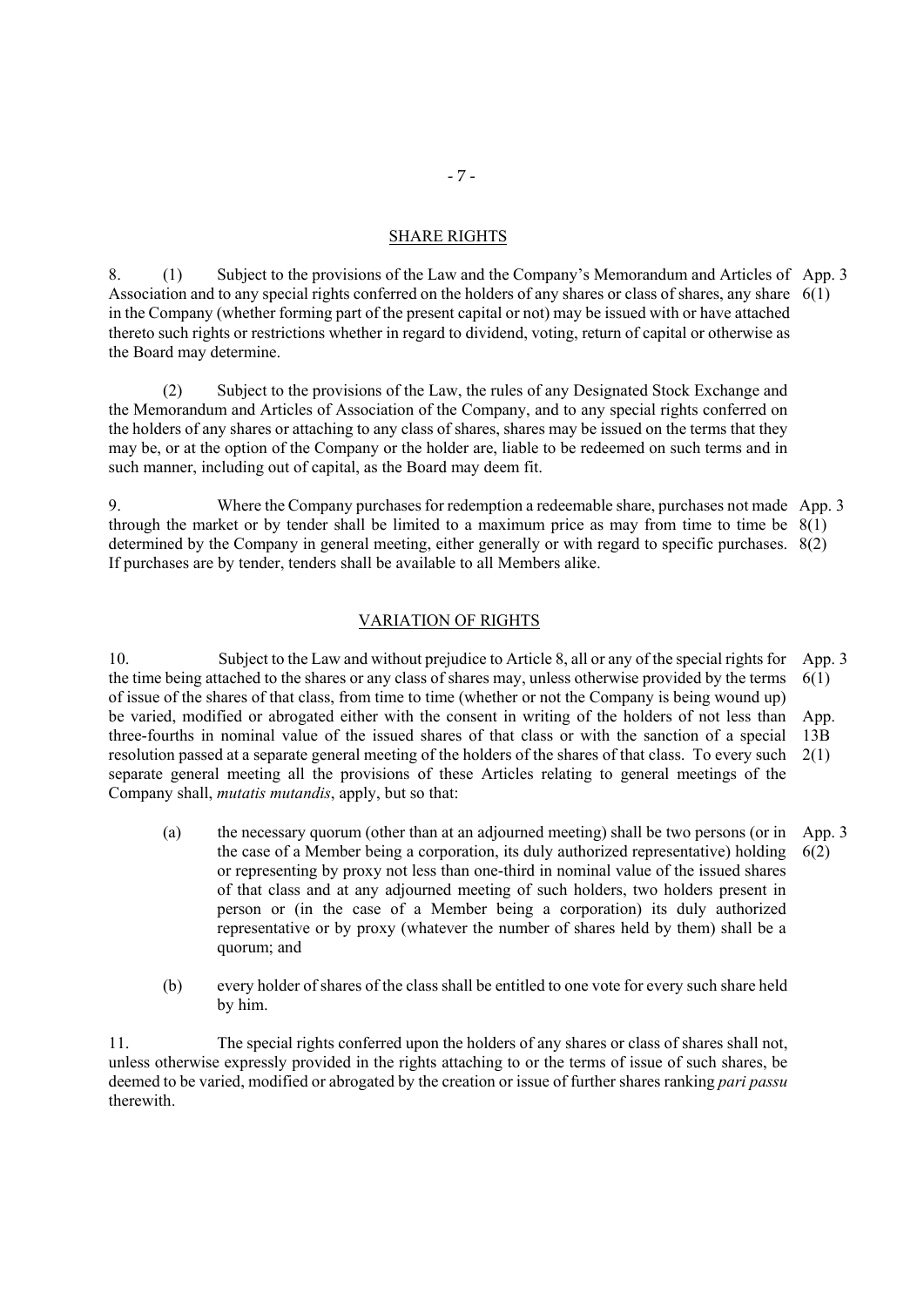## SHARE RIGHTS

8. (1) Subject to the provisions of the Law and the Company's Memorandum and Articles of Association and to any special rights conferred on the holders of any shares or class of shares, any share in the Company (whether forming part of the present capital or not) may be issued with or have attached thereto such rights or restrictions whether in regard to dividend, voting, return of capital or otherwise as the Board may determine.

App. 3 6(1)

(2) Subject to the provisions of the Law, the rules of any Designated Stock Exchange and the Memorandum and Articles of Association of the Company, and to any special rights conferred on the holders of any shares or attaching to any class of shares, shares may be issued on the terms that they may be, or at the option of the Company or the holder are, liable to be redeemed on such terms and in such manner, including out of capital, as the Board may deem fit.

9. Where the Company purchases for redemption a redeemable share, purchases not made through the market or by tender shall be limited to a maximum price as may from time to time be determined by the Company in general meeting, either generally or with regard to specific purchases. If purchases are by tender, tenders shall be available to all Members alike.

App. 3 8(1) 8(2)

## VARIATION OF RIGHTS

10. Subject to the Law and without prejudice to Article 8, all or any of the special rights for the time being attached to the shares or any class of shares may, unless otherwise provided by the terms of issue of the shares of that class, from time to time (whether or not the Company is being wound up) be varied, modified or abrogated either with the consent in writing of the holders of not less than three-fourths in nominal value of the issued shares of that class or with the sanction of a special resolution passed at a separate general meeting of the holders of the shares of that class. To every such separate general meeting all the provisions of these Articles relating to general meetings of the Company shall, *mutatis mutandis*, apply, but so that:

App. 3 6(1)

App. 13B 2(1)

(a) the necessary quorum (other than at an adjourned meeting) shall be two persons (or in the case of a Member being a corporation, its duly authorized representative) holding or representing by proxy not less than one-third in nominal value of the issued shares of that class and at any adjourned meeting of such holders, two holders present in person or (in the case of a Member being a corporation) its duly authorized representative or by proxy (whatever the number of shares held by them) shall be a quorum; and

App. 3 6(2)

(b) every holder of shares of the class shall be entitled to one vote for every such share held by him.

11. The special rights conferred upon the holders of any shares or class of shares shall not, unless otherwise expressly provided in the rights attaching to or the terms of issue of such shares, be deemed to be varied, modified or abrogated by the creation or issue of further shares ranking *pari passu* therewith.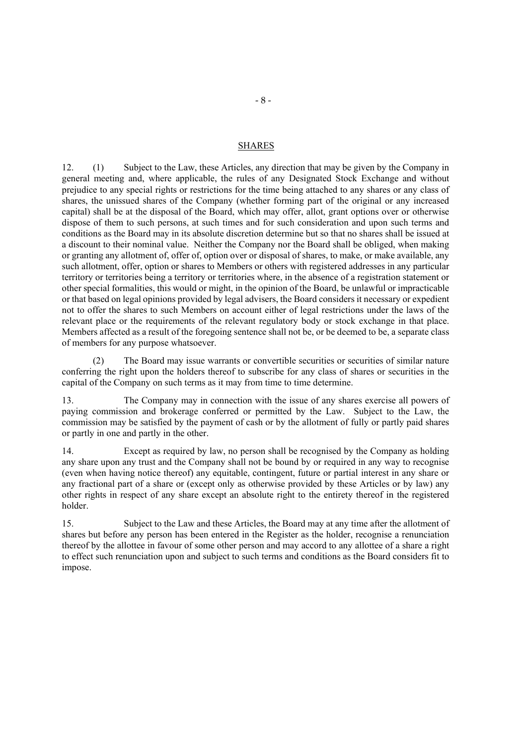## SHARES

12. (1) Subject to the Law, these Articles, any direction that may be given by the Company in general meeting and, where applicable, the rules of any Designated Stock Exchange and without prejudice to any special rights or restrictions for the time being attached to any shares or any class of shares, the unissued shares of the Company (whether forming part of the original or any increased capital) shall be at the disposal of the Board, which may offer, allot, grant options over or otherwise dispose of them to such persons, at such times and for such consideration and upon such terms and conditions as the Board may in its absolute discretion determine but so that no shares shall be issued at a discount to their nominal value. Neither the Company nor the Board shall be obliged, when making or granting any allotment of, offer of, option over or disposal of shares, to make, or make available, any such allotment, offer, option or shares to Members or others with registered addresses in any particular territory or territories being a territory or territories where, in the absence of a registration statement or other special formalities, this would or might, in the opinion of the Board, be unlawful or impracticable or that based on legal opinions provided by legal advisers, the Board considers it necessary or expedient not to offer the shares to such Members on account either of legal restrictions under the laws of the relevant place or the requirements of the relevant regulatory body or stock exchange in that place. Members affected as a result of the foregoing sentence shall not be, or be deemed to be, a separate class of members for any purpose whatsoever.

(2) The Board may issue warrants or convertible securities or securities of similar nature conferring the right upon the holders thereof to subscribe for any class of shares or securities in the capital of the Company on such terms as it may from time to time determine.

13. The Company may in connection with the issue of any shares exercise all powers of paying commission and brokerage conferred or permitted by the Law. Subject to the Law, the commission may be satisfied by the payment of cash or by the allotment of fully or partly paid shares or partly in one and partly in the other.

14. Except as required by law, no person shall be recognised by the Company as holding any share upon any trust and the Company shall not be bound by or required in any way to recognise (even when having notice thereof) any equitable, contingent, future or partial interest in any share or any fractional part of a share or (except only as otherwise provided by these Articles or by law) any other rights in respect of any share except an absolute right to the entirety thereof in the registered holder.

15. Subject to the Law and these Articles, the Board may at any time after the allotment of shares but before any person has been entered in the Register as the holder, recognise a renunciation thereof by the allottee in favour of some other person and may accord to any allottee of a share a right to effect such renunciation upon and subject to such terms and conditions as the Board considers fit to impose.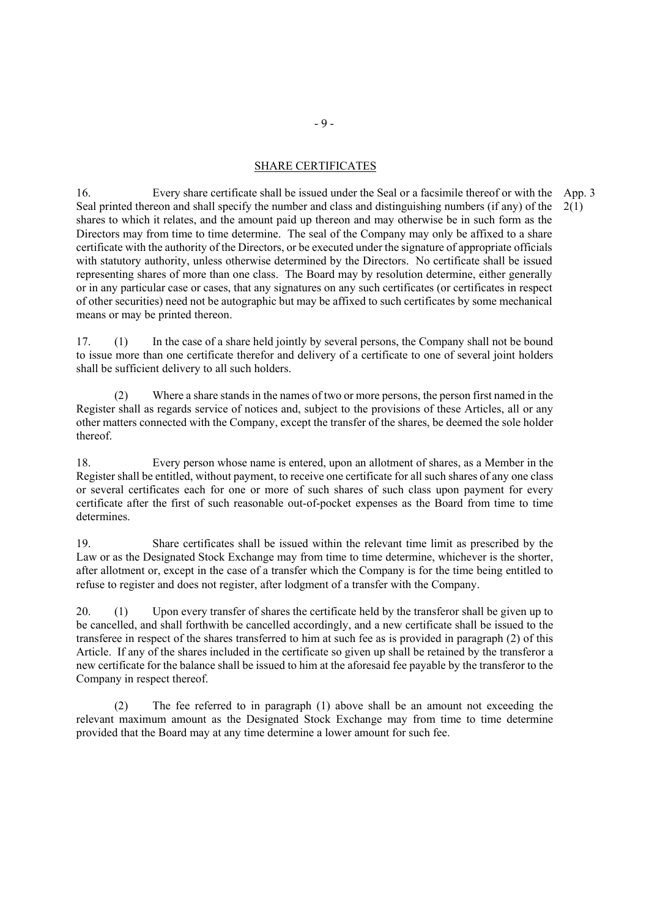## SHARE CERTIFICATES

16. Every share certificate shall be issued under the Seal or a facsimile thereof or with the Seal printed thereon and shall specify the number and class and distinguishing numbers (if any) of the shares to which it relates, and the amount paid up thereon and may otherwise be in such form as the Directors may from time to time determine. The seal of the Company may only be affixed to a share certificate with the authority of the Directors, or be executed under the signature of appropriate officials with statutory authority, unless otherwise determined by the Directors. No certificate shall be issued representing shares of more than one class. The Board may by resolution determine, either generally or in any particular case or cases, that any signatures on any such certificates (or certificates in respect of other securities) need not be autographic but may be affixed to such certificates by some mechanical means or may be printed thereon.

App. 3 2(1)

17. (1) In the case of a share held jointly by several persons, the Company shall not be bound to issue more than one certificate therefor and delivery of a certificate to one of several joint holders shall be sufficient delivery to all such holders.

(2) Where a share stands in the names of two or more persons, the person first named in the Register shall as regards service of notices and, subject to the provisions of these Articles, all or any other matters connected with the Company, except the transfer of the shares, be deemed the sole holder thereof.

18. Every person whose name is entered, upon an allotment of shares, as a Member in the Register shall be entitled, without payment, to receive one certificate for all such shares of any one class or several certificates each for one or more of such shares of such class upon payment for every certificate after the first of such reasonable out-of-pocket expenses as the Board from time to time determines.

19. Share certificates shall be issued within the relevant time limit as prescribed by the Law or as the Designated Stock Exchange may from time to time determine, whichever is the shorter, after allotment or, except in the case of a transfer which the Company is for the time being entitled to refuse to register and does not register, after lodgment of a transfer with the Company.

20. (1) Upon every transfer of shares the certificate held by the transferor shall be given up to be cancelled, and shall forthwith be cancelled accordingly, and a new certificate shall be issued to the transferee in respect of the shares transferred to him at such fee as is provided in paragraph (2) of this Article. If any of the shares included in the certificate so given up shall be retained by the transferor a new certificate for the balance shall be issued to him at the aforesaid fee payable by the transferor to the Company in respect thereof.

(2) The fee referred to in paragraph (1) above shall be an amount not exceeding the relevant maximum amount as the Designated Stock Exchange may from time to time determine provided that the Board may at any time determine a lower amount for such fee.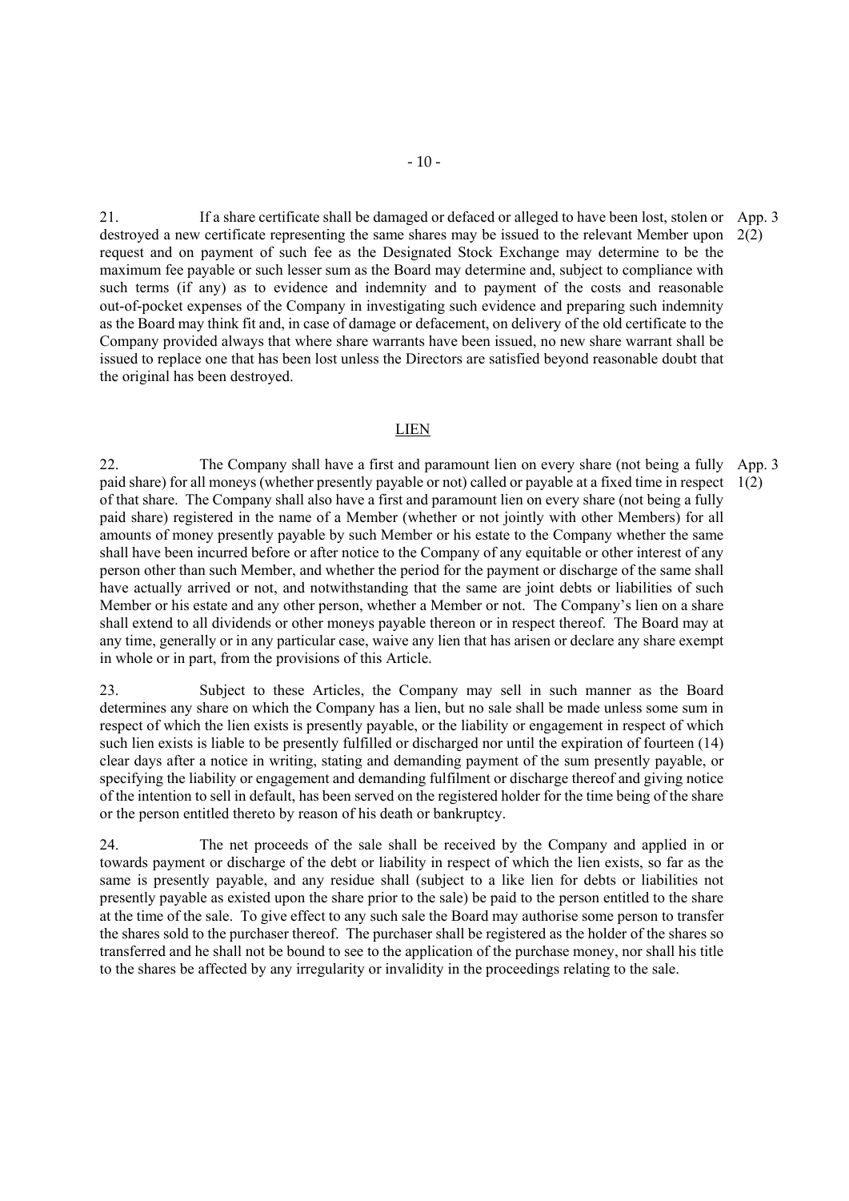21. If a share certificate shall be damaged or defaced or alleged to have been lost, stolen or destroyed a new certificate representing the same shares may be issued to the relevant Member upon request and on payment of such fee as the Designated Stock Exchange may determine to be the maximum fee payable or such lesser sum as the Board may determine and, subject to compliance with such terms (if any) as to evidence and indemnity and to payment of the costs and reasonable out-of-pocket expenses of the Company in investigating such evidence and preparing such indemnity as the Board may think fit and, in case of damage or defacement, on delivery of the old certificate to the Company provided always that where share warrants have been issued, no new share warrant shall be issued to replace one that has been lost unless the Directors are satisfied beyond reasonable doubt that the original has been destroyed.

App. 3 2(2)

## LIEN

22. The Company shall have a first and paramount lien on every share (not being a fully paid share) for all moneys (whether presently payable or not) called or payable at a fixed time in respect of that share. The Company shall also have a first and paramount lien on every share (not being a fully paid share) registered in the name of a Member (whether or not jointly with other Members) for all amounts of money presently payable by such Member or his estate to the Company whether the same shall have been incurred before or after notice to the Company of any equitable or other interest of any person other than such Member, and whether the period for the payment or discharge of the same shall have actually arrived or not, and notwithstanding that the same are joint debts or liabilities of such Member or his estate and any other person, whether a Member or not. The Company's lien on a share shall extend to all dividends or other moneys payable thereon or in respect thereof. The Board may at any time, generally or in any particular case, waive any lien that has arisen or declare any share exempt in whole or in part, from the provisions of this Article.

App. 3 1(2)

23. Subject to these Articles, the Company may sell in such manner as the Board determines any share on which the Company has a lien, but no sale shall be made unless some sum in respect of which the lien exists is presently payable, or the liability or engagement in respect of which such lien exists is liable to be presently fulfilled or discharged nor until the expiration of fourteen (14) clear days after a notice in writing, stating and demanding payment of the sum presently payable, or specifying the liability or engagement and demanding fulfilment or discharge thereof and giving notice of the intention to sell in default, has been served on the registered holder for the time being of the share or the person entitled thereto by reason of his death or bankruptcy.

24. The net proceeds of the sale shall be received by the Company and applied in or towards payment or discharge of the debt or liability in respect of which the lien exists, so far as the same is presently payable, and any residue shall (subject to a like lien for debts or liabilities not presently payable as existed upon the share prior to the sale) be paid to the person entitled to the share at the time of the sale. To give effect to any such sale the Board may authorise some person to transfer the shares sold to the purchaser thereof. The purchaser shall be registered as the holder of the shares so transferred and he shall not be bound to see to the application of the purchase money, nor shall his title to the shares be affected by any irregularity or invalidity in the proceedings relating to the sale.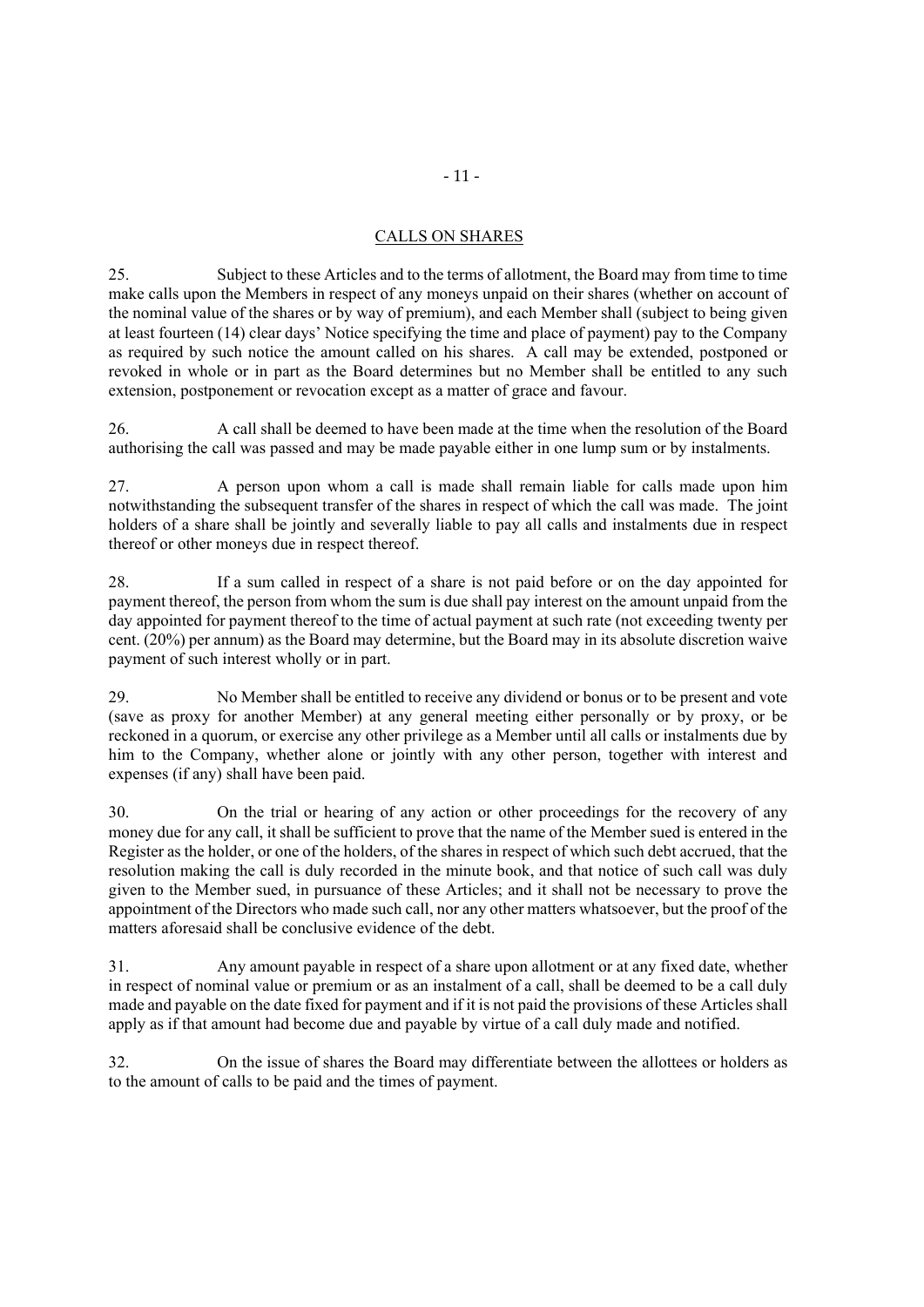## CALLS ON SHARES

25. Subject to these Articles and to the terms of allotment, the Board may from time to time make calls upon the Members in respect of any moneys unpaid on their shares (whether on account of the nominal value of the shares or by way of premium), and each Member shall (subject to being given at least fourteen (14) clear days' Notice specifying the time and place of payment) pay to the Company as required by such notice the amount called on his shares. A call may be extended, postponed or revoked in whole or in part as the Board determines but no Member shall be entitled to any such extension, postponement or revocation except as a matter of grace and favour.

26. A call shall be deemed to have been made at the time when the resolution of the Board authorising the call was passed and may be made payable either in one lump sum or by instalments.

27. A person upon whom a call is made shall remain liable for calls made upon him notwithstanding the subsequent transfer of the shares in respect of which the call was made. The joint holders of a share shall be jointly and severally liable to pay all calls and instalments due in respect thereof or other moneys due in respect thereof.

28. If a sum called in respect of a share is not paid before or on the day appointed for payment thereof, the person from whom the sum is due shall pay interest on the amount unpaid from the day appointed for payment thereof to the time of actual payment at such rate (not exceeding twenty per cent. (20%) per annum) as the Board may determine, but the Board may in its absolute discretion waive payment of such interest wholly or in part.

29. No Member shall be entitled to receive any dividend or bonus or to be present and vote (save as proxy for another Member) at any general meeting either personally or by proxy, or be reckoned in a quorum, or exercise any other privilege as a Member until all calls or instalments due by him to the Company, whether alone or jointly with any other person, together with interest and expenses (if any) shall have been paid.

30. On the trial or hearing of any action or other proceedings for the recovery of any money due for any call, it shall be sufficient to prove that the name of the Member sued is entered in the Register as the holder, or one of the holders, of the shares in respect of which such debt accrued, that the resolution making the call is duly recorded in the minute book, and that notice of such call was duly given to the Member sued, in pursuance of these Articles; and it shall not be necessary to prove the appointment of the Directors who made such call, nor any other matters whatsoever, but the proof of the matters aforesaid shall be conclusive evidence of the debt.

31. Any amount payable in respect of a share upon allotment or at any fixed date, whether in respect of nominal value or premium or as an instalment of a call, shall be deemed to be a call duly made and payable on the date fixed for payment and if it is not paid the provisions of these Articles shall apply as if that amount had become due and payable by virtue of a call duly made and notified.

32. On the issue of shares the Board may differentiate between the allottees or holders as to the amount of calls to be paid and the times of payment.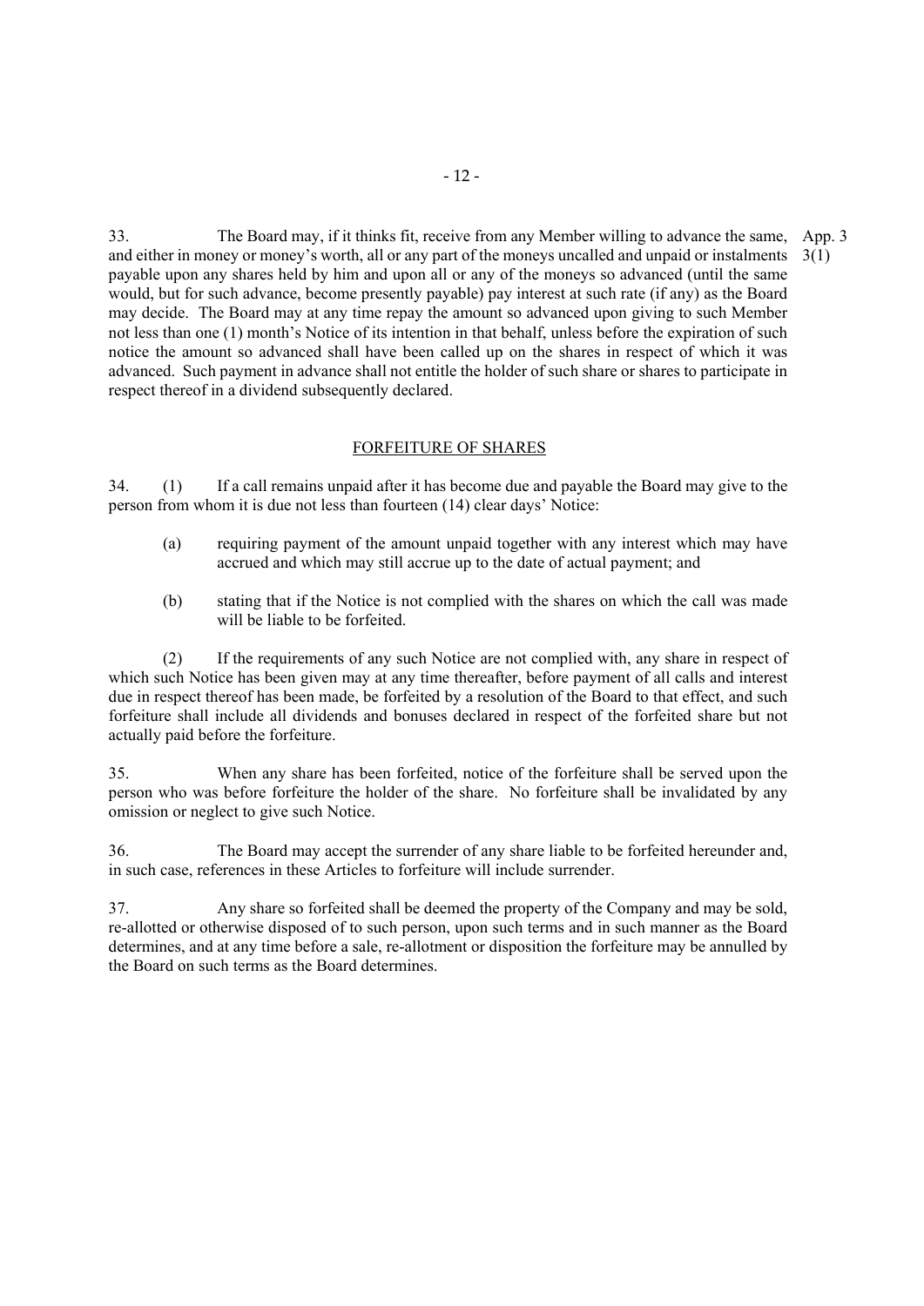33. The Board may, if it thinks fit, receive from any Member willing to advance the same, and either in money or money's worth, all or any part of the moneys uncalled and unpaid or instalments payable upon any shares held by him and upon all or any of the moneys so advanced (until the same would, but for such advance, become presently payable) pay interest at such rate (if any) as the Board may decide. The Board may at any time repay the amount so advanced upon giving to such Member not less than one (1) month's Notice of its intention in that behalf, unless before the expiration of such notice the amount so advanced shall have been called up on the shares in respect of which it was advanced. Such payment in advance shall not entitle the holder of such share or shares to participate in respect thereof in a dividend subsequently declared.

App. 3 3(1)

## FORFEITURE OF SHARES

34. (1) If a call remains unpaid after it has become due and payable the Board may give to the person from whom it is due not less than fourteen (14) clear days' Notice:

(a) requiring payment of the amount unpaid together with any interest which may have accrued and which may still accrue up to the date of actual payment; and

(b) stating that if the Notice is not complied with the shares on which the call was made will be liable to be forfeited.

(2) If the requirements of any such Notice are not complied with, any share in respect of which such Notice has been given may at any time thereafter, before payment of all calls and interest due in respect thereof has been made, be forfeited by a resolution of the Board to that effect, and such forfeiture shall include all dividends and bonuses declared in respect of the forfeited share but not actually paid before the forfeiture.

35. When any share has been forfeited, notice of the forfeiture shall be served upon the person who was before forfeiture the holder of the share. No forfeiture shall be invalidated by any omission or neglect to give such Notice.

36. The Board may accept the surrender of any share liable to be forfeited hereunder and, in such case, references in these Articles to forfeiture will include surrender.

37. Any share so forfeited shall be deemed the property of the Company and may be sold, re-allotted or otherwise disposed of to such person, upon such terms and in such manner as the Board determines, and at any time before a sale, re-allotment or disposition the forfeiture may be annulled by the Board on such terms as the Board determines.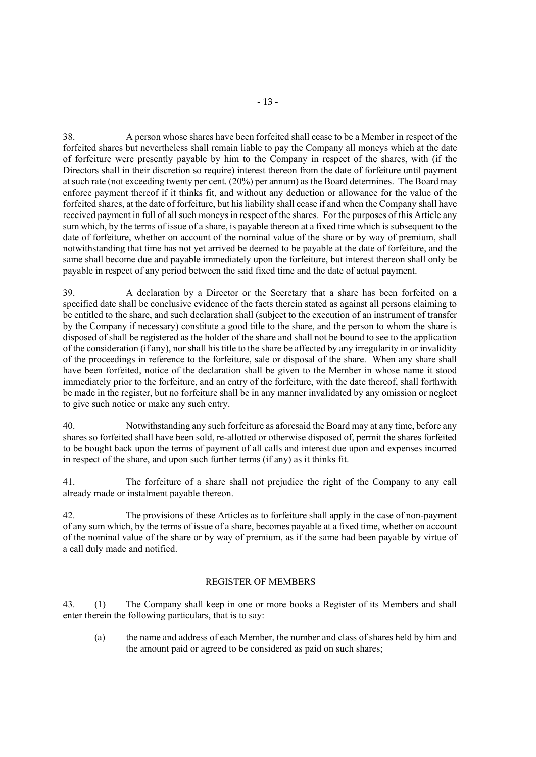38. A person whose shares have been forfeited shall cease to be a Member in respect of the forfeited shares but nevertheless shall remain liable to pay the Company all moneys which at the date of forfeiture were presently payable by him to the Company in respect of the shares, with (if the Directors shall in their discretion so require) interest thereon from the date of forfeiture until payment at such rate (not exceeding twenty per cent. (20%) per annum) as the Board determines. The Board may enforce payment thereof if it thinks fit, and without any deduction or allowance for the value of the forfeited shares, at the date of forfeiture, but his liability shall cease if and when the Company shall have received payment in full of all such moneys in respect of the shares. For the purposes of this Article any sum which, by the terms of issue of a share, is payable thereon at a fixed time which is subsequent to the date of forfeiture, whether on account of the nominal value of the share or by way of premium, shall notwithstanding that time has not yet arrived be deemed to be payable at the date of forfeiture, and the same shall become due and payable immediately upon the forfeiture, but interest thereon shall only be payable in respect of any period between the said fixed time and the date of actual payment.

39. A declaration by a Director or the Secretary that a share has been forfeited on a specified date shall be conclusive evidence of the facts therein stated as against all persons claiming to be entitled to the share, and such declaration shall (subject to the execution of an instrument of transfer by the Company if necessary) constitute a good title to the share, and the person to whom the share is disposed of shall be registered as the holder of the share and shall not be bound to see to the application of the consideration (if any), nor shall his title to the share be affected by any irregularity in or invalidity of the proceedings in reference to the forfeiture, sale or disposal of the share. When any share shall have been forfeited, notice of the declaration shall be given to the Member in whose name it stood immediately prior to the forfeiture, and an entry of the forfeiture, with the date thereof, shall forthwith be made in the register, but no forfeiture shall be in any manner invalidated by any omission or neglect to give such notice or make any such entry.

40. Notwithstanding any such forfeiture as aforesaid the Board may at any time, before any shares so forfeited shall have been sold, re-allotted or otherwise disposed of, permit the shares forfeited to be bought back upon the terms of payment of all calls and interest due upon and expenses incurred in respect of the share, and upon such further terms (if any) as it thinks fit.

41. The forfeiture of a share shall not prejudice the right of the Company to any call already made or instalment payable thereon.

42. The provisions of these Articles as to forfeiture shall apply in the case of non-payment of any sum which, by the terms of issue of a share, becomes payable at a fixed time, whether on account of the nominal value of the share or by way of premium, as if the same had been payable by virtue of a call duly made and notified.

## REGISTER OF MEMBERS

43. (1) The Company shall keep in one or more books a Register of its Members and shall enter therein the following particulars, that is to say:

(a) the name and address of each Member, the number and class of shares held by him and the amount paid or agreed to be considered as paid on such shares;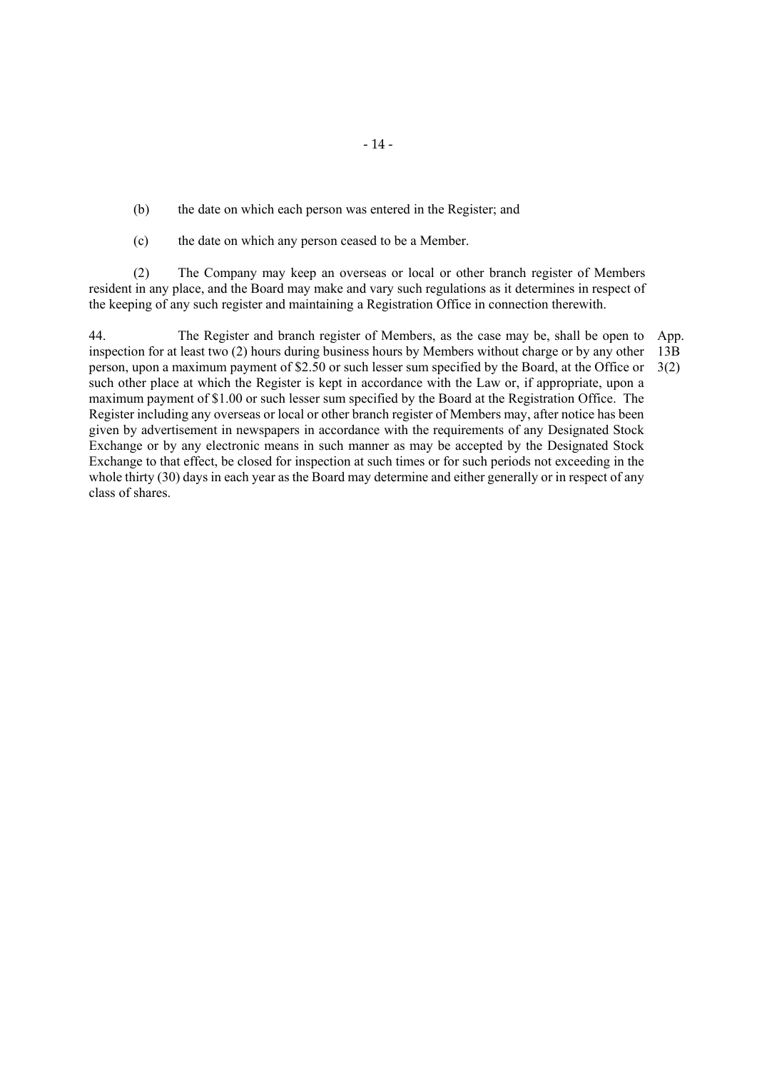(b) the date on which each person was entered in the Register; and

(c) the date on which any person ceased to be a Member.

(2) The Company may keep an overseas or local or other branch register of Members resident in any place, and the Board may make and vary such regulations as it determines in respect of the keeping of any such register and maintaining a Registration Office in connection therewith.

44. The Register and branch register of Members, as the case may be, shall be open to inspection for at least two (2) hours during business hours by Members without charge or by any other person, upon a maximum payment of $2.50 or such lesser sum specified by the Board, at the Office or such other place at which the Register is kept in accordance with the Law or, if appropriate, upon a maximum payment of $1.00 or such lesser sum specified by the Board at the Registration Office. The Register including any overseas or local or other branch register of Members may, after notice has been given by advertisement in newspapers in accordance with the requirements of any Designated Stock Exchange or by any electronic means in such manner as may be accepted by the Designated Stock Exchange to that effect, be closed for inspection at such times or for such periods not exceeding in the whole thirty (30) days in each year as the Board may determine and either generally or in respect of any class of shares.

App. 13B 3(2)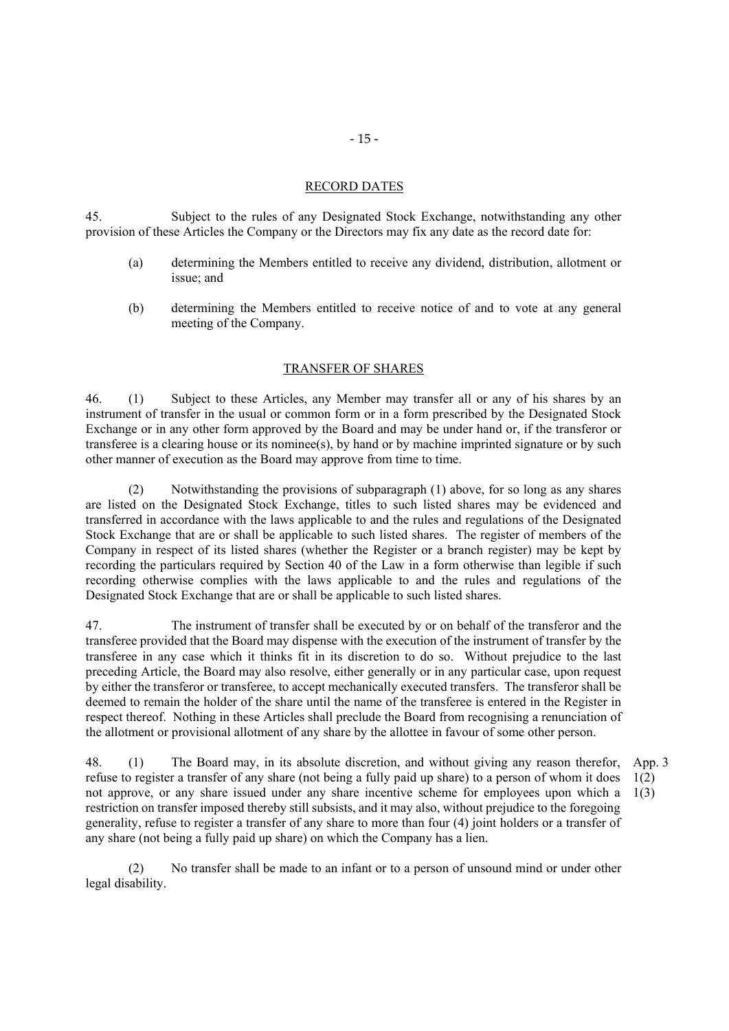## RECORD DATES

45. Subject to the rules of any Designated Stock Exchange, notwithstanding any other provision of these Articles the Company or the Directors may fix any date as the record date for:

(a) determining the Members entitled to receive any dividend, distribution, allotment or issue; and

(b) determining the Members entitled to receive notice of and to vote at any general meeting of the Company.

## TRANSFER OF SHARES

46. (1) Subject to these Articles, any Member may transfer all or any of his shares by an instrument of transfer in the usual or common form or in a form prescribed by the Designated Stock Exchange or in any other form approved by the Board and may be under hand or, if the transferor or transferee is a clearing house or its nominee(s), by hand or by machine imprinted signature or by such other manner of execution as the Board may approve from time to time.

(2) Notwithstanding the provisions of subparagraph (1) above, for so long as any shares are listed on the Designated Stock Exchange, titles to such listed shares may be evidenced and transferred in accordance with the laws applicable to and the rules and regulations of the Designated Stock Exchange that are or shall be applicable to such listed shares. The register of members of the Company in respect of its listed shares (whether the Register or a branch register) may be kept by recording the particulars required by Section 40 of the Law in a form otherwise than legible if such recording otherwise complies with the laws applicable to and the rules and regulations of the Designated Stock Exchange that are or shall be applicable to such listed shares.

47. The instrument of transfer shall be executed by or on behalf of the transferor and the transferee provided that the Board may dispense with the execution of the instrument of transfer by the transferee in any case which it thinks fit in its discretion to do so. Without prejudice to the last preceding Article, the Board may also resolve, either generally or in any particular case, upon request by either the transferor or transferee, to accept mechanically executed transfers. The transferor shall be deemed to remain the holder of the share until the name of the transferee is entered in the Register in respect thereof. Nothing in these Articles shall preclude the Board from recognising a renunciation of the allotment or provisional allotment of any share by the allottee in favour of some other person.

48. (1) The Board may, in its absolute discretion, and without giving any reason therefor, refuse to register a transfer of any share (not being a fully paid up share) to a person of whom it does not approve, or any share issued under any share incentive scheme for employees upon which a restriction on transfer imposed thereby still subsists, and it may also, without prejudice to the foregoing generality, refuse to register a transfer of any share to more than four (4) joint holders or a transfer of any share (not being a fully paid up share) on which the Company has a lien.

App. 3 1(2) 1(3)

(2) No transfer shall be made to an infant or to a person of unsound mind or under other legal disability.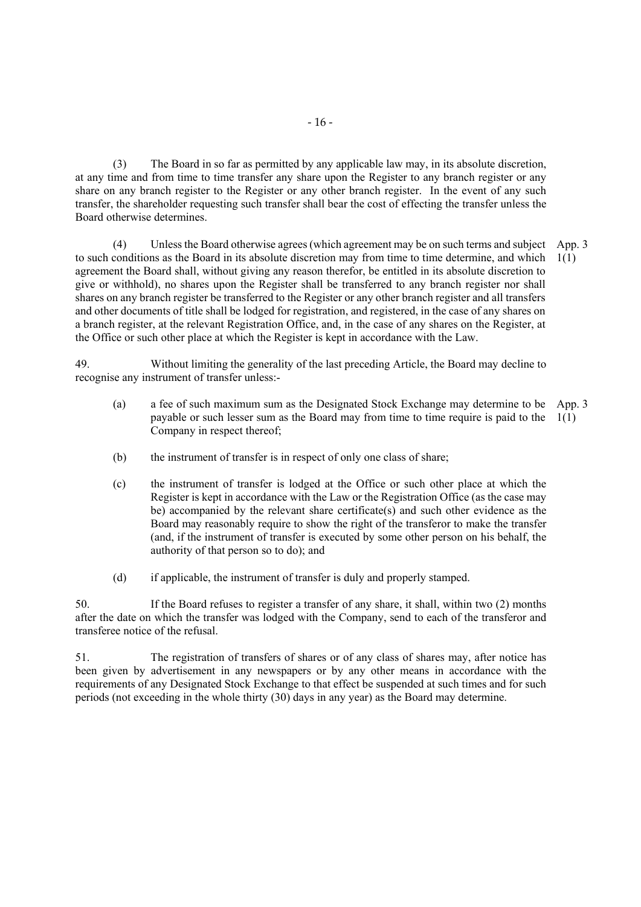(3) The Board in so far as permitted by any applicable law may, in its absolute discretion, at any time and from time to time transfer any share upon the Register to any branch register or any share on any branch register to the Register or any other branch register. In the event of any such transfer, the shareholder requesting such transfer shall bear the cost of effecting the transfer unless the Board otherwise determines.

(4) Unless the Board otherwise agrees (which agreement may be on such terms and subject to such conditions as the Board in its absolute discretion may from time to time determine, and which agreement the Board shall, without giving any reason therefor, be entitled in its absolute discretion to give or withhold), no shares upon the Register shall be transferred to any branch register nor shall shares on any branch register be transferred to the Register or any other branch register and all transfers and other documents of title shall be lodged for registration, and registered, in the case of any shares on a branch register, at the relevant Registration Office, and, in the case of any shares on the Register, at the Office or such other place at which the Register is kept in accordance with the Law. App. 3 1(1)

49. Without limiting the generality of the last preceding Article, the Board may decline to recognise any instrument of transfer unless:-

(a) a fee of such maximum sum as the Designated Stock Exchange may determine to be payable or such lesser sum as the Board may from time to time require is paid to the Company in respect thereof; App. 3 1(1)

(b) the instrument of transfer is in respect of only one class of share;

(c) the instrument of transfer is lodged at the Office or such other place at which the Register is kept in accordance with the Law or the Registration Office (as the case may be) accompanied by the relevant share certificate(s) and such other evidence as the Board may reasonably require to show the right of the transferor to make the transfer (and, if the instrument of transfer is executed by some other person on his behalf, the authority of that person so to do); and

(d) if applicable, the instrument of transfer is duly and properly stamped.

50. If the Board refuses to register a transfer of any share, it shall, within two (2) months after the date on which the transfer was lodged with the Company, send to each of the transferor and transferee notice of the refusal.

51. The registration of transfers of shares or of any class of shares may, after notice has been given by advertisement in any newspapers or by any other means in accordance with the requirements of any Designated Stock Exchange to that effect be suspended at such times and for such periods (not exceeding in the whole thirty (30) days in any year) as the Board may determine.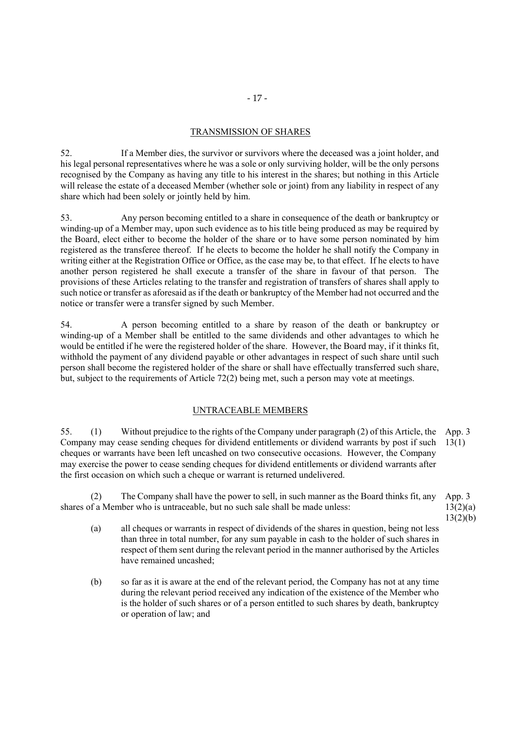## TRANSMISSION OF SHARES

52. If a Member dies, the survivor or survivors where the deceased was a joint holder, and his legal personal representatives where he was a sole or only surviving holder, will be the only persons recognised by the Company as having any title to his interest in the shares; but nothing in this Article will release the estate of a deceased Member (whether sole or joint) from any liability in respect of any share which had been solely or jointly held by him.

53. Any person becoming entitled to a share in consequence of the death or bankruptcy or winding-up of a Member may, upon such evidence as to his title being produced as may be required by the Board, elect either to become the holder of the share or to have some person nominated by him registered as the transferee thereof. If he elects to become the holder he shall notify the Company in writing either at the Registration Office or Office, as the case may be, to that effect. If he elects to have another person registered he shall execute a transfer of the share in favour of that person. The provisions of these Articles relating to the transfer and registration of transfers of shares shall apply to such notice or transfer as aforesaid as if the death or bankruptcy of the Member had not occurred and the notice or transfer were a transfer signed by such Member.

54. A person becoming entitled to a share by reason of the death or bankruptcy or winding-up of a Member shall be entitled to the same dividends and other advantages to which he would be entitled if he were the registered holder of the share. However, the Board may, if it thinks fit, withhold the payment of any dividend payable or other advantages in respect of such share until such person shall become the registered holder of the share or shall have effectually transferred such share, but, subject to the requirements of Article 72(2) being met, such a person may vote at meetings.

## UNTRACEABLE MEMBERS

55. (1) Without prejudice to the rights of the Company under paragraph (2) of this Article, the Company may cease sending cheques for dividend entitlements or dividend warrants by post if such cheques or warrants have been left uncashed on two consecutive occasions. However, the Company may exercise the power to cease sending cheques for dividend entitlements or dividend warrants after the first occasion on which such a cheque or warrant is returned undelivered.

App. 3 13(1)

(2) The Company shall have the power to sell, in such manner as the Board thinks fit, any shares of a Member who is untraceable, but no such sale shall be made unless:

App. 3 13(2)(a) 13(2)(b)

(a) all cheques or warrants in respect of dividends of the shares in question, being not less than three in total number, for any sum payable in cash to the holder of such shares in respect of them sent during the relevant period in the manner authorised by the Articles have remained uncashed;

(b) so far as it is aware at the end of the relevant period, the Company has not at any time during the relevant period received any indication of the existence of the Member who is the holder of such shares or of a person entitled to such shares by death, bankruptcy or operation of law; and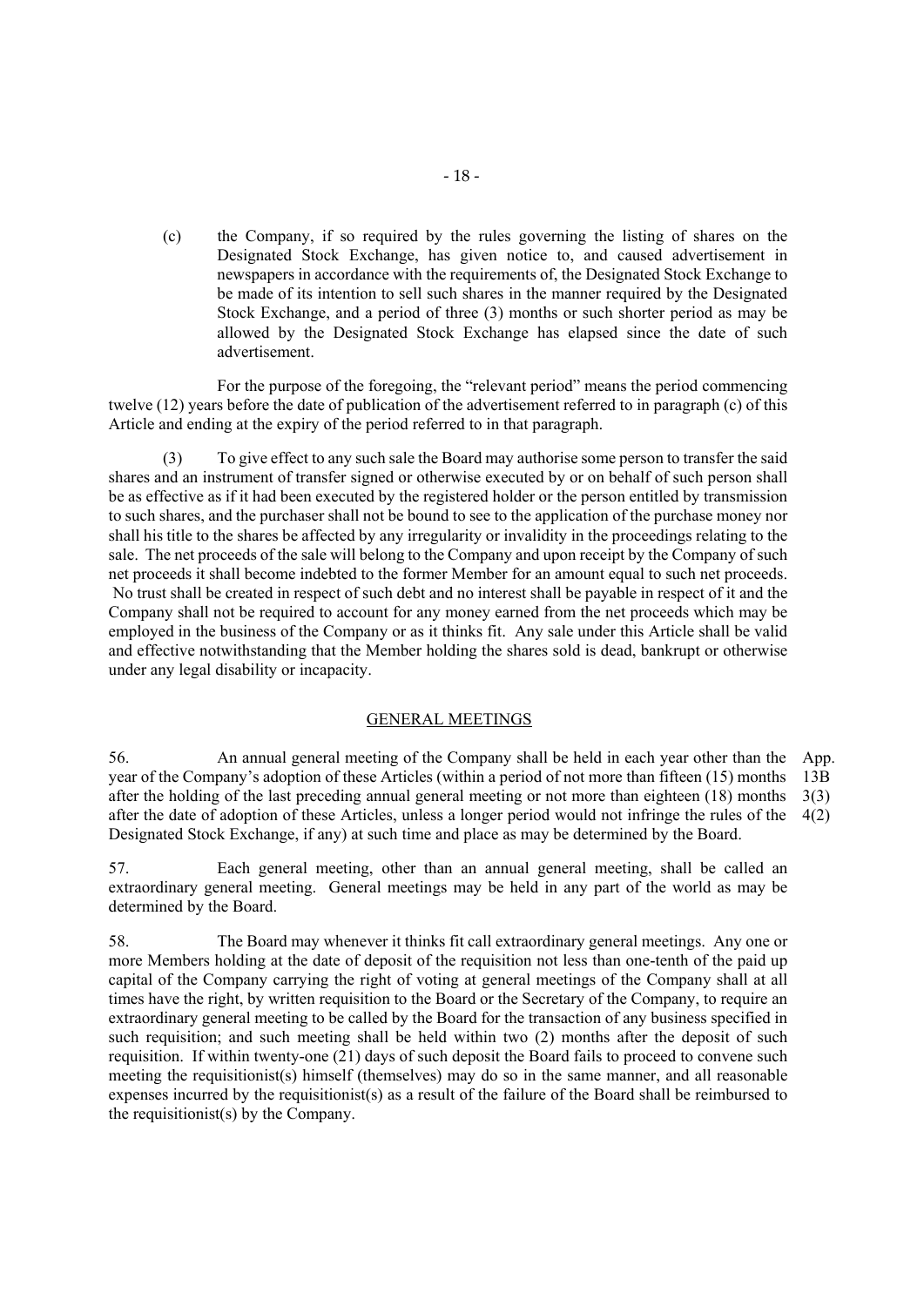(c) the Company, if so required by the rules governing the listing of shares on the Designated Stock Exchange, has given notice to, and caused advertisement in newspapers in accordance with the requirements of, the Designated Stock Exchange to be made of its intention to sell such shares in the manner required by the Designated Stock Exchange, and a period of three (3) months or such shorter period as may be allowed by the Designated Stock Exchange has elapsed since the date of such advertisement.

For the purpose of the foregoing, the "relevant period" means the period commencing twelve (12) years before the date of publication of the advertisement referred to in paragraph (c) of this Article and ending at the expiry of the period referred to in that paragraph.

(3) To give effect to any such sale the Board may authorise some person to transfer the said shares and an instrument of transfer signed or otherwise executed by or on behalf of such person shall be as effective as if it had been executed by the registered holder or the person entitled by transmission to such shares, and the purchaser shall not be bound to see to the application of the purchase money nor shall his title to the shares be affected by any irregularity or invalidity in the proceedings relating to the sale. The net proceeds of the sale will belong to the Company and upon receipt by the Company of such net proceeds it shall become indebted to the former Member for an amount equal to such net proceeds. No trust shall be created in respect of such debt and no interest shall be payable in respect of it and the Company shall not be required to account for any money earned from the net proceeds which may be employed in the business of the Company or as it thinks fit. Any sale under this Article shall be valid and effective notwithstanding that the Member holding the shares sold is dead, bankrupt or otherwise under any legal disability or incapacity.

## GENERAL MEETINGS

56. An annual general meeting of the Company shall be held in each year other than the year of the Company's adoption of these Articles (within a period of not more than fifteen (15) months after the holding of the last preceding annual general meeting or not more than eighteen (18) months after the date of adoption of these Articles, unless a longer period would not infringe the rules of the Designated Stock Exchange, if any) at such time and place as may be determined by the Board.

App. 13B 3(3) 4(2)

57. Each general meeting, other than an annual general meeting, shall be called an extraordinary general meeting. General meetings may be held in any part of the world as may be determined by the Board.

58. The Board may whenever it thinks fit call extraordinary general meetings. Any one or more Members holding at the date of deposit of the requisition not less than one-tenth of the paid up capital of the Company carrying the right of voting at general meetings of the Company shall at all times have the right, by written requisition to the Board or the Secretary of the Company, to require an extraordinary general meeting to be called by the Board for the transaction of any business specified in such requisition; and such meeting shall be held within two (2) months after the deposit of such requisition. If within twenty-one (21) days of such deposit the Board fails to proceed to convene such meeting the requisitionist(s) himself (themselves) may do so in the same manner, and all reasonable expenses incurred by the requisitionist(s) as a result of the failure of the Board shall be reimbursed to the requisitionist(s) by the Company.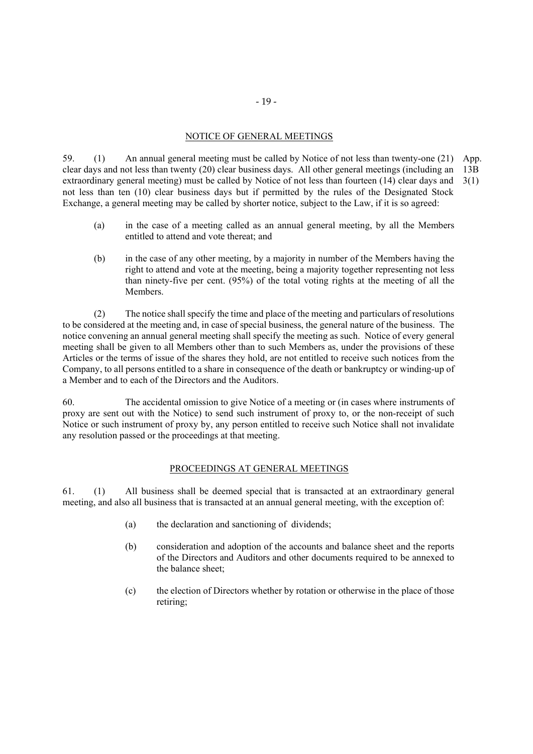## NOTICE OF GENERAL MEETINGS

59. (1) An annual general meeting must be called by Notice of not less than twenty-one (21) clear days and not less than twenty (20) clear business days. All other general meetings (including an extraordinary general meeting) must be called by Notice of not less than fourteen (14) clear days and not less than ten (10) clear business days but if permitted by the rules of the Designated Stock Exchange, a general meeting may be called by shorter notice, subject to the Law, if it is so agreed:

App. 13B 3(1)

(a) in the case of a meeting called as an annual general meeting, by all the Members entitled to attend and vote thereat; and

(b) in the case of any other meeting, by a majority in number of the Members having the right to attend and vote at the meeting, being a majority together representing not less than ninety-five per cent. (95%) of the total voting rights at the meeting of all the Members.

(2) The notice shall specify the time and place of the meeting and particulars of resolutions to be considered at the meeting and, in case of special business, the general nature of the business. The notice convening an annual general meeting shall specify the meeting as such. Notice of every general meeting shall be given to all Members other than to such Members as, under the provisions of these Articles or the terms of issue of the shares they hold, are not entitled to receive such notices from the Company, to all persons entitled to a share in consequence of the death or bankruptcy or winding-up of a Member and to each of the Directors and the Auditors.

60. The accidental omission to give Notice of a meeting or (in cases where instruments of proxy are sent out with the Notice) to send such instrument of proxy to, or the non-receipt of such Notice or such instrument of proxy by, any person entitled to receive such Notice shall not invalidate any resolution passed or the proceedings at that meeting.

## PROCEEDINGS AT GENERAL MEETINGS

61. (1) All business shall be deemed special that is transacted at an extraordinary general meeting, and also all business that is transacted at an annual general meeting, with the exception of:

(a) the declaration and sanctioning of dividends;

(b) consideration and adoption of the accounts and balance sheet and the reports of the Directors and Auditors and other documents required to be annexed to the balance sheet;

(c) the election of Directors whether by rotation or otherwise in the place of those retiring;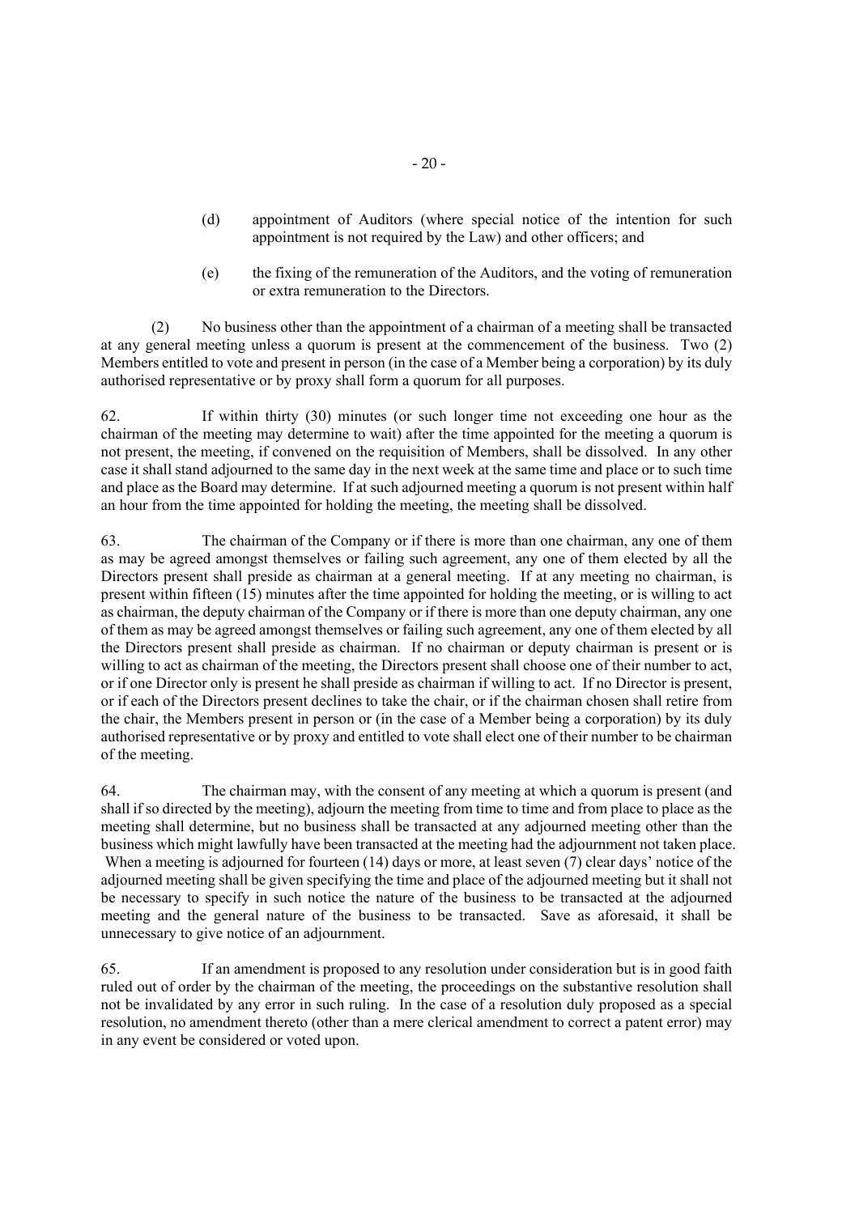(d) appointment of Auditors (where special notice of the intention for such appointment is not required by the Law) and other officers; and

(e) the fixing of the remuneration of the Auditors, and the voting of remuneration or extra remuneration to the Directors.

(2) No business other than the appointment of a chairman of a meeting shall be transacted at any general meeting unless a quorum is present at the commencement of the business. Two (2) Members entitled to vote and present in person (in the case of a Member being a corporation) by its duly authorised representative or by proxy shall form a quorum for all purposes.

62. If within thirty (30) minutes (or such longer time not exceeding one hour as the chairman of the meeting may determine to wait) after the time appointed for the meeting a quorum is not present, the meeting, if convened on the requisition of Members, shall be dissolved. In any other case it shall stand adjourned to the same day in the next week at the same time and place or to such time and place as the Board may determine. If at such adjourned meeting a quorum is not present within half an hour from the time appointed for holding the meeting, the meeting shall be dissolved.

63. The chairman of the Company or if there is more than one chairman, any one of them as may be agreed amongst themselves or failing such agreement, any one of them elected by all the Directors present shall preside as chairman at a general meeting. If at any meeting no chairman, is present within fifteen (15) minutes after the time appointed for holding the meeting, or is willing to act as chairman, the deputy chairman of the Company or if there is more than one deputy chairman, any one of them as may be agreed amongst themselves or failing such agreement, any one of them elected by all the Directors present shall preside as chairman. If no chairman or deputy chairman is present or is willing to act as chairman of the meeting, the Directors present shall choose one of their number to act, or if one Director only is present he shall preside as chairman if willing to act. If no Director is present, or if each of the Directors present declines to take the chair, or if the chairman chosen shall retire from the chair, the Members present in person or (in the case of a Member being a corporation) by its duly authorised representative or by proxy and entitled to vote shall elect one of their number to be chairman of the meeting.

64. The chairman may, with the consent of any meeting at which a quorum is present (and shall if so directed by the meeting), adjourn the meeting from time to time and from place to place as the meeting shall determine, but no business shall be transacted at any adjourned meeting other than the business which might lawfully have been transacted at the meeting had the adjournment not taken place. When a meeting is adjourned for fourteen (14) days or more, at least seven (7) clear days' notice of the adjourned meeting shall be given specifying the time and place of the adjourned meeting but it shall not be necessary to specify in such notice the nature of the business to be transacted at the adjourned meeting and the general nature of the business to be transacted. Save as aforesaid, it shall be unnecessary to give notice of an adjournment.

65. If an amendment is proposed to any resolution under consideration but is in good faith ruled out of order by the chairman of the meeting, the proceedings on the substantive resolution shall not be invalidated by any error in such ruling. In the case of a resolution duly proposed as a special resolution, no amendment thereto (other than a mere clerical amendment to correct a patent error) may in any event be considered or voted upon.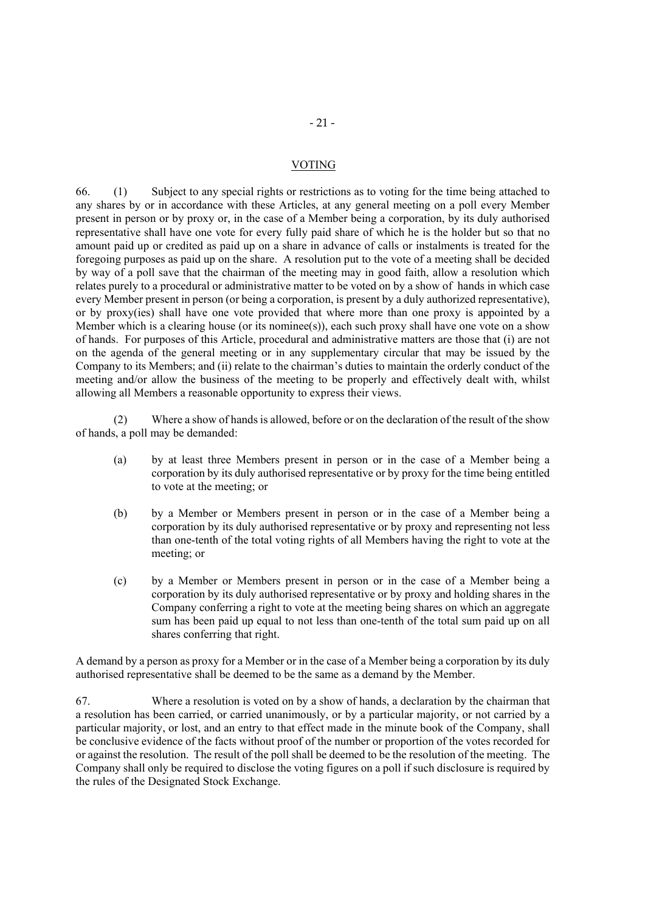## VOTING

66. (1) Subject to any special rights or restrictions as to voting for the time being attached to any shares by or in accordance with these Articles, at any general meeting on a poll every Member present in person or by proxy or, in the case of a Member being a corporation, by its duly authorised representative shall have one vote for every fully paid share of which he is the holder but so that no amount paid up or credited as paid up on a share in advance of calls or instalments is treated for the foregoing purposes as paid up on the share. A resolution put to the vote of a meeting shall be decided by way of a poll save that the chairman of the meeting may in good faith, allow a resolution which relates purely to a procedural or administrative matter to be voted on by a show of hands in which case every Member present in person (or being a corporation, is present by a duly authorized representative), or by proxy(ies) shall have one vote provided that where more than one proxy is appointed by a Member which is a clearing house (or its nominee(s)), each such proxy shall have one vote on a show of hands. For purposes of this Article, procedural and administrative matters are those that (i) are not on the agenda of the general meeting or in any supplementary circular that may be issued by the Company to its Members; and (ii) relate to the chairman's duties to maintain the orderly conduct of the meeting and/or allow the business of the meeting to be properly and effectively dealt with, whilst allowing all Members a reasonable opportunity to express their views.

(2) Where a show of hands is allowed, before or on the declaration of the result of the show of hands, a poll may be demanded:

(a) by at least three Members present in person or in the case of a Member being a corporation by its duly authorised representative or by proxy for the time being entitled to vote at the meeting; or

(b) by a Member or Members present in person or in the case of a Member being a corporation by its duly authorised representative or by proxy and representing not less than one-tenth of the total voting rights of all Members having the right to vote at the meeting; or

(c) by a Member or Members present in person or in the case of a Member being a corporation by its duly authorised representative or by proxy and holding shares in the Company conferring a right to vote at the meeting being shares on which an aggregate sum has been paid up equal to not less than one-tenth of the total sum paid up on all shares conferring that right.

A demand by a person as proxy for a Member or in the case of a Member being a corporation by its duly authorised representative shall be deemed to be the same as a demand by the Member.

67. Where a resolution is voted on by a show of hands, a declaration by the chairman that a resolution has been carried, or carried unanimously, or by a particular majority, or not carried by a particular majority, or lost, and an entry to that effect made in the minute book of the Company, shall be conclusive evidence of the facts without proof of the number or proportion of the votes recorded for or against the resolution. The result of the poll shall be deemed to be the resolution of the meeting. The Company shall only be required to disclose the voting figures on a poll if such disclosure is required by the rules of the Designated Stock Exchange.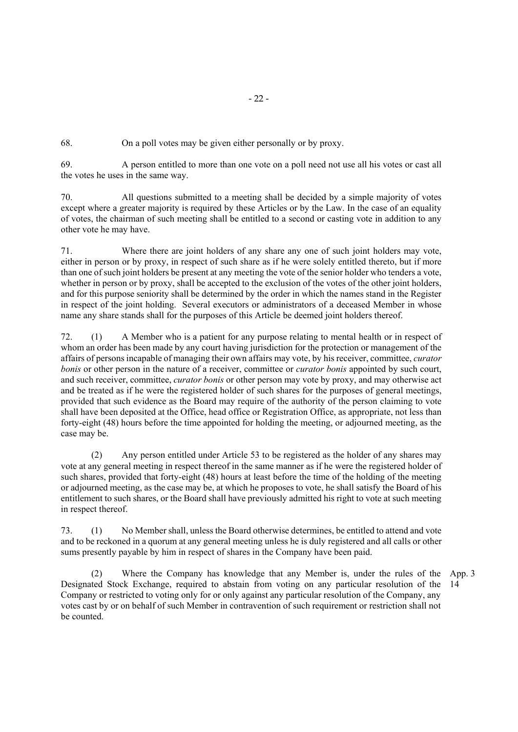68. On a poll votes may be given either personally or by proxy.

69. A person entitled to more than one vote on a poll need not use all his votes or cast all the votes he uses in the same way.

70. All questions submitted to a meeting shall be decided by a simple majority of votes except where a greater majority is required by these Articles or by the Law. In the case of an equality of votes, the chairman of such meeting shall be entitled to a second or casting vote in addition to any other vote he may have.

71. Where there are joint holders of any share any one of such joint holders may vote, either in person or by proxy, in respect of such share as if he were solely entitled thereto, but if more than one of such joint holders be present at any meeting the vote of the senior holder who tenders a vote, whether in person or by proxy, shall be accepted to the exclusion of the votes of the other joint holders, and for this purpose seniority shall be determined by the order in which the names stand in the Register in respect of the joint holding. Several executors or administrators of a deceased Member in whose name any share stands shall for the purposes of this Article be deemed joint holders thereof.

72. (1) A Member who is a patient for any purpose relating to mental health or in respect of whom an order has been made by any court having jurisdiction for the protection or management of the affairs of persons incapable of managing their own affairs may vote, by his receiver, committee, *curator bonis* or other person in the nature of a receiver, committee or *curator bonis* appointed by such court, and such receiver, committee, *curator bonis* or other person may vote by proxy, and may otherwise act and be treated as if he were the registered holder of such shares for the purposes of general meetings, provided that such evidence as the Board may require of the authority of the person claiming to vote shall have been deposited at the Office, head office or Registration Office, as appropriate, not less than forty-eight (48) hours before the time appointed for holding the meeting, or adjourned meeting, as the case may be.

(2) Any person entitled under Article 53 to be registered as the holder of any shares may vote at any general meeting in respect thereof in the same manner as if he were the registered holder of such shares, provided that forty-eight (48) hours at least before the time of the holding of the meeting or adjourned meeting, as the case may be, at which he proposes to vote, he shall satisfy the Board of his entitlement to such shares, or the Board shall have previously admitted his right to vote at such meeting in respect thereof.

73. (1) No Member shall, unless the Board otherwise determines, be entitled to attend and vote and to be reckoned in a quorum at any general meeting unless he is duly registered and all calls or other sums presently payable by him in respect of shares in the Company have been paid.

(2) Where the Company has knowledge that any Member is, under the rules of the Designated Stock Exchange, required to abstain from voting on any particular resolution of the Company or restricted to voting only for or only against any particular resolution of the Company, any votes cast by or on behalf of such Member in contravention of such requirement or restriction shall not be counted.

App. 3 14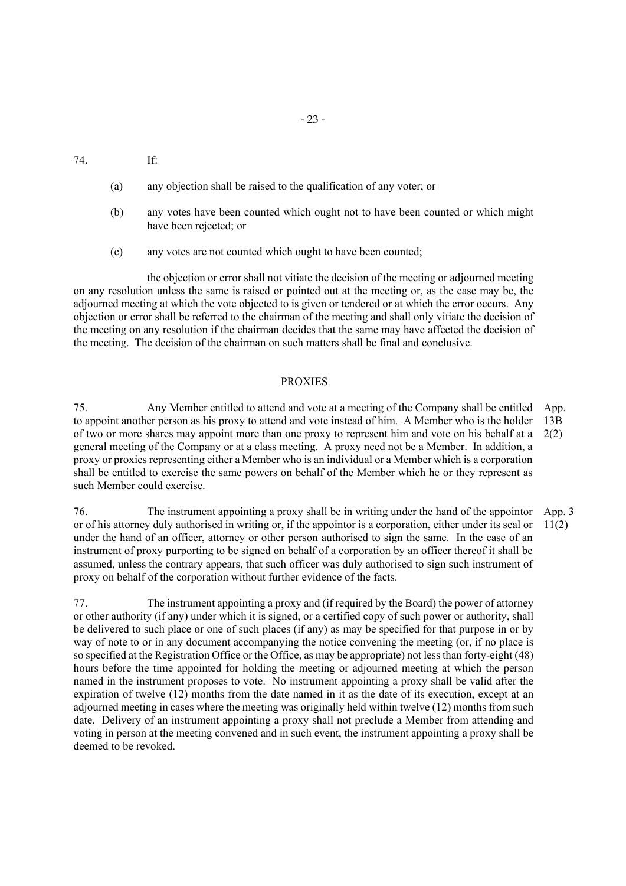74. If:

(a) any objection shall be raised to the qualification of any voter; or

(b) any votes have been counted which ought not to have been counted or which might have been rejected; or

(c) any votes are not counted which ought to have been counted;

the objection or error shall not vitiate the decision of the meeting or adjourned meeting on any resolution unless the same is raised or pointed out at the meeting or, as the case may be, the adjourned meeting at which the vote objected to is given or tendered or at which the error occurs. Any objection or error shall be referred to the chairman of the meeting and shall only vitiate the decision of the meeting on any resolution if the chairman decides that the same may have affected the decision of the meeting. The decision of the chairman on such matters shall be final and conclusive.

## PROXIES

75. Any Member entitled to attend and vote at a meeting of the Company shall be entitled to appoint another person as his proxy to attend and vote instead of him. A Member who is the holder of two or more shares may appoint more than one proxy to represent him and vote on his behalf at a general meeting of the Company or at a class meeting. A proxy need not be a Member. In addition, a proxy or proxies representing either a Member who is an individual or a Member which is a corporation shall be entitled to exercise the same powers on behalf of the Member which he or they represent as such Member could exercise.

App. 13B 2(2)

76. The instrument appointing a proxy shall be in writing under the hand of the appointor or of his attorney duly authorised in writing or, if the appointor is a corporation, either under its seal or under the hand of an officer, attorney or other person authorised to sign the same. In the case of an instrument of proxy purporting to be signed on behalf of a corporation by an officer thereof it shall be assumed, unless the contrary appears, that such officer was duly authorised to sign such instrument of proxy on behalf of the corporation without further evidence of the facts.

App. 3 11(2)

77. The instrument appointing a proxy and (if required by the Board) the power of attorney or other authority (if any) under which it is signed, or a certified copy of such power or authority, shall be delivered to such place or one of such places (if any) as may be specified for that purpose in or by way of note to or in any document accompanying the notice convening the meeting (or, if no place is so specified at the Registration Office or the Office, as may be appropriate) not less than forty-eight (48) hours before the time appointed for holding the meeting or adjourned meeting at which the person named in the instrument proposes to vote. No instrument appointing a proxy shall be valid after the expiration of twelve (12) months from the date named in it as the date of its execution, except at an adjourned meeting in cases where the meeting was originally held within twelve (12) months from such date. Delivery of an instrument appointing a proxy shall not preclude a Member from attending and voting in person at the meeting convened and in such event, the instrument appointing a proxy shall be deemed to be revoked.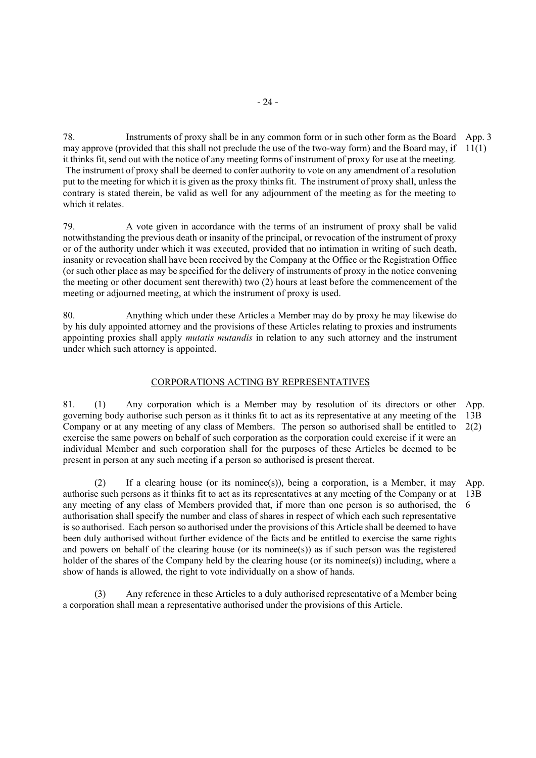78. Instruments of proxy shall be in any common form or in such other form as the Board may approve (provided that this shall not preclude the use of the two-way form) and the Board may, if it thinks fit, send out with the notice of any meeting forms of instrument of proxy for use at the meeting. The instrument of proxy shall be deemed to confer authority to vote on any amendment of a resolution put to the meeting for which it is given as the proxy thinks fit. The instrument of proxy shall, unless the contrary is stated therein, be valid as well for any adjournment of the meeting as for the meeting to which it relates.

App. 3 11(1)

79. A vote given in accordance with the terms of an instrument of proxy shall be valid notwithstanding the previous death or insanity of the principal, or revocation of the instrument of proxy or of the authority under which it was executed, provided that no intimation in writing of such death, insanity or revocation shall have been received by the Company at the Office or the Registration Office (or such other place as may be specified for the delivery of instruments of proxy in the notice convening the meeting or other document sent therewith) two (2) hours at least before the commencement of the meeting or adjourned meeting, at which the instrument of proxy is used.

80. Anything which under these Articles a Member may do by proxy he may likewise do by his duly appointed attorney and the provisions of these Articles relating to proxies and instruments appointing proxies shall apply *mutatis mutandis* in relation to any such attorney and the instrument under which such attorney is appointed.

## CORPORATIONS ACTING BY REPRESENTATIVES

81. (1) Any corporation which is a Member may by resolution of its directors or other governing body authorise such person as it thinks fit to act as its representative at any meeting of the Company or at any meeting of any class of Members. The person so authorised shall be entitled to exercise the same powers on behalf of such corporation as the corporation could exercise if it were an individual Member and such corporation shall for the purposes of these Articles be deemed to be present in person at any such meeting if a person so authorised is present thereat.

App. 13B 2(2)

(2) If a clearing house (or its nominee(s)), being a corporation, is a Member, it may authorise such persons as it thinks fit to act as its representatives at any meeting of the Company or at any meeting of any class of Members provided that, if more than one person is so authorised, the authorisation shall specify the number and class of shares in respect of which each such representative is so authorised. Each person so authorised under the provisions of this Article shall be deemed to have been duly authorised without further evidence of the facts and be entitled to exercise the same rights and powers on behalf of the clearing house (or its nominee(s)) as if such person was the registered holder of the shares of the Company held by the clearing house (or its nominee(s)) including, where a show of hands is allowed, the right to vote individually on a show of hands.

App. 13B 6

(3) Any reference in these Articles to a duly authorised representative of a Member being a corporation shall mean a representative authorised under the provisions of this Article.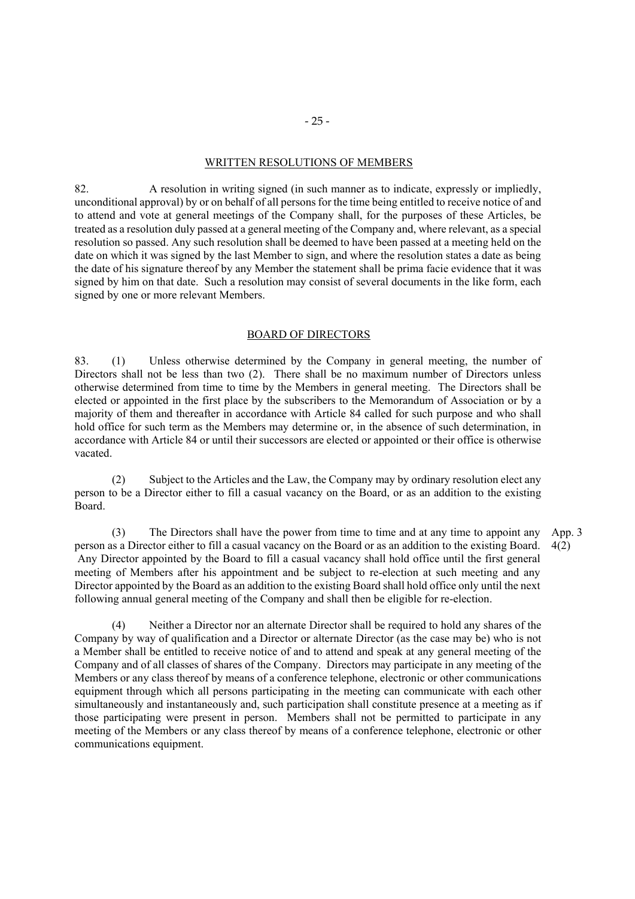## WRITTEN RESOLUTIONS OF MEMBERS

82. A resolution in writing signed (in such manner as to indicate, expressly or impliedly, unconditional approval) by or on behalf of all persons for the time being entitled to receive notice of and to attend and vote at general meetings of the Company shall, for the purposes of these Articles, be treated as a resolution duly passed at a general meeting of the Company and, where relevant, as a special resolution so passed. Any such resolution shall be deemed to have been passed at a meeting held on the date on which it was signed by the last Member to sign, and where the resolution states a date as being the date of his signature thereof by any Member the statement shall be prima facie evidence that it was signed by him on that date. Such a resolution may consist of several documents in the like form, each signed by one or more relevant Members.

## BOARD OF DIRECTORS

83. (1) Unless otherwise determined by the Company in general meeting, the number of Directors shall not be less than two (2). There shall be no maximum number of Directors unless otherwise determined from time to time by the Members in general meeting. The Directors shall be elected or appointed in the first place by the subscribers to the Memorandum of Association or by a majority of them and thereafter in accordance with Article 84 called for such purpose and who shall hold office for such term as the Members may determine or, in the absence of such determination, in accordance with Article 84 or until their successors are elected or appointed or their office is otherwise vacated.

(2) Subject to the Articles and the Law, the Company may by ordinary resolution elect any person to be a Director either to fill a casual vacancy on the Board, or as an addition to the existing Board.

(3) The Directors shall have the power from time to time and at any time to appoint any person as a Director either to fill a casual vacancy on the Board or as an addition to the existing Board. Any Director appointed by the Board to fill a casual vacancy shall hold office until the first general meeting of Members after his appointment and be subject to re-election at such meeting and any Director appointed by the Board as an addition to the existing Board shall hold office only until the next following annual general meeting of the Company and shall then be eligible for re-election.

App. 3 4(2)

(4) Neither a Director nor an alternate Director shall be required to hold any shares of the Company by way of qualification and a Director or alternate Director (as the case may be) who is not a Member shall be entitled to receive notice of and to attend and speak at any general meeting of the Company and of all classes of shares of the Company. Directors may participate in any meeting of the Members or any class thereof by means of a conference telephone, electronic or other communications equipment through which all persons participating in the meeting can communicate with each other simultaneously and instantaneously and, such participation shall constitute presence at a meeting as if those participating were present in person. Members shall not be permitted to participate in any meeting of the Members or any class thereof by means of a conference telephone, electronic or other communications equipment.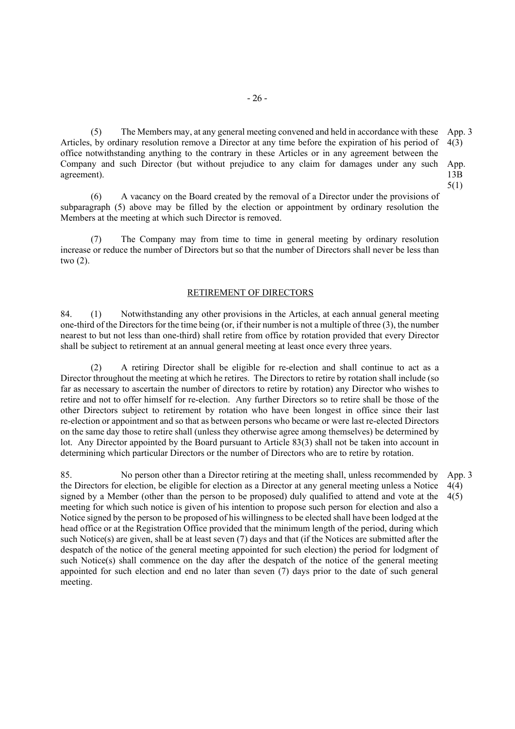(5) The Members may, at any general meeting convened and held in accordance with these Articles, by ordinary resolution remove a Director at any time before the expiration of his period of office notwithstanding anything to the contrary in these Articles or in any agreement between the Company and such Director (but without prejudice to any claim for damages under any such agreement).

App. 3 4(3)

App. 13B 5(1)

(6) A vacancy on the Board created by the removal of a Director under the provisions of subparagraph (5) above may be filled by the election or appointment by ordinary resolution the Members at the meeting at which such Director is removed.

(7) The Company may from time to time in general meeting by ordinary resolution increase or reduce the number of Directors but so that the number of Directors shall never be less than two (2).

## RETIREMENT OF DIRECTORS

84. (1) Notwithstanding any other provisions in the Articles, at each annual general meeting one-third of the Directors for the time being (or, if their number is not a multiple of three (3), the number nearest to but not less than one-third) shall retire from office by rotation provided that every Director shall be subject to retirement at an annual general meeting at least once every three years.

(2) A retiring Director shall be eligible for re-election and shall continue to act as a Director throughout the meeting at which he retires. The Directors to retire by rotation shall include (so far as necessary to ascertain the number of directors to retire by rotation) any Director who wishes to retire and not to offer himself for re-election. Any further Directors so to retire shall be those of the other Directors subject to retirement by rotation who have been longest in office since their last re-election or appointment and so that as between persons who became or were last re-elected Directors on the same day those to retire shall (unless they otherwise agree among themselves) be determined by lot. Any Director appointed by the Board pursuant to Article 83(3) shall not be taken into account in determining which particular Directors or the number of Directors who are to retire by rotation.

85. No person other than a Director retiring at the meeting shall, unless recommended by the Directors for election, be eligible for election as a Director at any general meeting unless a Notice signed by a Member (other than the person to be proposed) duly qualified to attend and vote at the meeting for which such notice is given of his intention to propose such person for election and also a Notice signed by the person to be proposed of his willingness to be elected shall have been lodged at the head office or at the Registration Office provided that the minimum length of the period, during which such Notice(s) are given, shall be at least seven (7) days and that (if the Notices are submitted after the despatch of the notice of the general meeting appointed for such election) the period for lodgment of such Notice(s) shall commence on the day after the despatch of the notice of the general meeting appointed for such election and end no later than seven (7) days prior to the date of such general meeting.

App. 3 4(4) 4(5)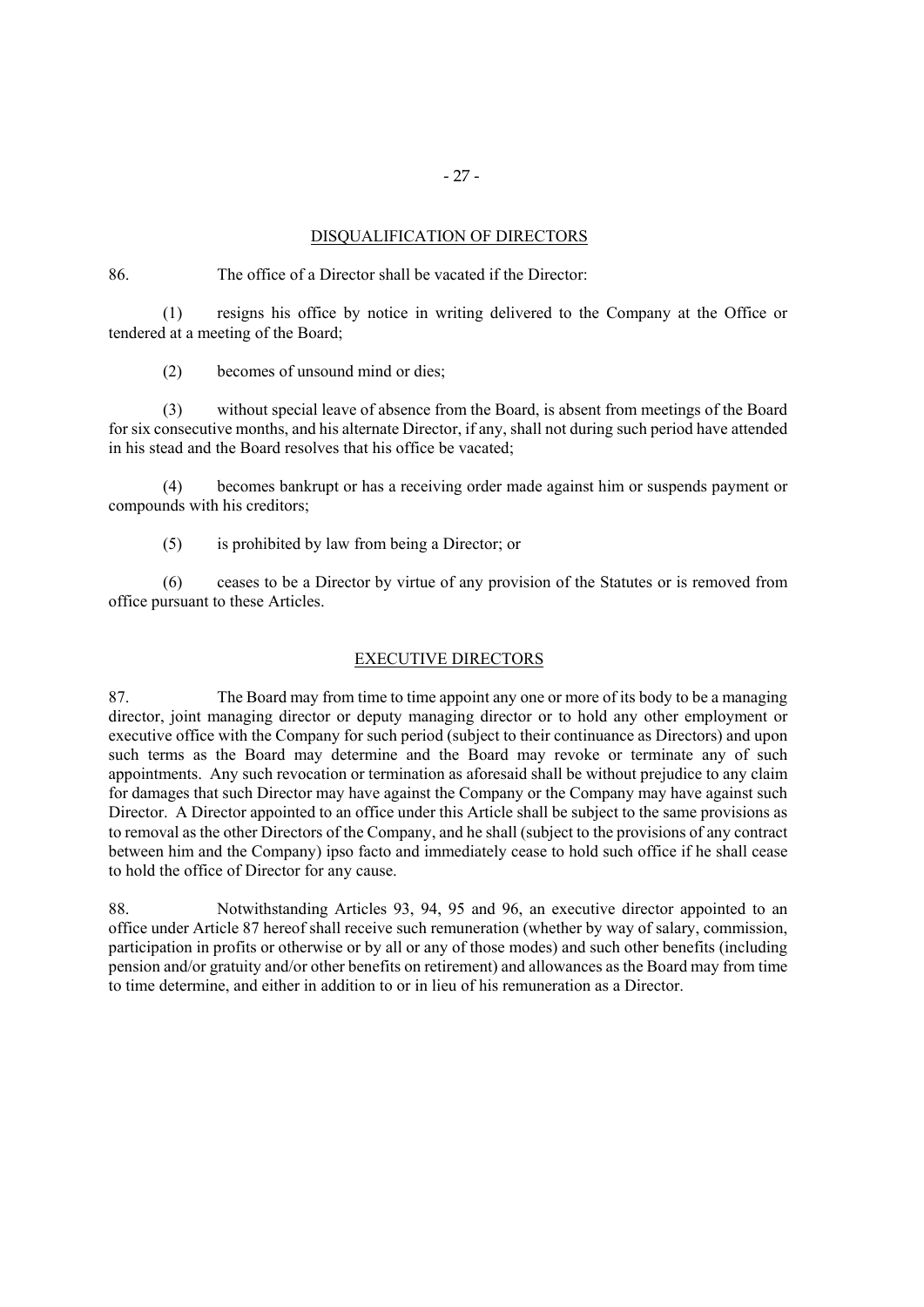## DISQUALIFICATION OF DIRECTORS

86. The office of a Director shall be vacated if the Director:

(1) resigns his office by notice in writing delivered to the Company at the Office or tendered at a meeting of the Board;

(2) becomes of unsound mind or dies;

(3) without special leave of absence from the Board, is absent from meetings of the Board for six consecutive months, and his alternate Director, if any, shall not during such period have attended in his stead and the Board resolves that his office be vacated;

(4) becomes bankrupt or has a receiving order made against him or suspends payment or compounds with his creditors;

(5) is prohibited by law from being a Director; or

(6) ceases to be a Director by virtue of any provision of the Statutes or is removed from office pursuant to these Articles.

## EXECUTIVE DIRECTORS

87. The Board may from time to time appoint any one or more of its body to be a managing director, joint managing director or deputy managing director or to hold any other employment or executive office with the Company for such period (subject to their continuance as Directors) and upon such terms as the Board may determine and the Board may revoke or terminate any of such appointments. Any such revocation or termination as aforesaid shall be without prejudice to any claim for damages that such Director may have against the Company or the Company may have against such Director. A Director appointed to an office under this Article shall be subject to the same provisions as to removal as the other Directors of the Company, and he shall (subject to the provisions of any contract between him and the Company) ipso facto and immediately cease to hold such office if he shall cease to hold the office of Director for any cause.

88. Notwithstanding Articles 93, 94, 95 and 96, an executive director appointed to an office under Article 87 hereof shall receive such remuneration (whether by way of salary, commission, participation in profits or otherwise or by all or any of those modes) and such other benefits (including pension and/or gratuity and/or other benefits on retirement) and allowances as the Board may from time to time determine, and either in addition to or in lieu of his remuneration as a Director.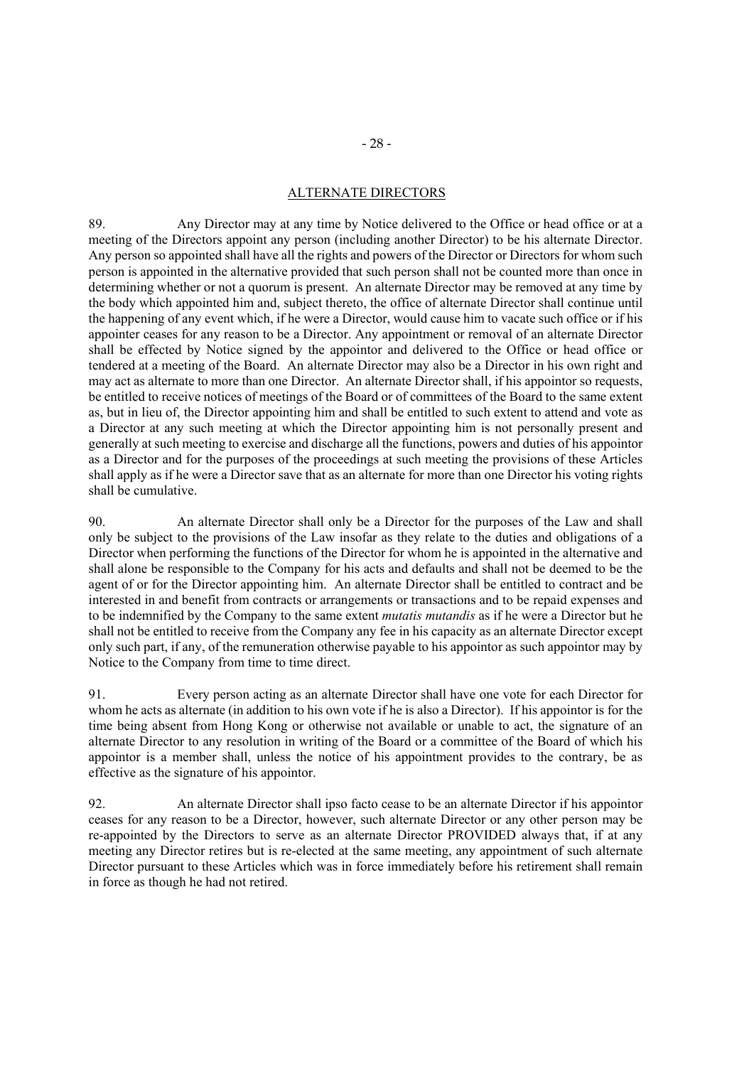## ALTERNATE DIRECTORS

89. Any Director may at any time by Notice delivered to the Office or head office or at a meeting of the Directors appoint any person (including another Director) to be his alternate Director. Any person so appointed shall have all the rights and powers of the Director or Directors for whom such person is appointed in the alternative provided that such person shall not be counted more than once in determining whether or not a quorum is present. An alternate Director may be removed at any time by the body which appointed him and, subject thereto, the office of alternate Director shall continue until the happening of any event which, if he were a Director, would cause him to vacate such office or if his appointer ceases for any reason to be a Director. Any appointment or removal of an alternate Director shall be effected by Notice signed by the appointor and delivered to the Office or head office or tendered at a meeting of the Board. An alternate Director may also be a Director in his own right and may act as alternate to more than one Director. An alternate Director shall, if his appointor so requests, be entitled to receive notices of meetings of the Board or of committees of the Board to the same extent as, but in lieu of, the Director appointing him and shall be entitled to such extent to attend and vote as a Director at any such meeting at which the Director appointing him is not personally present and generally at such meeting to exercise and discharge all the functions, powers and duties of his appointor as a Director and for the purposes of the proceedings at such meeting the provisions of these Articles shall apply as if he were a Director save that as an alternate for more than one Director his voting rights shall be cumulative.

90. An alternate Director shall only be a Director for the purposes of the Law and shall only be subject to the provisions of the Law insofar as they relate to the duties and obligations of a Director when performing the functions of the Director for whom he is appointed in the alternative and shall alone be responsible to the Company for his acts and defaults and shall not be deemed to be the agent of or for the Director appointing him. An alternate Director shall be entitled to contract and be interested in and benefit from contracts or arrangements or transactions and to be repaid expenses and to be indemnified by the Company to the same extent *mutatis mutandis* as if he were a Director but he shall not be entitled to receive from the Company any fee in his capacity as an alternate Director except only such part, if any, of the remuneration otherwise payable to his appointor as such appointor may by Notice to the Company from time to time direct.

91. Every person acting as an alternate Director shall have one vote for each Director for whom he acts as alternate (in addition to his own vote if he is also a Director). If his appointor is for the time being absent from Hong Kong or otherwise not available or unable to act, the signature of an alternate Director to any resolution in writing of the Board or a committee of the Board of which his appointor is a member shall, unless the notice of his appointment provides to the contrary, be as effective as the signature of his appointor.

92. An alternate Director shall ipso facto cease to be an alternate Director if his appointor ceases for any reason to be a Director, however, such alternate Director or any other person may be re-appointed by the Directors to serve as an alternate Director PROVIDED always that, if at any meeting any Director retires but is re-elected at the same meeting, any appointment of such alternate Director pursuant to these Articles which was in force immediately before his retirement shall remain in force as though he had not retired.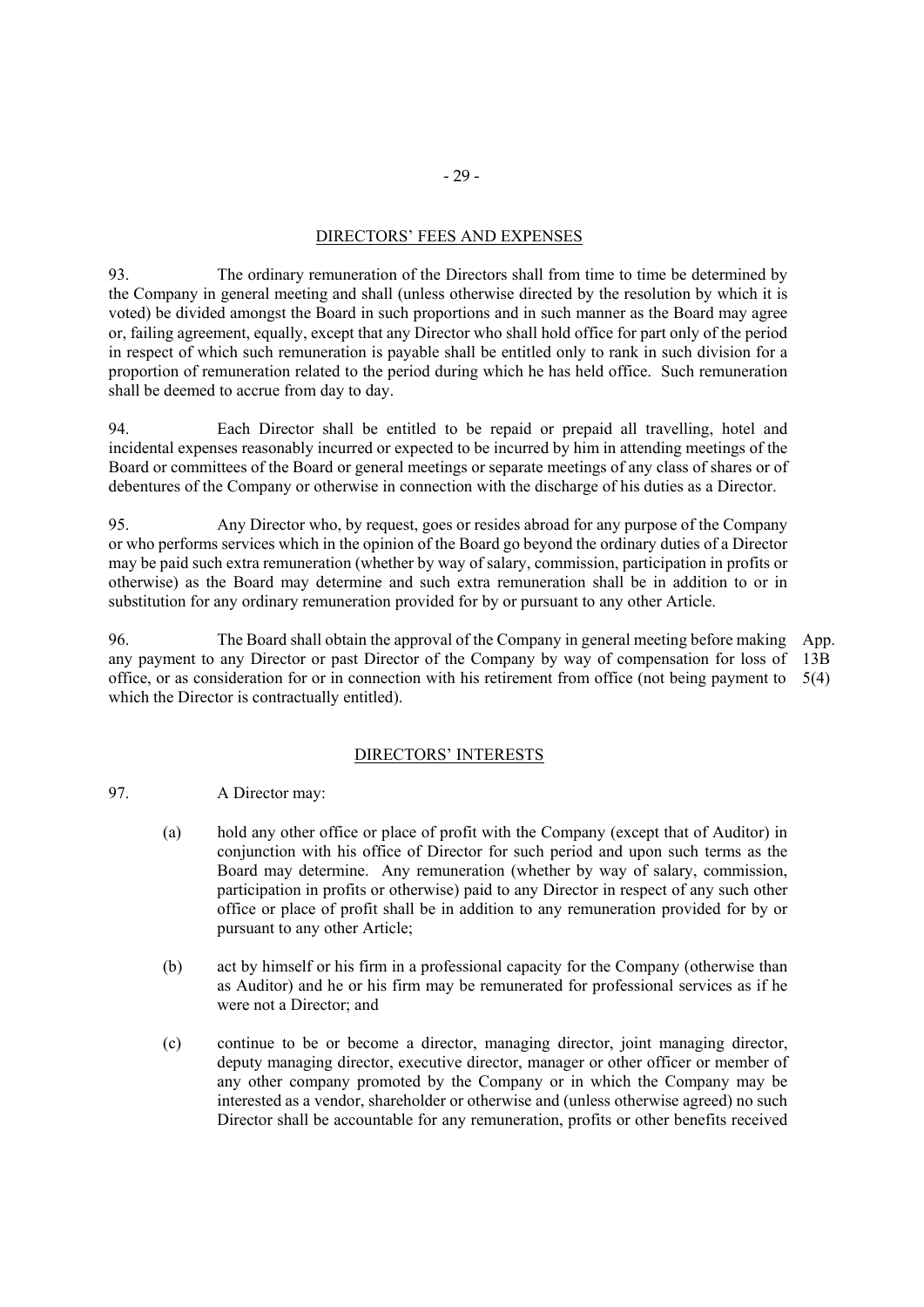## DIRECTORS' FEES AND EXPENSES

93. The ordinary remuneration of the Directors shall from time to time be determined by the Company in general meeting and shall (unless otherwise directed by the resolution by which it is voted) be divided amongst the Board in such proportions and in such manner as the Board may agree or, failing agreement, equally, except that any Director who shall hold office for part only of the period in respect of which such remuneration is payable shall be entitled only to rank in such division for a proportion of remuneration related to the period during which he has held office. Such remuneration shall be deemed to accrue from day to day.

94. Each Director shall be entitled to be repaid or prepaid all travelling, hotel and incidental expenses reasonably incurred or expected to be incurred by him in attending meetings of the Board or committees of the Board or general meetings or separate meetings of any class of shares or of debentures of the Company or otherwise in connection with the discharge of his duties as a Director.

95. Any Director who, by request, goes or resides abroad for any purpose of the Company or who performs services which in the opinion of the Board go beyond the ordinary duties of a Director may be paid such extra remuneration (whether by way of salary, commission, participation in profits or otherwise) as the Board may determine and such extra remuneration shall be in addition to or in substitution for any ordinary remuneration provided for by or pursuant to any other Article.

96. The Board shall obtain the approval of the Company in general meeting before making any payment to any Director or past Director of the Company by way of compensation for loss of office, or as consideration for or in connection with his retirement from office (not being payment to which the Director is contractually entitled). App. 13B 5(4)

## DIRECTORS' INTERESTS

97. A Director may:

(a) hold any other office or place of profit with the Company (except that of Auditor) in conjunction with his office of Director for such period and upon such terms as the Board may determine. Any remuneration (whether by way of salary, commission, participation in profits or otherwise) paid to any Director in respect of any such other office or place of profit shall be in addition to any remuneration provided for by or pursuant to any other Article;

(b) act by himself or his firm in a professional capacity for the Company (otherwise than as Auditor) and he or his firm may be remunerated for professional services as if he were not a Director; and

(c) continue to be or become a director, managing director, joint managing director, deputy managing director, executive director, manager or other officer or member of any other company promoted by the Company or in which the Company may be interested as a vendor, shareholder or otherwise and (unless otherwise agreed) no such Director shall be accountable for any remuneration, profits or other benefits received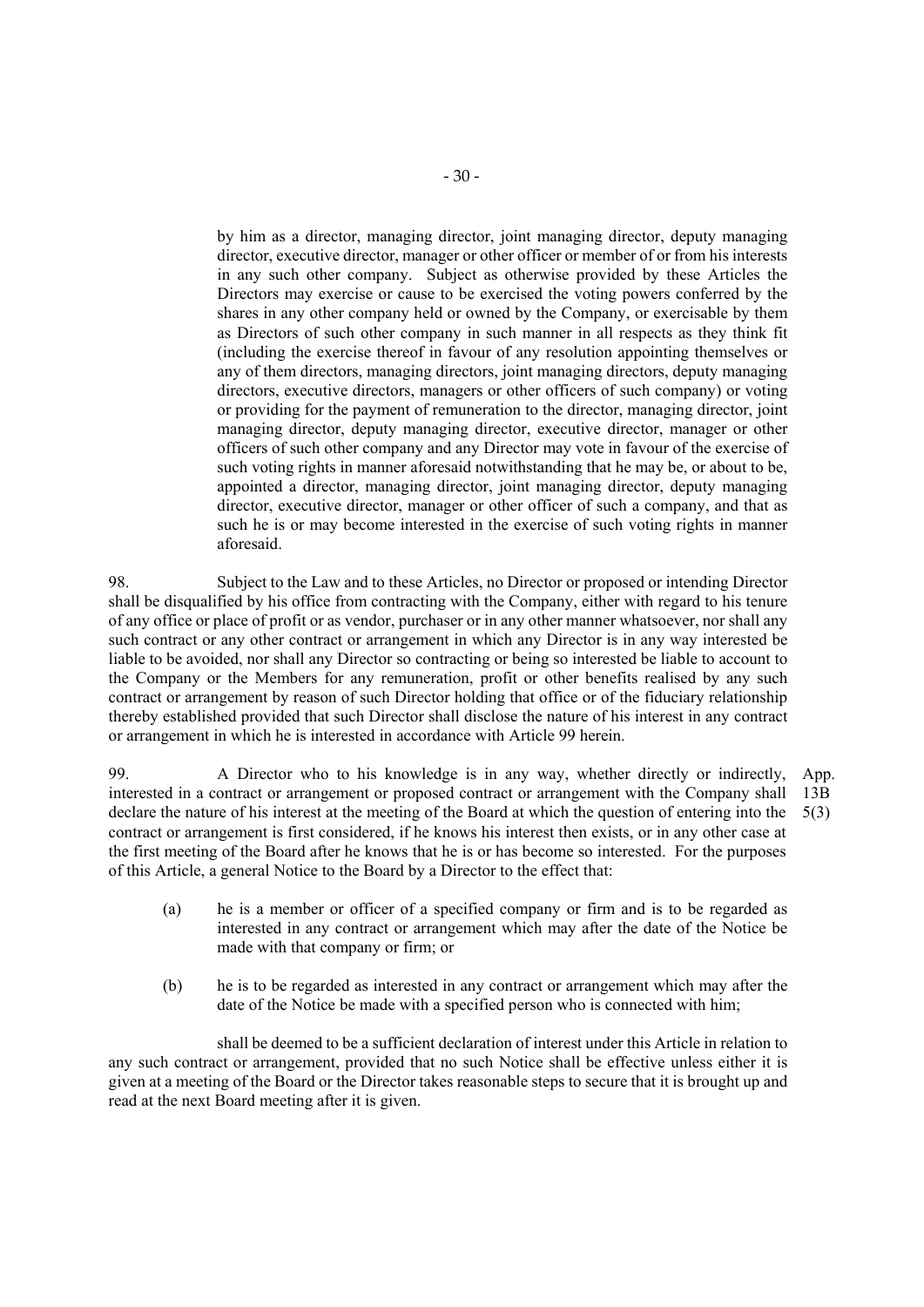by him as a director, managing director, joint managing director, deputy managing director, executive director, manager or other officer or member of or from his interests in any such other company. Subject as otherwise provided by these Articles the Directors may exercise or cause to be exercised the voting powers conferred by the shares in any other company held or owned by the Company, or exercisable by them as Directors of such other company in such manner in all respects as they think fit (including the exercise thereof in favour of any resolution appointing themselves or any of them directors, managing directors, joint managing directors, deputy managing directors, executive directors, managers or other officers of such company) or voting or providing for the payment of remuneration to the director, managing director, joint managing director, deputy managing director, executive director, manager or other officers of such other company and any Director may vote in favour of the exercise of such voting rights in manner aforesaid notwithstanding that he may be, or about to be, appointed a director, managing director, joint managing director, deputy managing director, executive director, manager or other officer of such a company, and that as such he is or may become interested in the exercise of such voting rights in manner aforesaid.

98. Subject to the Law and to these Articles, no Director or proposed or intending Director shall be disqualified by his office from contracting with the Company, either with regard to his tenure of any office or place of profit or as vendor, purchaser or in any other manner whatsoever, nor shall any such contract or any other contract or arrangement in which any Director is in any way interested be liable to be avoided, nor shall any Director so contracting or being so interested be liable to account to the Company or the Members for any remuneration, profit or other benefits realised by any such contract or arrangement by reason of such Director holding that office or of the fiduciary relationship thereby established provided that such Director shall disclose the nature of his interest in any contract or arrangement in which he is interested in accordance with Article 99 herein.

99. A Director who to his knowledge is in any way, whether directly or indirectly, interested in a contract or arrangement or proposed contract or arrangement with the Company shall declare the nature of his interest at the meeting of the Board at which the question of entering into the contract or arrangement is first considered, if he knows his interest then exists, or in any other case at the first meeting of the Board after he knows that he is or has become so interested. For the purposes of this Article, a general Notice to the Board by a Director to the effect that:

App. 13B 5(3)

(a) he is a member or officer of a specified company or firm and is to be regarded as interested in any contract or arrangement which may after the date of the Notice be made with that company or firm; or

(b) he is to be regarded as interested in any contract or arrangement which may after the date of the Notice be made with a specified person who is connected with him;

shall be deemed to be a sufficient declaration of interest under this Article in relation to any such contract or arrangement, provided that no such Notice shall be effective unless either it is given at a meeting of the Board or the Director takes reasonable steps to secure that it is brought up and read at the next Board meeting after it is given.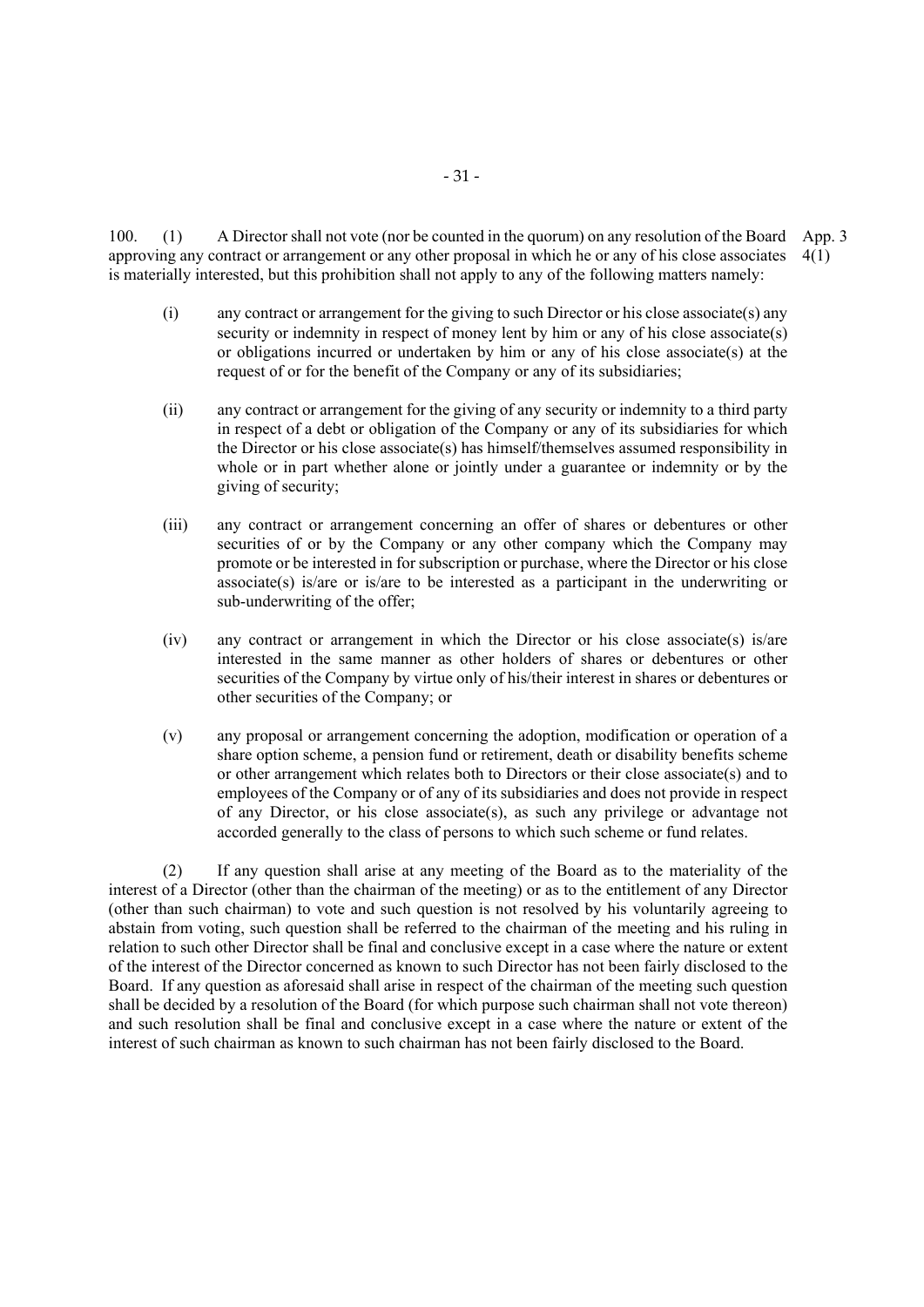100. (1) A Director shall not vote (nor be counted in the quorum) on any resolution of the Board approving any contract or arrangement or any other proposal in which he or any of his close associates is materially interested, but this prohibition shall not apply to any of the following matters namely: App. 3 4(1)

(i) any contract or arrangement for the giving to such Director or his close associate(s) any security or indemnity in respect of money lent by him or any of his close associate(s) or obligations incurred or undertaken by him or any of his close associate(s) at the request of or for the benefit of the Company or any of its subsidiaries;

(ii) any contract or arrangement for the giving of any security or indemnity to a third party in respect of a debt or obligation of the Company or any of its subsidiaries for which the Director or his close associate(s) has himself/themselves assumed responsibility in whole or in part whether alone or jointly under a guarantee or indemnity or by the giving of security;

(iii) any contract or arrangement concerning an offer of shares or debentures or other securities of or by the Company or any other company which the Company may promote or be interested in for subscription or purchase, where the Director or his close associate(s) is/are or is/are to be interested as a participant in the underwriting or sub-underwriting of the offer;

(iv) any contract or arrangement in which the Director or his close associate(s) is/are interested in the same manner as other holders of shares or debentures or other securities of the Company by virtue only of his/their interest in shares or debentures or other securities of the Company; or

(v) any proposal or arrangement concerning the adoption, modification or operation of a share option scheme, a pension fund or retirement, death or disability benefits scheme or other arrangement which relates both to Directors or their close associate(s) and to employees of the Company or of any of its subsidiaries and does not provide in respect of any Director, or his close associate(s), as such any privilege or advantage not accorded generally to the class of persons to which such scheme or fund relates.

(2) If any question shall arise at any meeting of the Board as to the materiality of the interest of a Director (other than the chairman of the meeting) or as to the entitlement of any Director (other than such chairman) to vote and such question is not resolved by his voluntarily agreeing to abstain from voting, such question shall be referred to the chairman of the meeting and his ruling in relation to such other Director shall be final and conclusive except in a case where the nature or extent of the interest of the Director concerned as known to such Director has not been fairly disclosed to the Board. If any question as aforesaid shall arise in respect of the chairman of the meeting such question shall be decided by a resolution of the Board (for which purpose such chairman shall not vote thereon) and such resolution shall be final and conclusive except in a case where the nature or extent of the interest of such chairman as known to such chairman has not been fairly disclosed to the Board.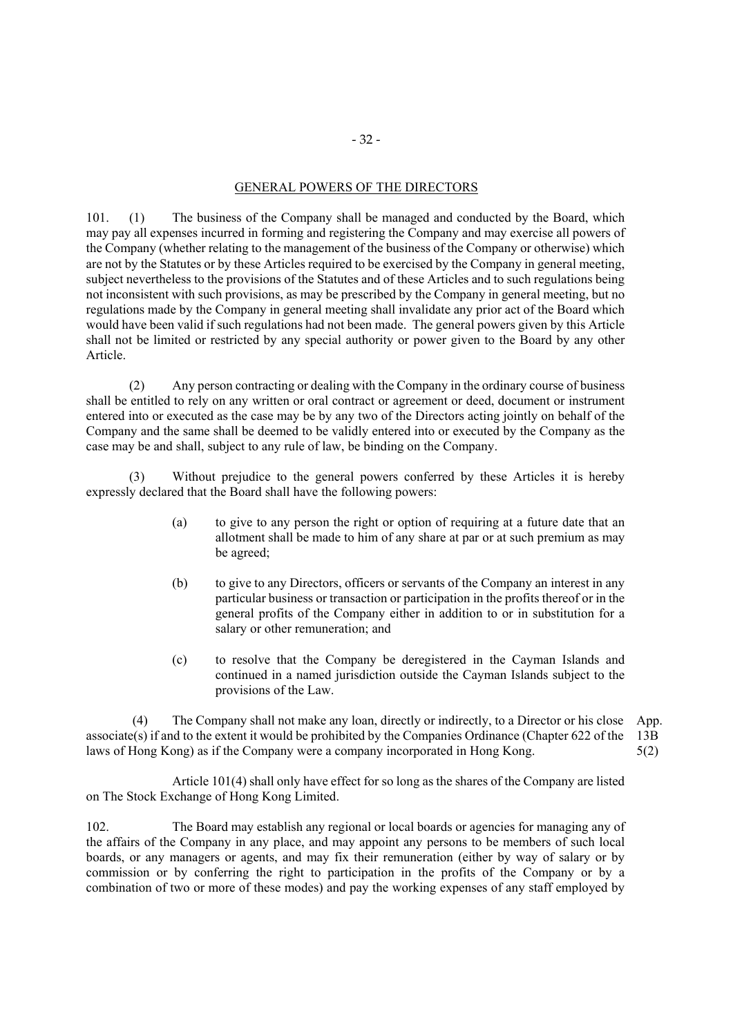## GENERAL POWERS OF THE DIRECTORS

101. (1) The business of the Company shall be managed and conducted by the Board, which may pay all expenses incurred in forming and registering the Company and may exercise all powers of the Company (whether relating to the management of the business of the Company or otherwise) which are not by the Statutes or by these Articles required to be exercised by the Company in general meeting, subject nevertheless to the provisions of the Statutes and of these Articles and to such regulations being not inconsistent with such provisions, as may be prescribed by the Company in general meeting, but no regulations made by the Company in general meeting shall invalidate any prior act of the Board which would have been valid if such regulations had not been made. The general powers given by this Article shall not be limited or restricted by any special authority or power given to the Board by any other Article.

(2) Any person contracting or dealing with the Company in the ordinary course of business shall be entitled to rely on any written or oral contract or agreement or deed, document or instrument entered into or executed as the case may be by any two of the Directors acting jointly on behalf of the Company and the same shall be deemed to be validly entered into or executed by the Company as the case may be and shall, subject to any rule of law, be binding on the Company.

(3) Without prejudice to the general powers conferred by these Articles it is hereby expressly declared that the Board shall have the following powers:

(a) to give to any person the right or option of requiring at a future date that an allotment shall be made to him of any share at par or at such premium as may be agreed;

(b) to give to any Directors, officers or servants of the Company an interest in any particular business or transaction or participation in the profits thereof or in the general profits of the Company either in addition to or in substitution for a salary or other remuneration; and

(c) to resolve that the Company be deregistered in the Cayman Islands and continued in a named jurisdiction outside the Cayman Islands subject to the provisions of the Law.

(4) The Company shall not make any loan, directly or indirectly, to a Director or his close associate(s) if and to the extent it would be prohibited by the Companies Ordinance (Chapter 622 of the laws of Hong Kong) as if the Company were a company incorporated in Hong Kong.

App. 13B 5(2)

Article 101(4) shall only have effect for so long as the shares of the Company are listed on The Stock Exchange of Hong Kong Limited.

102. The Board may establish any regional or local boards or agencies for managing any of the affairs of the Company in any place, and may appoint any persons to be members of such local boards, or any managers or agents, and may fix their remuneration (either by way of salary or by commission or by conferring the right to participation in the profits of the Company or by a combination of two or more of these modes) and pay the working expenses of any staff employed by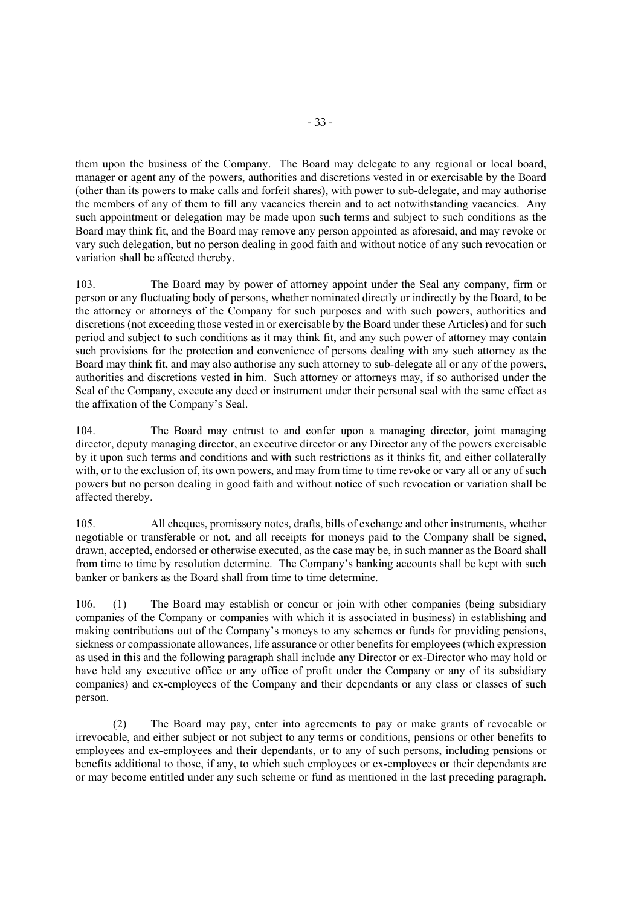them upon the business of the Company. The Board may delegate to any regional or local board, manager or agent any of the powers, authorities and discretions vested in or exercisable by the Board (other than its powers to make calls and forfeit shares), with power to sub-delegate, and may authorise the members of any of them to fill any vacancies therein and to act notwithstanding vacancies. Any such appointment or delegation may be made upon such terms and subject to such conditions as the Board may think fit, and the Board may remove any person appointed as aforesaid, and may revoke or vary such delegation, but no person dealing in good faith and without notice of any such revocation or variation shall be affected thereby.

103. The Board may by power of attorney appoint under the Seal any company, firm or person or any fluctuating body of persons, whether nominated directly or indirectly by the Board, to be the attorney or attorneys of the Company for such purposes and with such powers, authorities and discretions (not exceeding those vested in or exercisable by the Board under these Articles) and for such period and subject to such conditions as it may think fit, and any such power of attorney may contain such provisions for the protection and convenience of persons dealing with any such attorney as the Board may think fit, and may also authorise any such attorney to sub-delegate all or any of the powers, authorities and discretions vested in him. Such attorney or attorneys may, if so authorised under the Seal of the Company, execute any deed or instrument under their personal seal with the same effect as the affixation of the Company's Seal.

104. The Board may entrust to and confer upon a managing director, joint managing director, deputy managing director, an executive director or any Director any of the powers exercisable by it upon such terms and conditions and with such restrictions as it thinks fit, and either collaterally with, or to the exclusion of, its own powers, and may from time to time revoke or vary all or any of such powers but no person dealing in good faith and without notice of such revocation or variation shall be affected thereby.

105. All cheques, promissory notes, drafts, bills of exchange and other instruments, whether negotiable or transferable or not, and all receipts for moneys paid to the Company shall be signed, drawn, accepted, endorsed or otherwise executed, as the case may be, in such manner as the Board shall from time to time by resolution determine. The Company's banking accounts shall be kept with such banker or bankers as the Board shall from time to time determine.

106. (1) The Board may establish or concur or join with other companies (being subsidiary companies of the Company or companies with which it is associated in business) in establishing and making contributions out of the Company's moneys to any schemes or funds for providing pensions, sickness or compassionate allowances, life assurance or other benefits for employees (which expression as used in this and the following paragraph shall include any Director or ex-Director who may hold or have held any executive office or any office of profit under the Company or any of its subsidiary companies) and ex-employees of the Company and their dependants or any class or classes of such person.

(2) The Board may pay, enter into agreements to pay or make grants of revocable or irrevocable, and either subject or not subject to any terms or conditions, pensions or other benefits to employees and ex-employees and their dependants, or to any of such persons, including pensions or benefits additional to those, if any, to which such employees or ex-employees or their dependants are or may become entitled under any such scheme or fund as mentioned in the last preceding paragraph.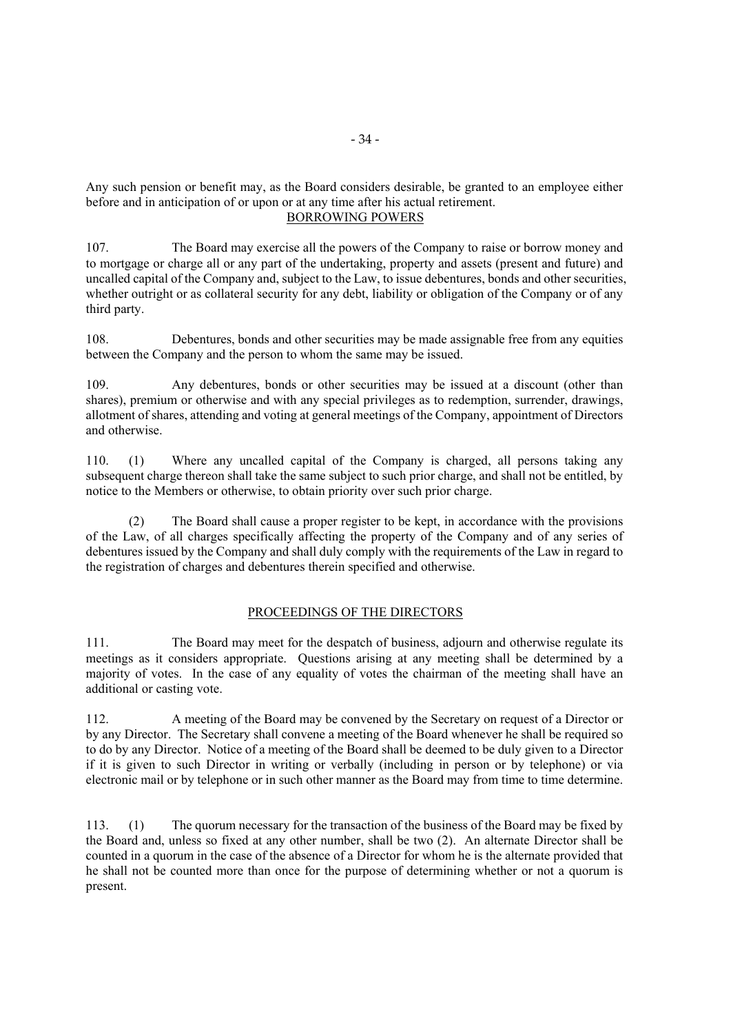Any such pension or benefit may, as the Board considers desirable, be granted to an employee either before and in anticipation of or upon or at any time after his actual retirement.

## BORROWING POWERS

107. The Board may exercise all the powers of the Company to raise or borrow money and to mortgage or charge all or any part of the undertaking, property and assets (present and future) and uncalled capital of the Company and, subject to the Law, to issue debentures, bonds and other securities, whether outright or as collateral security for any debt, liability or obligation of the Company or of any third party.

108. Debentures, bonds and other securities may be made assignable free from any equities between the Company and the person to whom the same may be issued.

109. Any debentures, bonds or other securities may be issued at a discount (other than shares), premium or otherwise and with any special privileges as to redemption, surrender, drawings, allotment of shares, attending and voting at general meetings of the Company, appointment of Directors and otherwise.

110. (1) Where any uncalled capital of the Company is charged, all persons taking any subsequent charge thereon shall take the same subject to such prior charge, and shall not be entitled, by notice to the Members or otherwise, to obtain priority over such prior charge.

(2) The Board shall cause a proper register to be kept, in accordance with the provisions of the Law, of all charges specifically affecting the property of the Company and of any series of debentures issued by the Company and shall duly comply with the requirements of the Law in regard to the registration of charges and debentures therein specified and otherwise.

## PROCEEDINGS OF THE DIRECTORS

111. The Board may meet for the despatch of business, adjourn and otherwise regulate its meetings as it considers appropriate. Questions arising at any meeting shall be determined by a majority of votes. In the case of any equality of votes the chairman of the meeting shall have an additional or casting vote.

112. A meeting of the Board may be convened by the Secretary on request of a Director or by any Director. The Secretary shall convene a meeting of the Board whenever he shall be required so to do by any Director. Notice of a meeting of the Board shall be deemed to be duly given to a Director if it is given to such Director in writing or verbally (including in person or by telephone) or via electronic mail or by telephone or in such other manner as the Board may from time to time determine.

113. (1) The quorum necessary for the transaction of the business of the Board may be fixed by the Board and, unless so fixed at any other number, shall be two (2). An alternate Director shall be counted in a quorum in the case of the absence of a Director for whom he is the alternate provided that he shall not be counted more than once for the purpose of determining whether or not a quorum is present.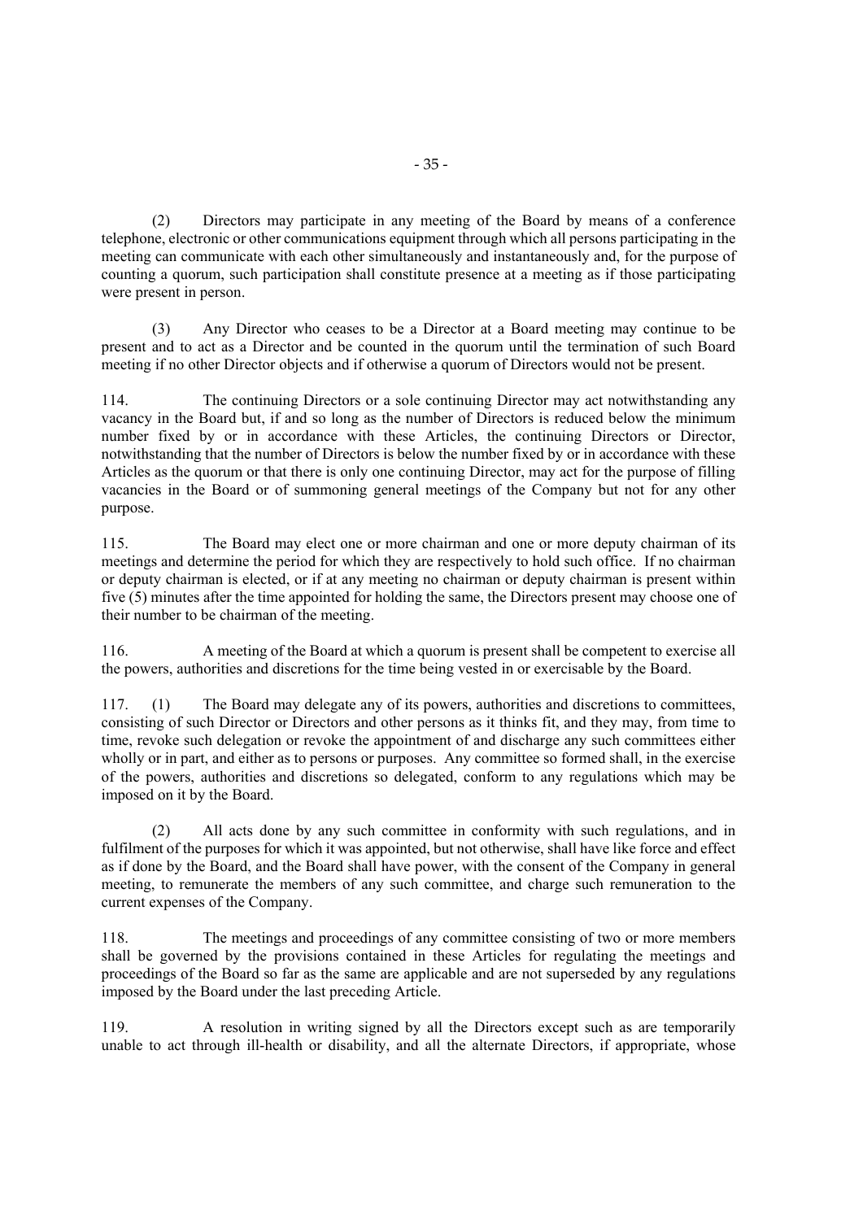(2) Directors may participate in any meeting of the Board by means of a conference telephone, electronic or other communications equipment through which all persons participating in the meeting can communicate with each other simultaneously and instantaneously and, for the purpose of counting a quorum, such participation shall constitute presence at a meeting as if those participating were present in person.

(3) Any Director who ceases to be a Director at a Board meeting may continue to be present and to act as a Director and be counted in the quorum until the termination of such Board meeting if no other Director objects and if otherwise a quorum of Directors would not be present.

114. The continuing Directors or a sole continuing Director may act notwithstanding any vacancy in the Board but, if and so long as the number of Directors is reduced below the minimum number fixed by or in accordance with these Articles, the continuing Directors or Director, notwithstanding that the number of Directors is below the number fixed by or in accordance with these Articles as the quorum or that there is only one continuing Director, may act for the purpose of filling vacancies in the Board or of summoning general meetings of the Company but not for any other purpose.

115. The Board may elect one or more chairman and one or more deputy chairman of its meetings and determine the period for which they are respectively to hold such office. If no chairman or deputy chairman is elected, or if at any meeting no chairman or deputy chairman is present within five (5) minutes after the time appointed for holding the same, the Directors present may choose one of their number to be chairman of the meeting.

116. A meeting of the Board at which a quorum is present shall be competent to exercise all the powers, authorities and discretions for the time being vested in or exercisable by the Board.

117. (1) The Board may delegate any of its powers, authorities and discretions to committees, consisting of such Director or Directors and other persons as it thinks fit, and they may, from time to time, revoke such delegation or revoke the appointment of and discharge any such committees either wholly or in part, and either as to persons or purposes. Any committee so formed shall, in the exercise of the powers, authorities and discretions so delegated, conform to any regulations which may be imposed on it by the Board.

(2) All acts done by any such committee in conformity with such regulations, and in fulfilment of the purposes for which it was appointed, but not otherwise, shall have like force and effect as if done by the Board, and the Board shall have power, with the consent of the Company in general meeting, to remunerate the members of any such committee, and charge such remuneration to the current expenses of the Company.

118. The meetings and proceedings of any committee consisting of two or more members shall be governed by the provisions contained in these Articles for regulating the meetings and proceedings of the Board so far as the same are applicable and are not superseded by any regulations imposed by the Board under the last preceding Article.

119. A resolution in writing signed by all the Directors except such as are temporarily unable to act through ill-health or disability, and all the alternate Directors, if appropriate, whose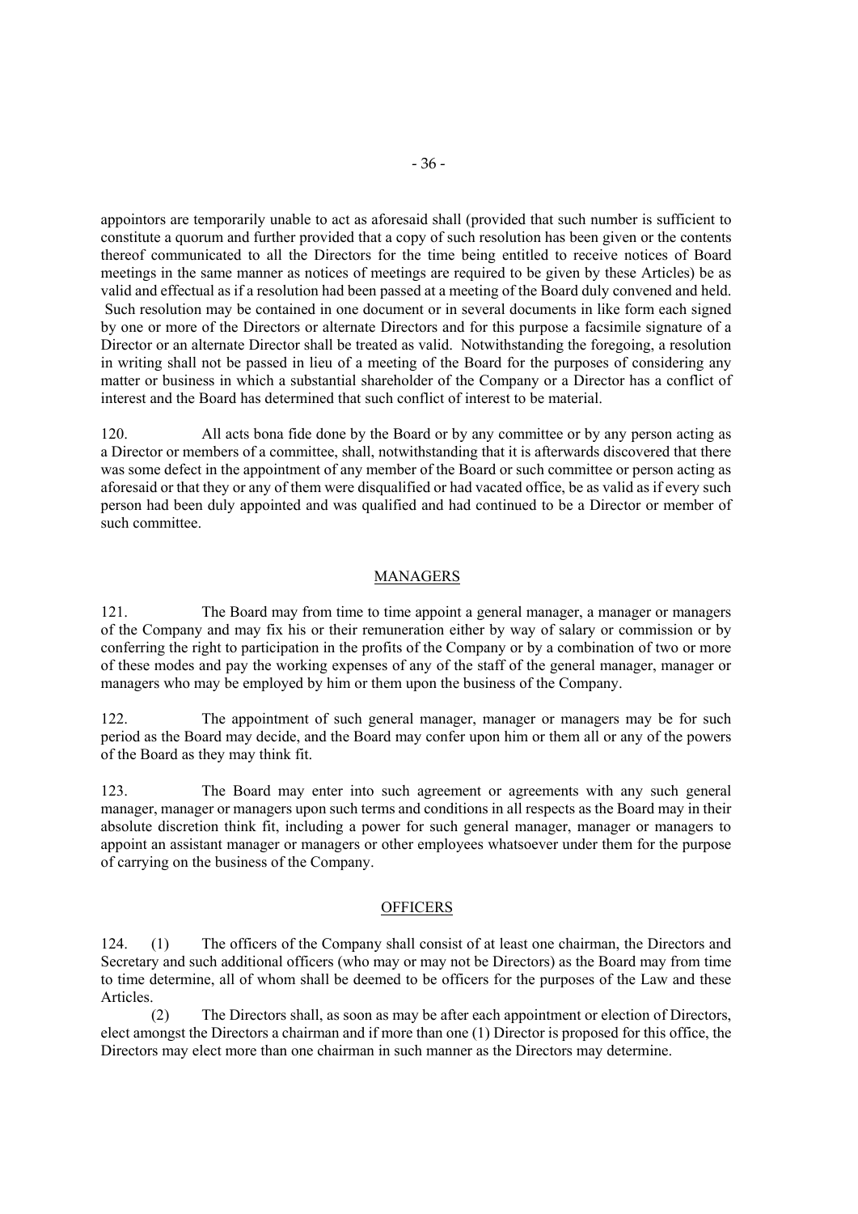appointors are temporarily unable to act as aforesaid shall (provided that such number is sufficient to constitute a quorum and further provided that a copy of such resolution has been given or the contents thereof communicated to all the Directors for the time being entitled to receive notices of Board meetings in the same manner as notices of meetings are required to be given by these Articles) be as valid and effectual as if a resolution had been passed at a meeting of the Board duly convened and held. Such resolution may be contained in one document or in several documents in like form each signed by one or more of the Directors or alternate Directors and for this purpose a facsimile signature of a Director or an alternate Director shall be treated as valid. Notwithstanding the foregoing, a resolution in writing shall not be passed in lieu of a meeting of the Board for the purposes of considering any matter or business in which a substantial shareholder of the Company or a Director has a conflict of interest and the Board has determined that such conflict of interest to be material.

120. All acts bona fide done by the Board or by any committee or by any person acting as a Director or members of a committee, shall, notwithstanding that it is afterwards discovered that there was some defect in the appointment of any member of the Board or such committee or person acting as aforesaid or that they or any of them were disqualified or had vacated office, be as valid as if every such person had been duly appointed and was qualified and had continued to be a Director or member of such committee.

## MANAGERS

121. The Board may from time to time appoint a general manager, a manager or managers of the Company and may fix his or their remuneration either by way of salary or commission or by conferring the right to participation in the profits of the Company or by a combination of two or more of these modes and pay the working expenses of any of the staff of the general manager, manager or managers who may be employed by him or them upon the business of the Company.

122. The appointment of such general manager, manager or managers may be for such period as the Board may decide, and the Board may confer upon him or them all or any of the powers of the Board as they may think fit.

123. The Board may enter into such agreement or agreements with any such general manager, manager or managers upon such terms and conditions in all respects as the Board may in their absolute discretion think fit, including a power for such general manager, manager or managers to appoint an assistant manager or managers or other employees whatsoever under them for the purpose of carrying on the business of the Company.

## OFFICERS

124. (1) The officers of the Company shall consist of at least one chairman, the Directors and Secretary and such additional officers (who may or may not be Directors) as the Board may from time to time determine, all of whom shall be deemed to be officers for the purposes of the Law and these Articles.

(2) The Directors shall, as soon as may be after each appointment or election of Directors, elect amongst the Directors a chairman and if more than one (1) Director is proposed for this office, the Directors may elect more than one chairman in such manner as the Directors may determine.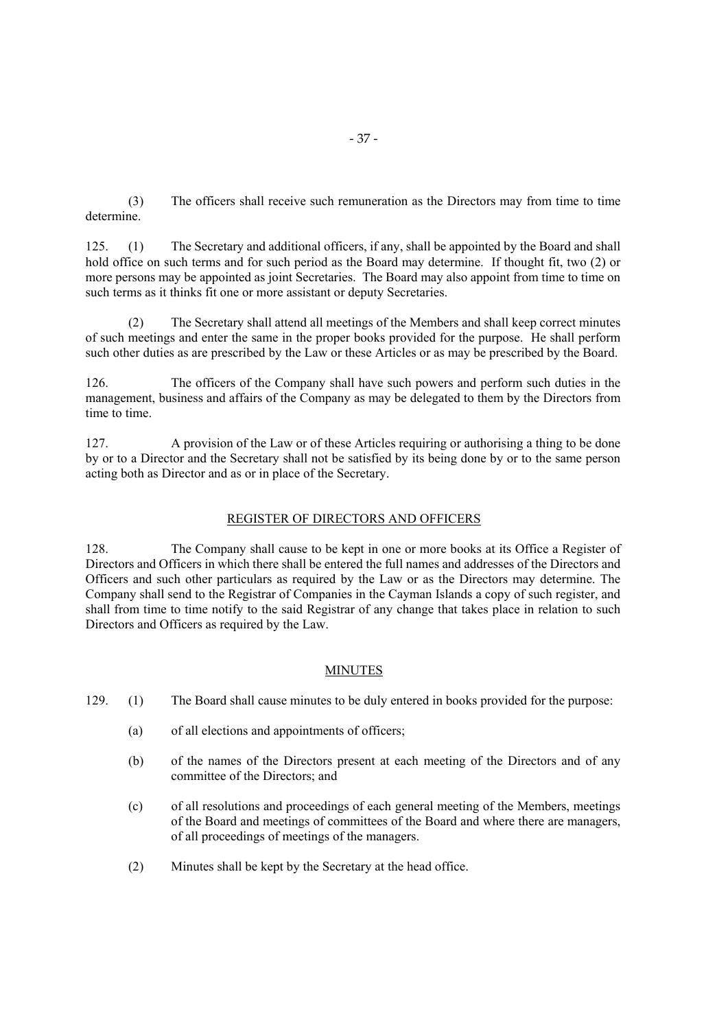(3) The officers shall receive such remuneration as the Directors may from time to time determine.

125. (1) The Secretary and additional officers, if any, shall be appointed by the Board and shall hold office on such terms and for such period as the Board may determine. If thought fit, two (2) or more persons may be appointed as joint Secretaries. The Board may also appoint from time to time on such terms as it thinks fit one or more assistant or deputy Secretaries.

(2) The Secretary shall attend all meetings of the Members and shall keep correct minutes of such meetings and enter the same in the proper books provided for the purpose. He shall perform such other duties as are prescribed by the Law or these Articles or as may be prescribed by the Board.

126. The officers of the Company shall have such powers and perform such duties in the management, business and affairs of the Company as may be delegated to them by the Directors from time to time.

127. A provision of the Law or of these Articles requiring or authorising a thing to be done by or to a Director and the Secretary shall not be satisfied by its being done by or to the same person acting both as Director and as or in place of the Secretary.

## REGISTER OF DIRECTORS AND OFFICERS

128. The Company shall cause to be kept in one or more books at its Office a Register of Directors and Officers in which there shall be entered the full names and addresses of the Directors and Officers and such other particulars as required by the Law or as the Directors may determine. The Company shall send to the Registrar of Companies in the Cayman Islands a copy of such register, and shall from time to time notify to the said Registrar of any change that takes place in relation to such Directors and Officers as required by the Law.

## MINUTES

129. (1) The Board shall cause minutes to be duly entered in books provided for the purpose:

(a) of all elections and appointments of officers;

(b) of the names of the Directors present at each meeting of the Directors and of any committee of the Directors; and

(c) of all resolutions and proceedings of each general meeting of the Members, meetings of the Board and meetings of committees of the Board and where there are managers, of all proceedings of meetings of the managers.

(2) Minutes shall be kept by the Secretary at the head office.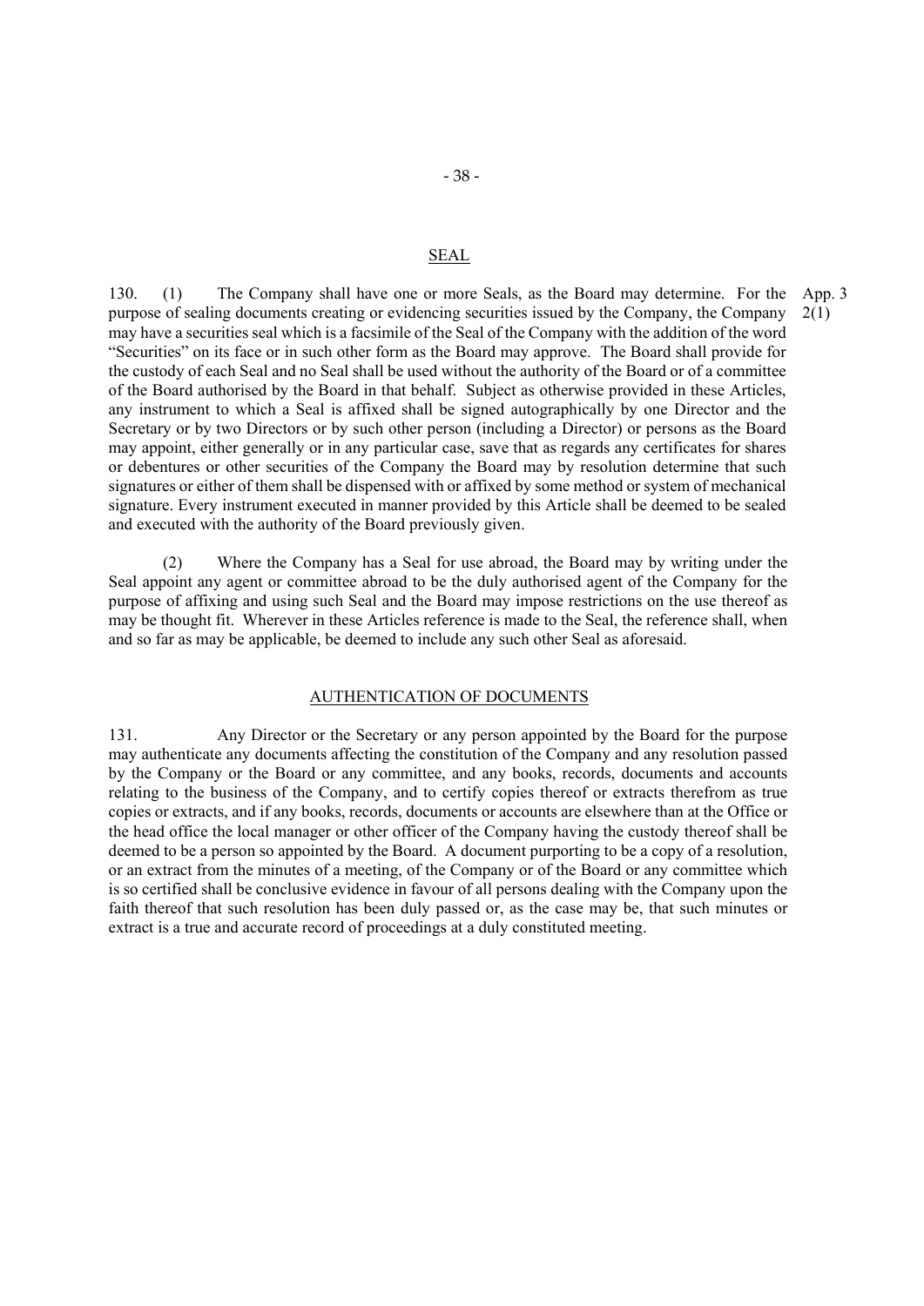## SEAL

130. (1) The Company shall have one or more Seals, as the Board may determine. For the purpose of sealing documents creating or evidencing securities issued by the Company, the Company may have a securities seal which is a facsimile of the Seal of the Company with the addition of the word "Securities" on its face or in such other form as the Board may approve. The Board shall provide for the custody of each Seal and no Seal shall be used without the authority of the Board or of a committee of the Board authorised by the Board in that behalf. Subject as otherwise provided in these Articles, any instrument to which a Seal is affixed shall be signed autographically by one Director and the Secretary or by two Directors or by such other person (including a Director) or persons as the Board may appoint, either generally or in any particular case, save that as regards any certificates for shares or debentures or other securities of the Company the Board may by resolution determine that such signatures or either of them shall be dispensed with or affixed by some method or system of mechanical signature. Every instrument executed in manner provided by this Article shall be deemed to be sealed and executed with the authority of the Board previously given.

App. 3 2(1)

(2) Where the Company has a Seal for use abroad, the Board may by writing under the Seal appoint any agent or committee abroad to be the duly authorised agent of the Company for the purpose of affixing and using such Seal and the Board may impose restrictions on the use thereof as may be thought fit. Wherever in these Articles reference is made to the Seal, the reference shall, when and so far as may be applicable, be deemed to include any such other Seal as aforesaid.

## AUTHENTICATION OF DOCUMENTS

131. Any Director or the Secretary or any person appointed by the Board for the purpose may authenticate any documents affecting the constitution of the Company and any resolution passed by the Company or the Board or any committee, and any books, records, documents and accounts relating to the business of the Company, and to certify copies thereof or extracts therefrom as true copies or extracts, and if any books, records, documents or accounts are elsewhere than at the Office or the head office the local manager or other officer of the Company having the custody thereof shall be deemed to be a person so appointed by the Board. A document purporting to be a copy of a resolution, or an extract from the minutes of a meeting, of the Company or of the Board or any committee which is so certified shall be conclusive evidence in favour of all persons dealing with the Company upon the faith thereof that such resolution has been duly passed or, as the case may be, that such minutes or extract is a true and accurate record of proceedings at a duly constituted meeting.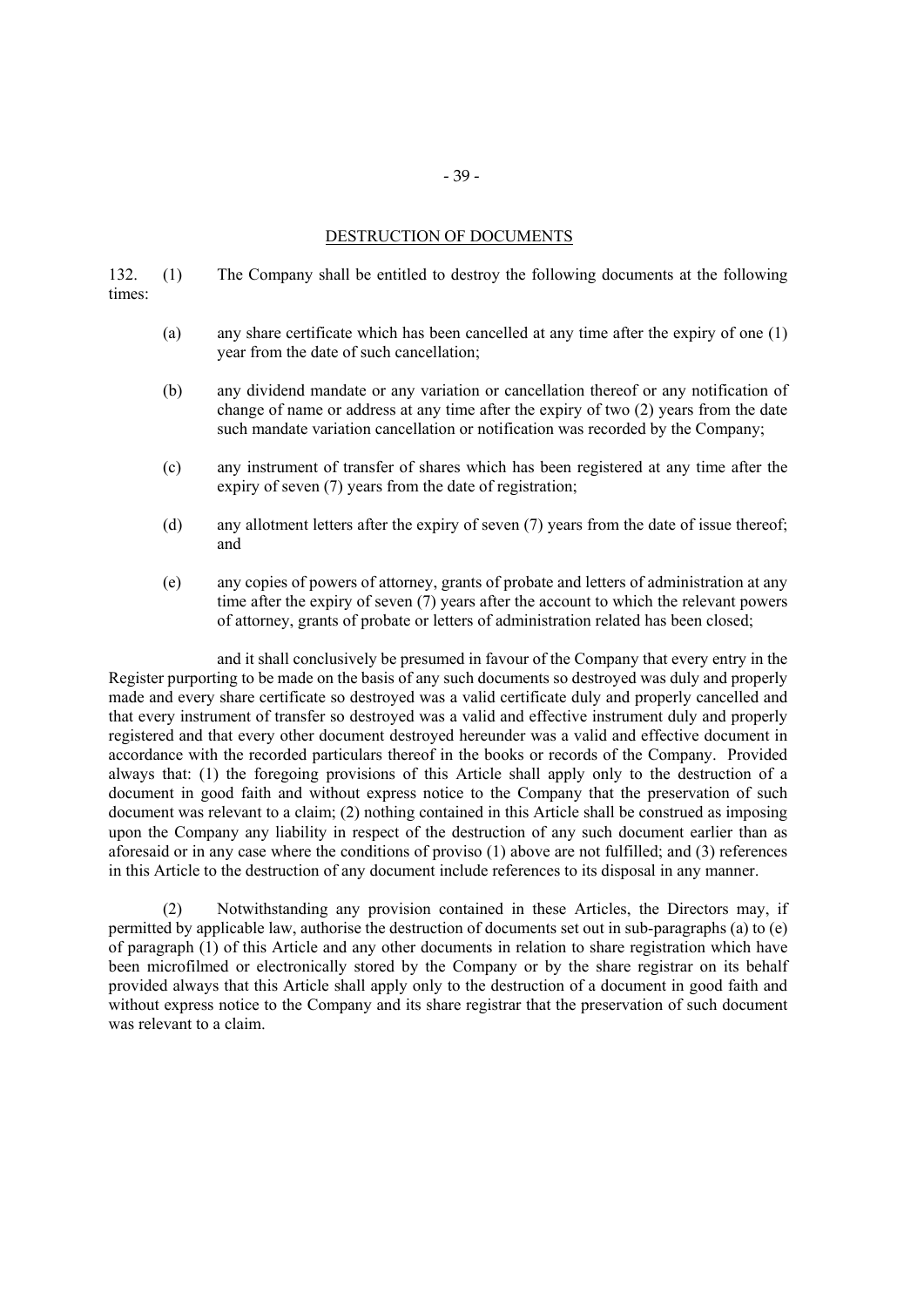## DESTRUCTION OF DOCUMENTS

132. (1) The Company shall be entitled to destroy the following documents at the following times:

(a) any share certificate which has been cancelled at any time after the expiry of one (1) year from the date of such cancellation;

(b) any dividend mandate or any variation or cancellation thereof or any notification of change of name or address at any time after the expiry of two (2) years from the date such mandate variation cancellation or notification was recorded by the Company;

(c) any instrument of transfer of shares which has been registered at any time after the expiry of seven (7) years from the date of registration;

(d) any allotment letters after the expiry of seven (7) years from the date of issue thereof; and

(e) any copies of powers of attorney, grants of probate and letters of administration at any time after the expiry of seven (7) years after the account to which the relevant powers of attorney, grants of probate or letters of administration related has been closed;

and it shall conclusively be presumed in favour of the Company that every entry in the Register purporting to be made on the basis of any such documents so destroyed was duly and properly made and every share certificate so destroyed was a valid certificate duly and properly cancelled and that every instrument of transfer so destroyed was a valid and effective instrument duly and properly registered and that every other document destroyed hereunder was a valid and effective document in accordance with the recorded particulars thereof in the books or records of the Company. Provided always that: (1) the foregoing provisions of this Article shall apply only to the destruction of a document in good faith and without express notice to the Company that the preservation of such document was relevant to a claim; (2) nothing contained in this Article shall be construed as imposing upon the Company any liability in respect of the destruction of any such document earlier than as aforesaid or in any case where the conditions of proviso (1) above are not fulfilled; and (3) references in this Article to the destruction of any document include references to its disposal in any manner.

(2) Notwithstanding any provision contained in these Articles, the Directors may, if permitted by applicable law, authorise the destruction of documents set out in sub-paragraphs (a) to (e) of paragraph (1) of this Article and any other documents in relation to share registration which have been microfilmed or electronically stored by the Company or by the share registrar on its behalf provided always that this Article shall apply only to the destruction of a document in good faith and without express notice to the Company and its share registrar that the preservation of such document was relevant to a claim.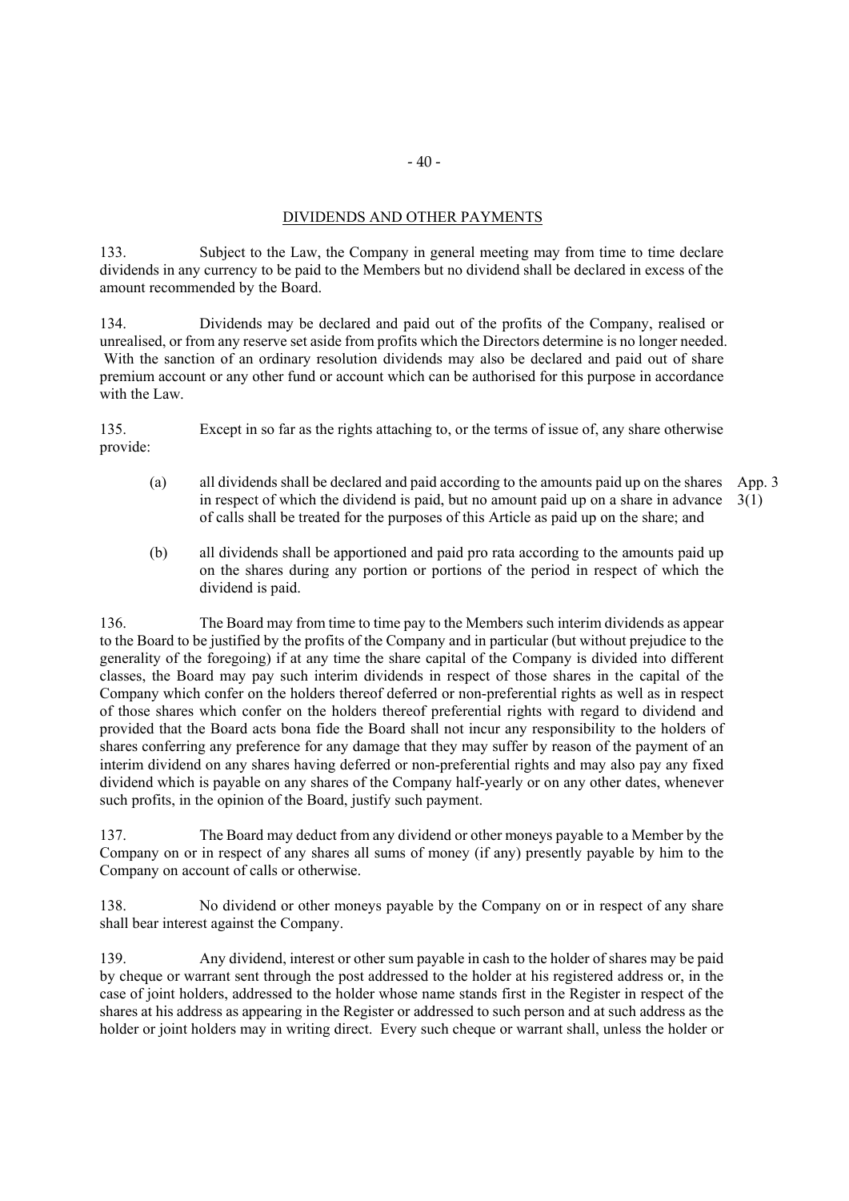## DIVIDENDS AND OTHER PAYMENTS

133. Subject to the Law, the Company in general meeting may from time to time declare dividends in any currency to be paid to the Members but no dividend shall be declared in excess of the amount recommended by the Board.

134. Dividends may be declared and paid out of the profits of the Company, realised or unrealised, or from any reserve set aside from profits which the Directors determine is no longer needed. With the sanction of an ordinary resolution dividends may also be declared and paid out of share premium account or any other fund or account which can be authorised for this purpose in accordance with the Law.

135. Except in so far as the rights attaching to, or the terms of issue of, any share otherwise provide:

(a) all dividends shall be declared and paid according to the amounts paid up on the shares in respect of which the dividend is paid, but no amount paid up on a share in advance of calls shall be treated for the purposes of this Article as paid up on the share; and

App. 3 3(1)

(b) all dividends shall be apportioned and paid pro rata according to the amounts paid up on the shares during any portion or portions of the period in respect of which the dividend is paid.

136. The Board may from time to time pay to the Members such interim dividends as appear to the Board to be justified by the profits of the Company and in particular (but without prejudice to the generality of the foregoing) if at any time the share capital of the Company is divided into different classes, the Board may pay such interim dividends in respect of those shares in the capital of the Company which confer on the holders thereof deferred or non-preferential rights as well as in respect of those shares which confer on the holders thereof preferential rights with regard to dividend and provided that the Board acts bona fide the Board shall not incur any responsibility to the holders of shares conferring any preference for any damage that they may suffer by reason of the payment of an interim dividend on any shares having deferred or non-preferential rights and may also pay any fixed dividend which is payable on any shares of the Company half-yearly or on any other dates, whenever such profits, in the opinion of the Board, justify such payment.

137. The Board may deduct from any dividend or other moneys payable to a Member by the Company on or in respect of any shares all sums of money (if any) presently payable by him to the Company on account of calls or otherwise.

138. No dividend or other moneys payable by the Company on or in respect of any share shall bear interest against the Company.

139. Any dividend, interest or other sum payable in cash to the holder of shares may be paid by cheque or warrant sent through the post addressed to the holder at his registered address or, in the case of joint holders, addressed to the holder whose name stands first in the Register in respect of the shares at his address as appearing in the Register or addressed to such person and at such address as the holder or joint holders may in writing direct. Every such cheque or warrant shall, unless the holder or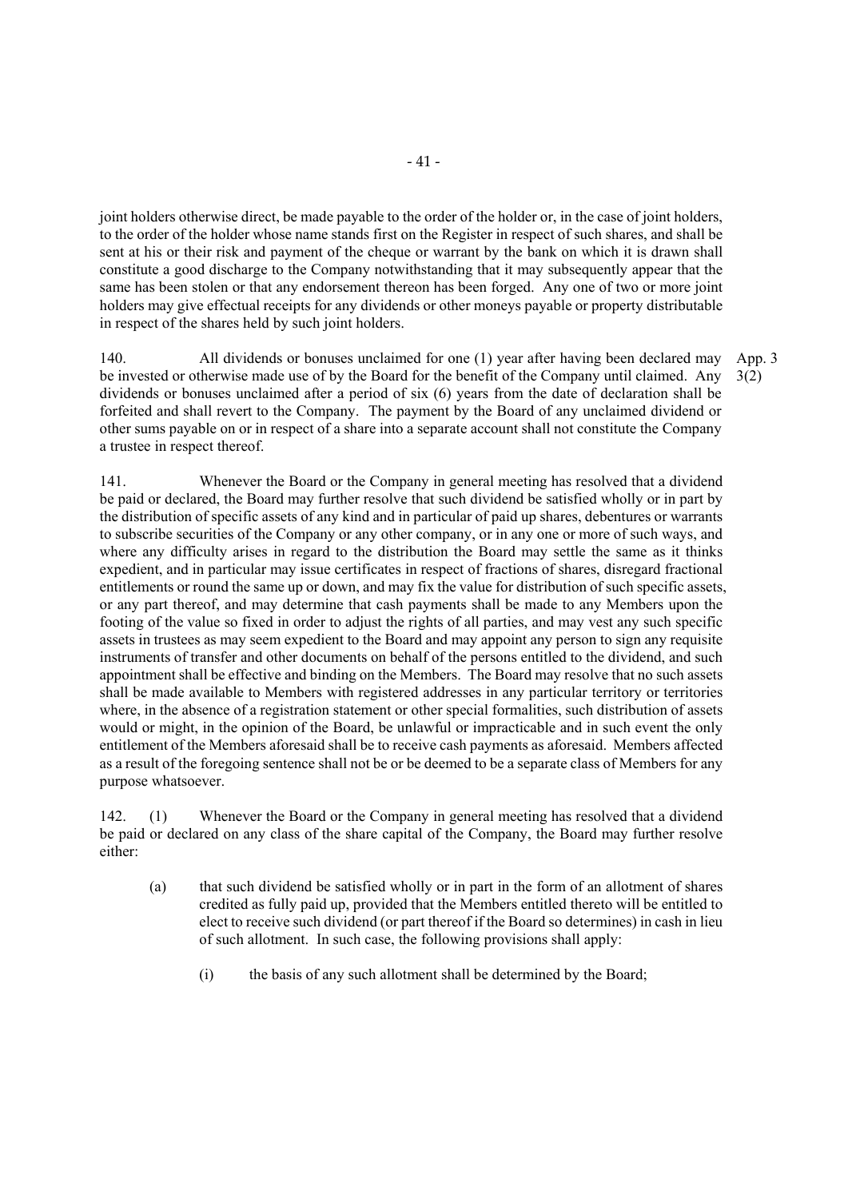joint holders otherwise direct, be made payable to the order of the holder or, in the case of joint holders, to the order of the holder whose name stands first on the Register in respect of such shares, and shall be sent at his or their risk and payment of the cheque or warrant by the bank on which it is drawn shall constitute a good discharge to the Company notwithstanding that it may subsequently appear that the same has been stolen or that any endorsement thereon has been forged. Any one of two or more joint holders may give effectual receipts for any dividends or other moneys payable or property distributable in respect of the shares held by such joint holders.

140. All dividends or bonuses unclaimed for one (1) year after having been declared may be invested or otherwise made use of by the Board for the benefit of the Company until claimed. Any dividends or bonuses unclaimed after a period of six (6) years from the date of declaration shall be forfeited and shall revert to the Company. The payment by the Board of any unclaimed dividend or other sums payable on or in respect of a share into a separate account shall not constitute the Company a trustee in respect thereof.

App. 3 3(2)

141. Whenever the Board or the Company in general meeting has resolved that a dividend be paid or declared, the Board may further resolve that such dividend be satisfied wholly or in part by the distribution of specific assets of any kind and in particular of paid up shares, debentures or warrants to subscribe securities of the Company or any other company, or in any one or more of such ways, and where any difficulty arises in regard to the distribution the Board may settle the same as it thinks expedient, and in particular may issue certificates in respect of fractions of shares, disregard fractional entitlements or round the same up or down, and may fix the value for distribution of such specific assets, or any part thereof, and may determine that cash payments shall be made to any Members upon the footing of the value so fixed in order to adjust the rights of all parties, and may vest any such specific assets in trustees as may seem expedient to the Board and may appoint any person to sign any requisite instruments of transfer and other documents on behalf of the persons entitled to the dividend, and such appointment shall be effective and binding on the Members. The Board may resolve that no such assets shall be made available to Members with registered addresses in any particular territory or territories where, in the absence of a registration statement or other special formalities, such distribution of assets would or might, in the opinion of the Board, be unlawful or impracticable and in such event the only entitlement of the Members aforesaid shall be to receive cash payments as aforesaid. Members affected as a result of the foregoing sentence shall not be or be deemed to be a separate class of Members for any purpose whatsoever.

142. (1) Whenever the Board or the Company in general meeting has resolved that a dividend be paid or declared on any class of the share capital of the Company, the Board may further resolve either:

(a) that such dividend be satisfied wholly or in part in the form of an allotment of shares credited as fully paid up, provided that the Members entitled thereto will be entitled to elect to receive such dividend (or part thereof if the Board so determines) in cash in lieu of such allotment. In such case, the following provisions shall apply:

(i) the basis of any such allotment shall be determined by the Board;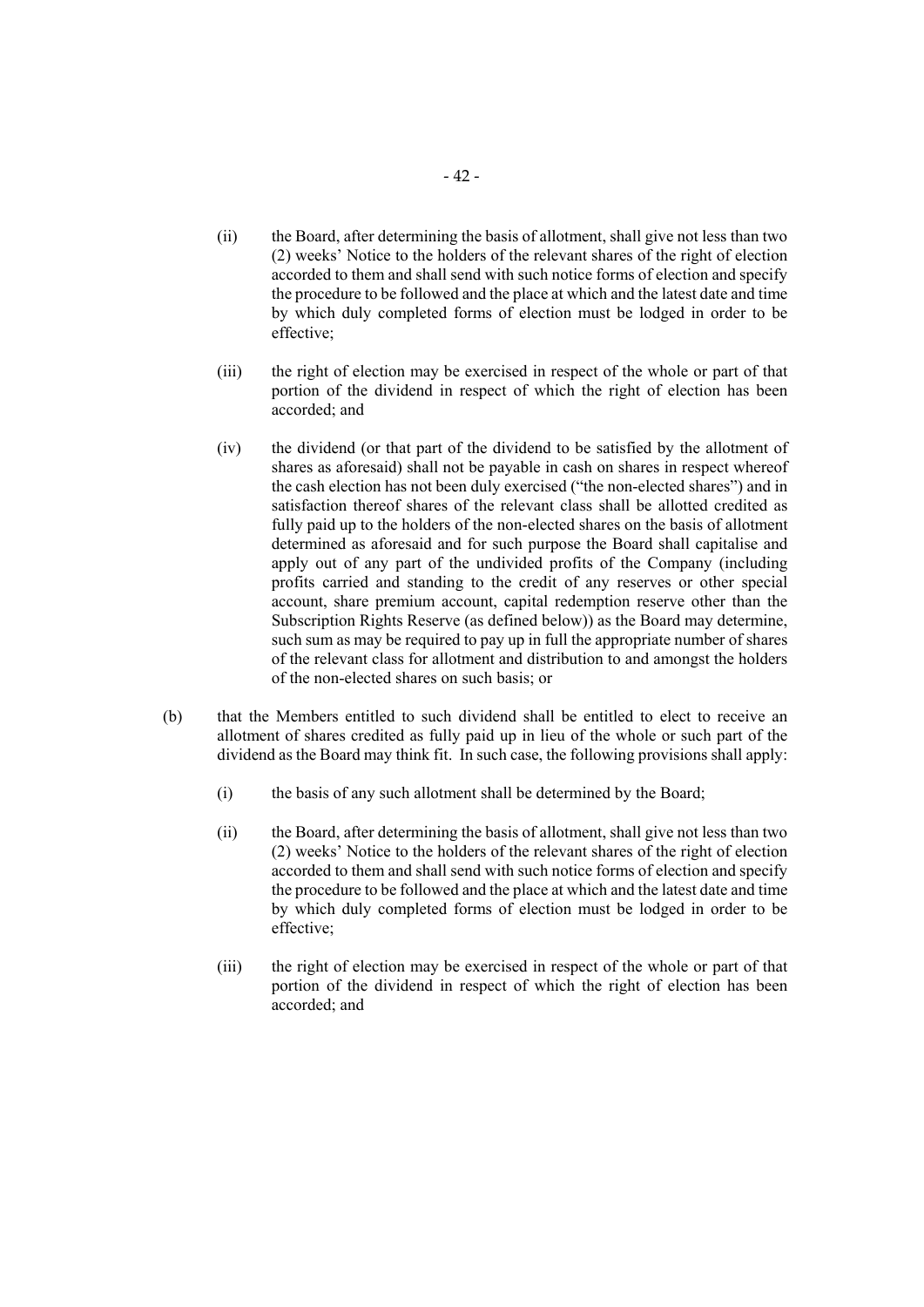(ii) the Board, after determining the basis of allotment, shall give not less than two (2) weeks' Notice to the holders of the relevant shares of the right of election accorded to them and shall send with such notice forms of election and specify the procedure to be followed and the place at which and the latest date and time by which duly completed forms of election must be lodged in order to be effective;

(iii) the right of election may be exercised in respect of the whole or part of that portion of the dividend in respect of which the right of election has been accorded; and

(iv) the dividend (or that part of the dividend to be satisfied by the allotment of shares as aforesaid) shall not be payable in cash on shares in respect whereof the cash election has not been duly exercised ("the non-elected shares") and in satisfaction thereof shares of the relevant class shall be allotted credited as fully paid up to the holders of the non-elected shares on the basis of allotment determined as aforesaid and for such purpose the Board shall capitalise and apply out of any part of the undivided profits of the Company (including profits carried and standing to the credit of any reserves or other special account, share premium account, capital redemption reserve other than the Subscription Rights Reserve (as defined below)) as the Board may determine, such sum as may be required to pay up in full the appropriate number of shares of the relevant class for allotment and distribution to and amongst the holders of the non-elected shares on such basis; or

(b) that the Members entitled to such dividend shall be entitled to elect to receive an allotment of shares credited as fully paid up in lieu of the whole or such part of the dividend as the Board may think fit. In such case, the following provisions shall apply:

(i) the basis of any such allotment shall be determined by the Board;

(ii) the Board, after determining the basis of allotment, shall give not less than two (2) weeks' Notice to the holders of the relevant shares of the right of election accorded to them and shall send with such notice forms of election and specify the procedure to be followed and the place at which and the latest date and time by which duly completed forms of election must be lodged in order to be effective;

(iii) the right of election may be exercised in respect of the whole or part of that portion of the dividend in respect of which the right of election has been accorded; and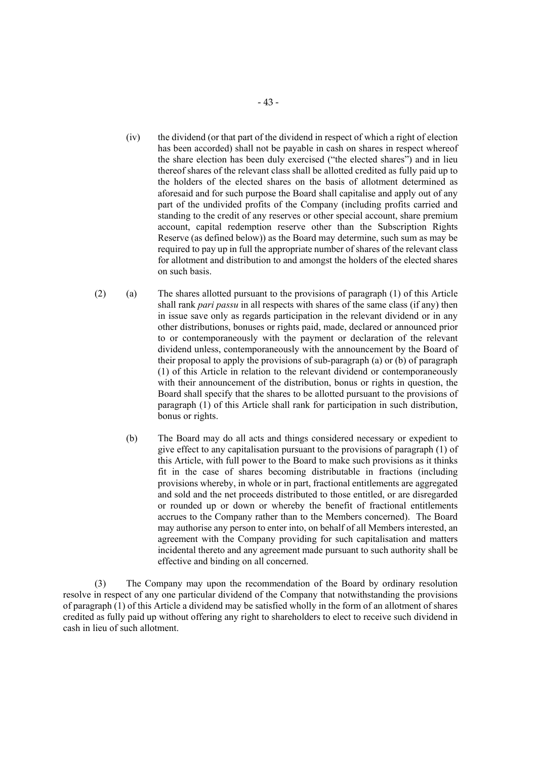(iv) the dividend (or that part of the dividend in respect of which a right of election has been accorded) shall not be payable in cash on shares in respect whereof the share election has been duly exercised ("the elected shares") and in lieu thereof shares of the relevant class shall be allotted credited as fully paid up to the holders of the elected shares on the basis of allotment determined as aforesaid and for such purpose the Board shall capitalise and apply out of any part of the undivided profits of the Company (including profits carried and standing to the credit of any reserves or other special account, share premium account, capital redemption reserve other than the Subscription Rights Reserve (as defined below)) as the Board may determine, such sum as may be required to pay up in full the appropriate number of shares of the relevant class for allotment and distribution to and amongst the holders of the elected shares on such basis.

(2) (a) The shares allotted pursuant to the provisions of paragraph (1) of this Article shall rank *pari passu* in all respects with shares of the same class (if any) then in issue save only as regards participation in the relevant dividend or in any other distributions, bonuses or rights paid, made, declared or announced prior to or contemporaneously with the payment or declaration of the relevant dividend unless, contemporaneously with the announcement by the Board of their proposal to apply the provisions of sub-paragraph (a) or (b) of paragraph (1) of this Article in relation to the relevant dividend or contemporaneously with their announcement of the distribution, bonus or rights in question, the Board shall specify that the shares to be allotted pursuant to the provisions of paragraph (1) of this Article shall rank for participation in such distribution, bonus or rights.

(b) The Board may do all acts and things considered necessary or expedient to give effect to any capitalisation pursuant to the provisions of paragraph (1) of this Article, with full power to the Board to make such provisions as it thinks fit in the case of shares becoming distributable in fractions (including provisions whereby, in whole or in part, fractional entitlements are aggregated and sold and the net proceeds distributed to those entitled, or are disregarded or rounded up or down or whereby the benefit of fractional entitlements accrues to the Company rather than to the Members concerned). The Board may authorise any person to enter into, on behalf of all Members interested, an agreement with the Company providing for such capitalisation and matters incidental thereto and any agreement made pursuant to such authority shall be effective and binding on all concerned.

(3) The Company may upon the recommendation of the Board by ordinary resolution resolve in respect of any one particular dividend of the Company that notwithstanding the provisions of paragraph (1) of this Article a dividend may be satisfied wholly in the form of an allotment of shares credited as fully paid up without offering any right to shareholders to elect to receive such dividend in cash in lieu of such allotment.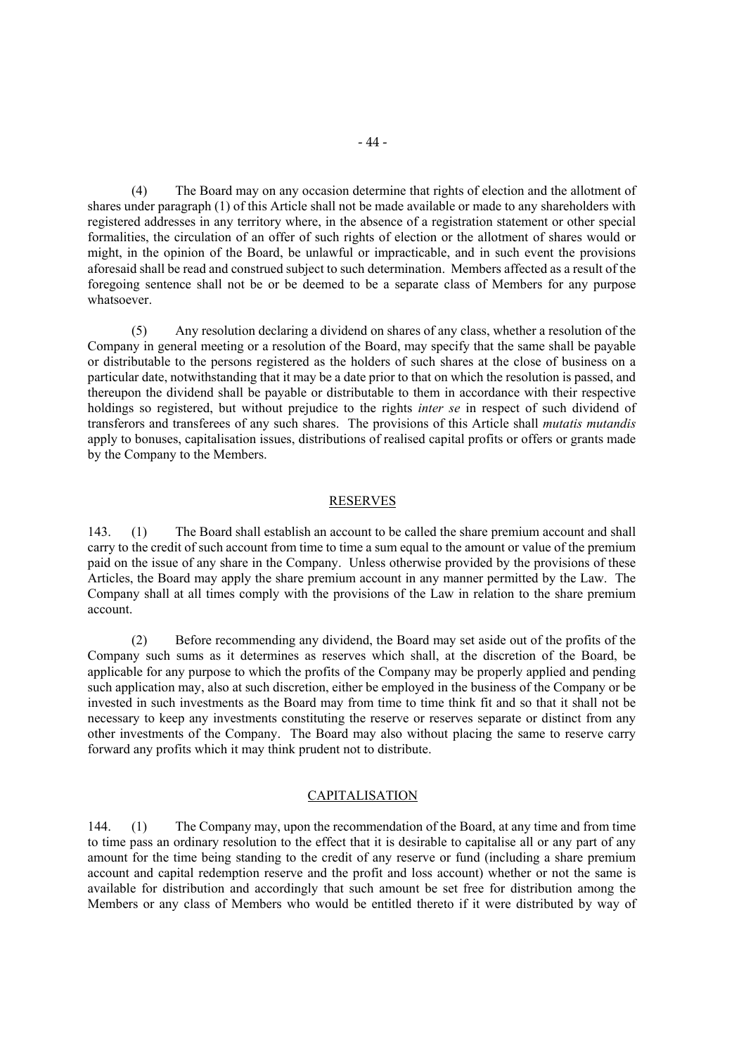(4) The Board may on any occasion determine that rights of election and the allotment of shares under paragraph (1) of this Article shall not be made available or made to any shareholders with registered addresses in any territory where, in the absence of a registration statement or other special formalities, the circulation of an offer of such rights of election or the allotment of shares would or might, in the opinion of the Board, be unlawful or impracticable, and in such event the provisions aforesaid shall be read and construed subject to such determination. Members affected as a result of the foregoing sentence shall not be or be deemed to be a separate class of Members for any purpose whatsoever.

(5) Any resolution declaring a dividend on shares of any class, whether a resolution of the Company in general meeting or a resolution of the Board, may specify that the same shall be payable or distributable to the persons registered as the holders of such shares at the close of business on a particular date, notwithstanding that it may be a date prior to that on which the resolution is passed, and thereupon the dividend shall be payable or distributable to them in accordance with their respective holdings so registered, but without prejudice to the rights *inter se* in respect of such dividend of transferors and transferees of any such shares. The provisions of this Article shall *mutatis mutandis* apply to bonuses, capitalisation issues, distributions of realised capital profits or offers or grants made by the Company to the Members.

## RESERVES

143. (1) The Board shall establish an account to be called the share premium account and shall carry to the credit of such account from time to time a sum equal to the amount or value of the premium paid on the issue of any share in the Company. Unless otherwise provided by the provisions of these Articles, the Board may apply the share premium account in any manner permitted by the Law. The Company shall at all times comply with the provisions of the Law in relation to the share premium account.

(2) Before recommending any dividend, the Board may set aside out of the profits of the Company such sums as it determines as reserves which shall, at the discretion of the Board, be applicable for any purpose to which the profits of the Company may be properly applied and pending such application may, also at such discretion, either be employed in the business of the Company or be invested in such investments as the Board may from time to time think fit and so that it shall not be necessary to keep any investments constituting the reserve or reserves separate or distinct from any other investments of the Company. The Board may also without placing the same to reserve carry forward any profits which it may think prudent not to distribute.

## CAPITALISATION

144. (1) The Company may, upon the recommendation of the Board, at any time and from time to time pass an ordinary resolution to the effect that it is desirable to capitalise all or any part of any amount for the time being standing to the credit of any reserve or fund (including a share premium account and capital redemption reserve and the profit and loss account) whether or not the same is available for distribution and accordingly that such amount be set free for distribution among the Members or any class of Members who would be entitled thereto if it were distributed by way of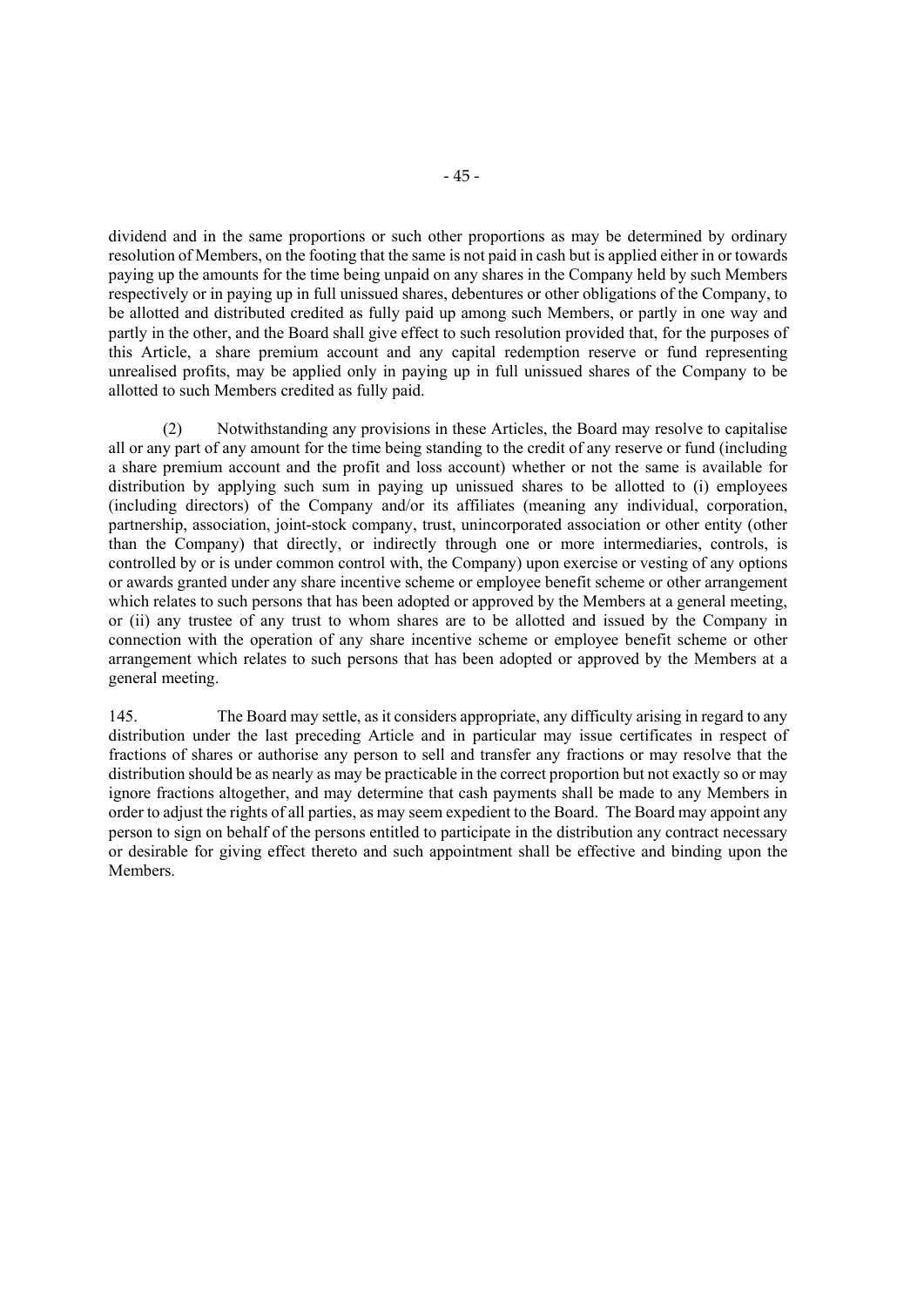dividend and in the same proportions or such other proportions as may be determined by ordinary resolution of Members, on the footing that the same is not paid in cash but is applied either in or towards paying up the amounts for the time being unpaid on any shares in the Company held by such Members respectively or in paying up in full unissued shares, debentures or other obligations of the Company, to be allotted and distributed credited as fully paid up among such Members, or partly in one way and partly in the other, and the Board shall give effect to such resolution provided that, for the purposes of this Article, a share premium account and any capital redemption reserve or fund representing unrealised profits, may be applied only in paying up in full unissued shares of the Company to be allotted to such Members credited as fully paid.

(2) Notwithstanding any provisions in these Articles, the Board may resolve to capitalise all or any part of any amount for the time being standing to the credit of any reserve or fund (including a share premium account and the profit and loss account) whether or not the same is available for distribution by applying such sum in paying up unissued shares to be allotted to (i) employees (including directors) of the Company and/or its affiliates (meaning any individual, corporation, partnership, association, joint-stock company, trust, unincorporated association or other entity (other than the Company) that directly, or indirectly through one or more intermediaries, controls, is controlled by or is under common control with, the Company) upon exercise or vesting of any options or awards granted under any share incentive scheme or employee benefit scheme or other arrangement which relates to such persons that has been adopted or approved by the Members at a general meeting, or (ii) any trustee of any trust to whom shares are to be allotted and issued by the Company in connection with the operation of any share incentive scheme or employee benefit scheme or other arrangement which relates to such persons that has been adopted or approved by the Members at a general meeting.

145. The Board may settle, as it considers appropriate, any difficulty arising in regard to any distribution under the last preceding Article and in particular may issue certificates in respect of fractions of shares or authorise any person to sell and transfer any fractions or may resolve that the distribution should be as nearly as may be practicable in the correct proportion but not exactly so or may ignore fractions altogether, and may determine that cash payments shall be made to any Members in order to adjust the rights of all parties, as may seem expedient to the Board. The Board may appoint any person to sign on behalf of the persons entitled to participate in the distribution any contract necessary or desirable for giving effect thereto and such appointment shall be effective and binding upon the Members.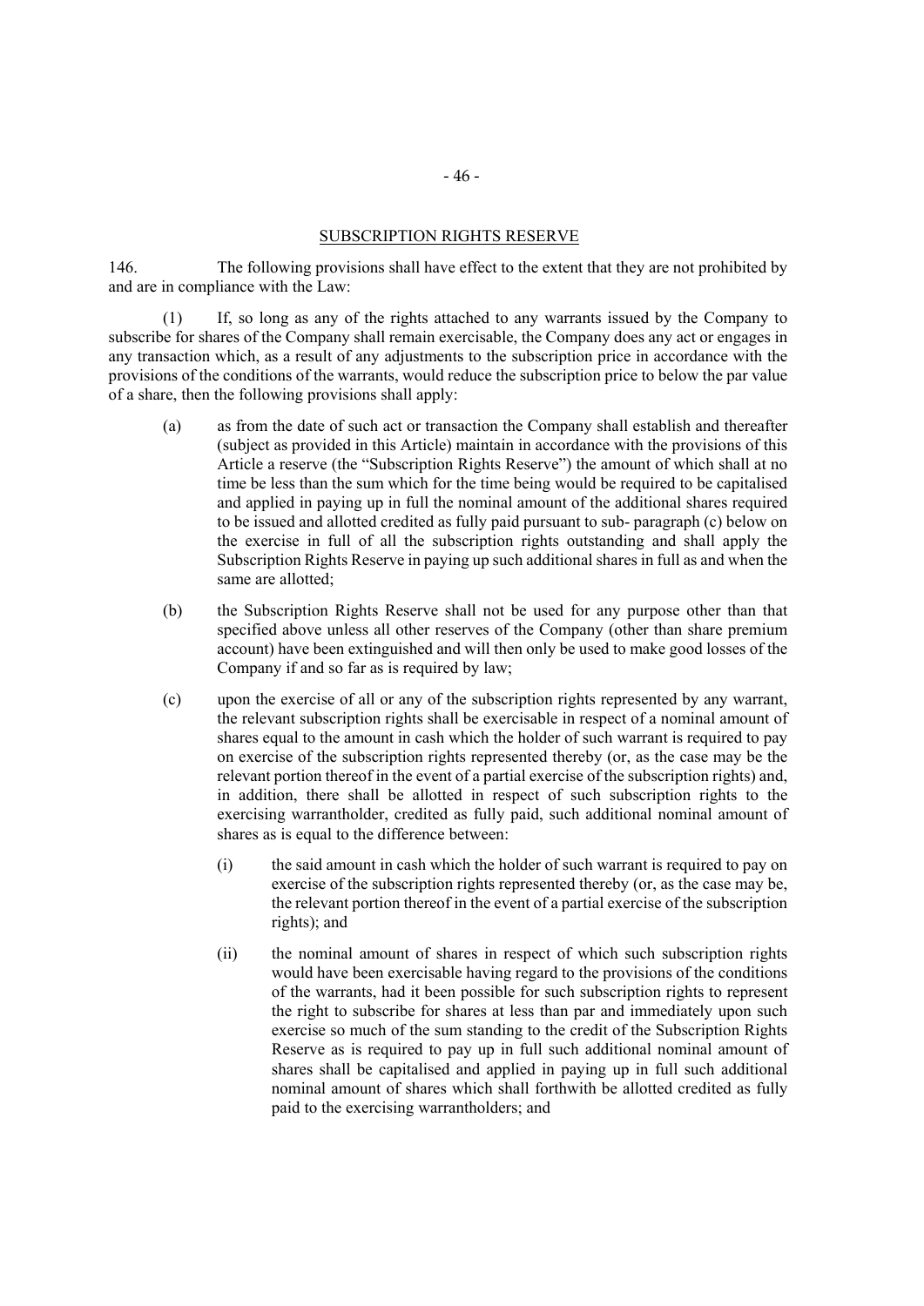## SUBSCRIPTION RIGHTS RESERVE

146. The following provisions shall have effect to the extent that they are not prohibited by and are in compliance with the Law:

(1) If, so long as any of the rights attached to any warrants issued by the Company to subscribe for shares of the Company shall remain exercisable, the Company does any act or engages in any transaction which, as a result of any adjustments to the subscription price in accordance with the provisions of the conditions of the warrants, would reduce the subscription price to below the par value of a share, then the following provisions shall apply:

(a) as from the date of such act or transaction the Company shall establish and thereafter (subject as provided in this Article) maintain in accordance with the provisions of this Article a reserve (the "Subscription Rights Reserve") the amount of which shall at no time be less than the sum which for the time being would be required to be capitalised and applied in paying up in full the nominal amount of the additional shares required to be issued and allotted credited as fully paid pursuant to sub- paragraph (c) below on the exercise in full of all the subscription rights outstanding and shall apply the Subscription Rights Reserve in paying up such additional shares in full as and when the same are allotted;

(b) the Subscription Rights Reserve shall not be used for any purpose other than that specified above unless all other reserves of the Company (other than share premium account) have been extinguished and will then only be used to make good losses of the Company if and so far as is required by law;

(c) upon the exercise of all or any of the subscription rights represented by any warrant, the relevant subscription rights shall be exercisable in respect of a nominal amount of shares equal to the amount in cash which the holder of such warrant is required to pay on exercise of the subscription rights represented thereby (or, as the case may be the relevant portion thereof in the event of a partial exercise of the subscription rights) and, in addition, there shall be allotted in respect of such subscription rights to the exercising warrantholder, credited as fully paid, such additional nominal amount of shares as is equal to the difference between:

(i) the said amount in cash which the holder of such warrant is required to pay on exercise of the subscription rights represented thereby (or, as the case may be, the relevant portion thereof in the event of a partial exercise of the subscription rights); and

(ii) the nominal amount of shares in respect of which such subscription rights would have been exercisable having regard to the provisions of the conditions of the warrants, had it been possible for such subscription rights to represent the right to subscribe for shares at less than par and immediately upon such exercise so much of the sum standing to the credit of the Subscription Rights Reserve as is required to pay up in full such additional nominal amount of shares shall be capitalised and applied in paying up in full such additional nominal amount of shares which shall forthwith be allotted credited as fully paid to the exercising warrantholders; and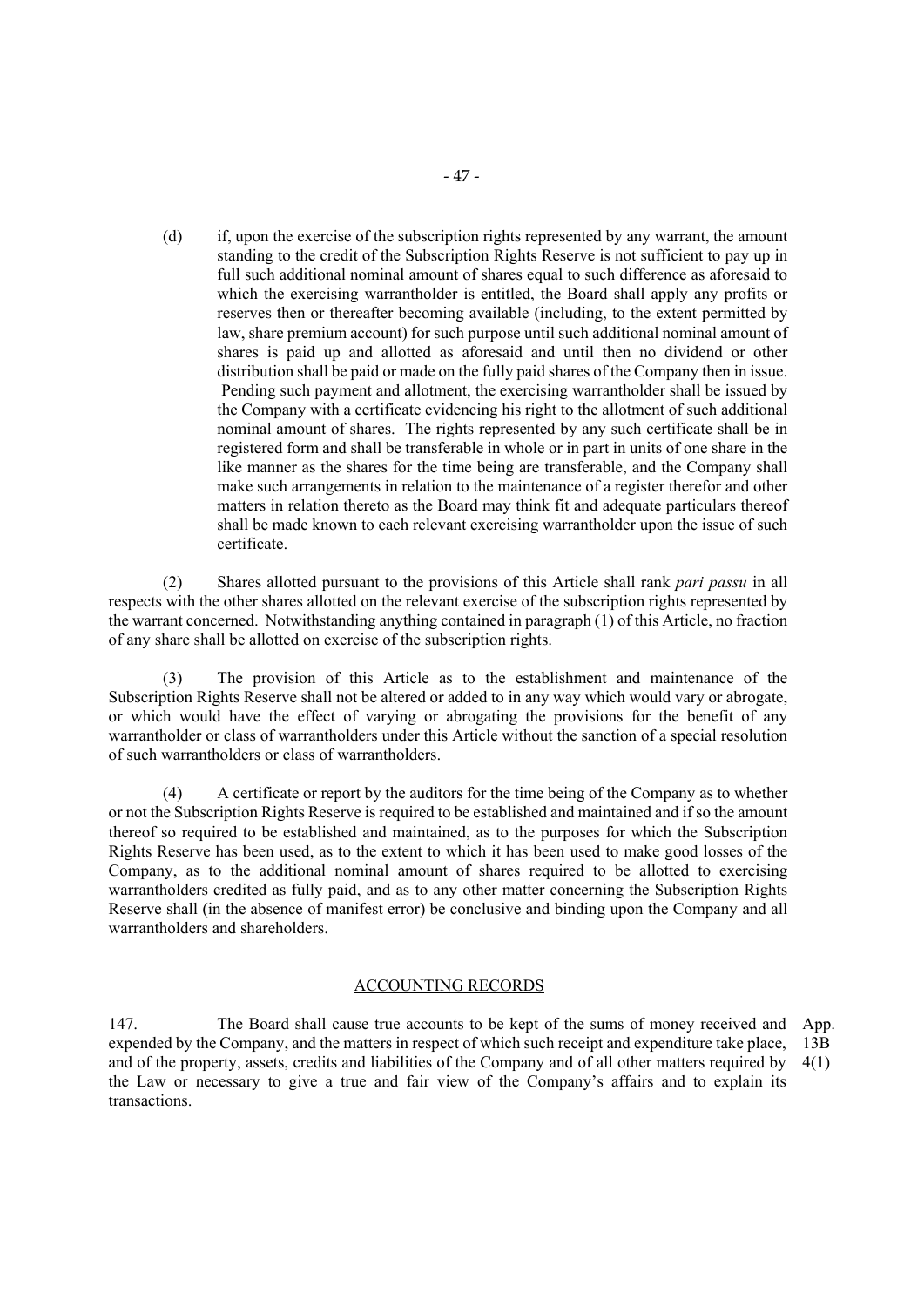(d) if, upon the exercise of the subscription rights represented by any warrant, the amount standing to the credit of the Subscription Rights Reserve is not sufficient to pay up in full such additional nominal amount of shares equal to such difference as aforesaid to which the exercising warrantholder is entitled, the Board shall apply any profits or reserves then or thereafter becoming available (including, to the extent permitted by law, share premium account) for such purpose until such additional nominal amount of shares is paid up and allotted as aforesaid and until then no dividend or other distribution shall be paid or made on the fully paid shares of the Company then in issue. Pending such payment and allotment, the exercising warrantholder shall be issued by the Company with a certificate evidencing his right to the allotment of such additional nominal amount of shares. The rights represented by any such certificate shall be in registered form and shall be transferable in whole or in part in units of one share in the like manner as the shares for the time being are transferable, and the Company shall make such arrangements in relation to the maintenance of a register therefor and other matters in relation thereto as the Board may think fit and adequate particulars thereof shall be made known to each relevant exercising warrantholder upon the issue of such certificate.

(2) Shares allotted pursuant to the provisions of this Article shall rank *pari passu* in all respects with the other shares allotted on the relevant exercise of the subscription rights represented by the warrant concerned. Notwithstanding anything contained in paragraph (1) of this Article, no fraction of any share shall be allotted on exercise of the subscription rights.

(3) The provision of this Article as to the establishment and maintenance of the Subscription Rights Reserve shall not be altered or added to in any way which would vary or abrogate, or which would have the effect of varying or abrogating the provisions for the benefit of any warrantholder or class of warrantholders under this Article without the sanction of a special resolution of such warrantholders or class of warrantholders.

(4) A certificate or report by the auditors for the time being of the Company as to whether or not the Subscription Rights Reserve is required to be established and maintained and if so the amount thereof so required to be established and maintained, as to the purposes for which the Subscription Rights Reserve has been used, as to the extent to which it has been used to make good losses of the Company, as to the additional nominal amount of shares required to be allotted to exercising warrantholders credited as fully paid, and as to any other matter concerning the Subscription Rights Reserve shall (in the absence of manifest error) be conclusive and binding upon the Company and all warrantholders and shareholders.

## ACCOUNTING RECORDS

147. The Board shall cause true accounts to be kept of the sums of money received and expended by the Company, and the matters in respect of which such receipt and expenditure take place, and of the property, assets, credits and liabilities of the Company and of all other matters required by the Law or necessary to give a true and fair view of the Company's affairs and to explain its transactions.

App. 13B 4(1)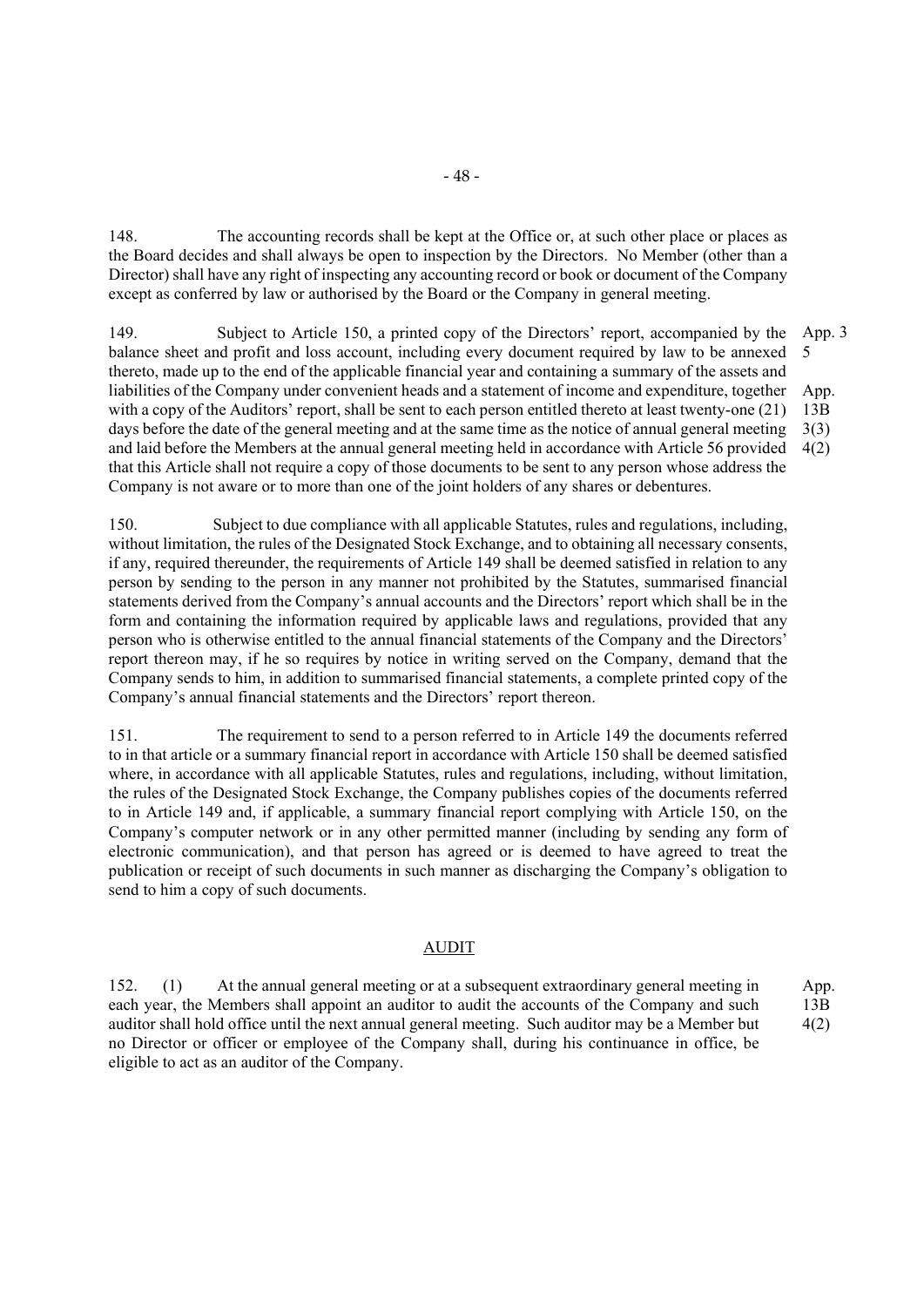148. The accounting records shall be kept at the Office or, at such other place or places as the Board decides and shall always be open to inspection by the Directors. No Member (other than a Director) shall have any right of inspecting any accounting record or book or document of the Company except as conferred by law or authorised by the Board or the Company in general meeting.

149. Subject to Article 150, a printed copy of the Directors' report, accompanied by the balance sheet and profit and loss account, including every document required by law to be annexed thereto, made up to the end of the applicable financial year and containing a summary of the assets and liabilities of the Company under convenient heads and a statement of income and expenditure, together with a copy of the Auditors' report, shall be sent to each person entitled thereto at least twenty-one (21) days before the date of the general meeting and at the same time as the notice of annual general meeting and laid before the Members at the annual general meeting held in accordance with Article 56 provided that this Article shall not require a copy of those documents to be sent to any person whose address the Company is not aware or to more than one of the joint holders of any shares or debentures.

App. 3 5

App. 13B 3(3) 4(2)

150. Subject to due compliance with all applicable Statutes, rules and regulations, including, without limitation, the rules of the Designated Stock Exchange, and to obtaining all necessary consents, if any, required thereunder, the requirements of Article 149 shall be deemed satisfied in relation to any person by sending to the person in any manner not prohibited by the Statutes, summarised financial statements derived from the Company's annual accounts and the Directors' report which shall be in the form and containing the information required by applicable laws and regulations, provided that any person who is otherwise entitled to the annual financial statements of the Company and the Directors' report thereon may, if he so requires by notice in writing served on the Company, demand that the Company sends to him, in addition to summarised financial statements, a complete printed copy of the Company's annual financial statements and the Directors' report thereon.

151. The requirement to send to a person referred to in Article 149 the documents referred to in that article or a summary financial report in accordance with Article 150 shall be deemed satisfied where, in accordance with all applicable Statutes, rules and regulations, including, without limitation, the rules of the Designated Stock Exchange, the Company publishes copies of the documents referred to in Article 149 and, if applicable, a summary financial report complying with Article 150, on the Company's computer network or in any other permitted manner (including by sending any form of electronic communication), and that person has agreed or is deemed to have agreed to treat the publication or receipt of such documents in such manner as discharging the Company's obligation to send to him a copy of such documents.

## AUDIT

152. (1) At the annual general meeting or at a subsequent extraordinary general meeting in each year, the Members shall appoint an auditor to audit the accounts of the Company and such auditor shall hold office until the next annual general meeting. Such auditor may be a Member but no Director or officer or employee of the Company shall, during his continuance in office, be eligible to act as an auditor of the Company.

App. 13B 4(2)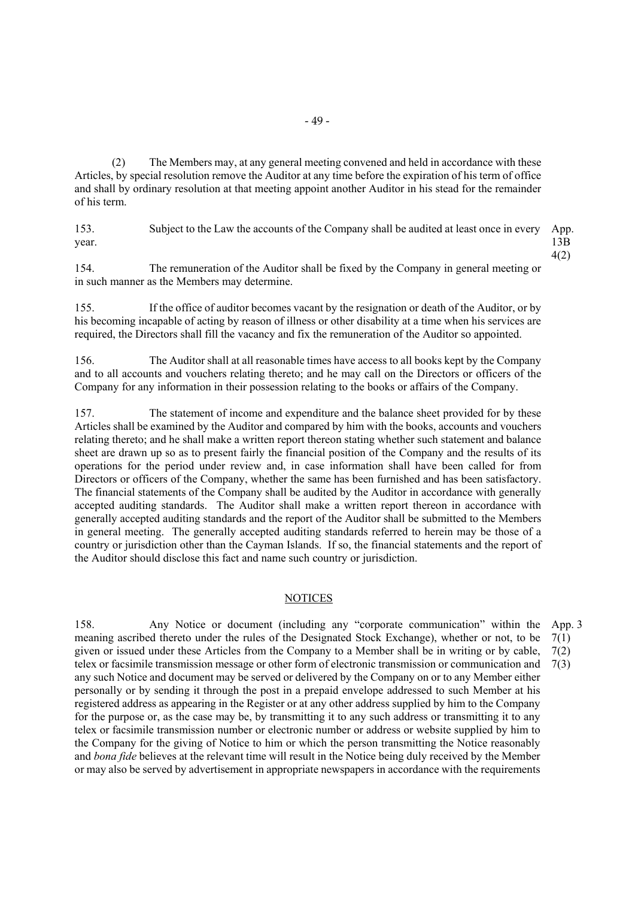(2) The Members may, at any general meeting convened and held in accordance with these Articles, by special resolution remove the Auditor at any time before the expiration of his term of office and shall by ordinary resolution at that meeting appoint another Auditor in his stead for the remainder of his term.

153. Subject to the Law the accounts of the Company shall be audited at least once in every year. App. 13B 4(2)

154. The remuneration of the Auditor shall be fixed by the Company in general meeting or in such manner as the Members may determine.

155. If the office of auditor becomes vacant by the resignation or death of the Auditor, or by his becoming incapable of acting by reason of illness or other disability at a time when his services are required, the Directors shall fill the vacancy and fix the remuneration of the Auditor so appointed.

156. The Auditor shall at all reasonable times have access to all books kept by the Company and to all accounts and vouchers relating thereto; and he may call on the Directors or officers of the Company for any information in their possession relating to the books or affairs of the Company.

157. The statement of income and expenditure and the balance sheet provided for by these Articles shall be examined by the Auditor and compared by him with the books, accounts and vouchers relating thereto; and he shall make a written report thereon stating whether such statement and balance sheet are drawn up so as to present fairly the financial position of the Company and the results of its operations for the period under review and, in case information shall have been called for from Directors or officers of the Company, whether the same has been furnished and has been satisfactory. The financial statements of the Company shall be audited by the Auditor in accordance with generally accepted auditing standards. The Auditor shall make a written report thereon in accordance with generally accepted auditing standards and the report of the Auditor shall be submitted to the Members in general meeting. The generally accepted auditing standards referred to herein may be those of a country or jurisdiction other than the Cayman Islands. If so, the financial statements and the report of the Auditor should disclose this fact and name such country or jurisdiction.

## NOTICES

158. Any Notice or document (including any "corporate communication" within the meaning ascribed thereto under the rules of the Designated Stock Exchange), whether or not, to be given or issued under these Articles from the Company to a Member shall be in writing or by cable, telex or facsimile transmission message or other form of electronic transmission or communication and any such Notice and document may be served or delivered by the Company on or to any Member either personally or by sending it through the post in a prepaid envelope addressed to such Member at his registered address as appearing in the Register or at any other address supplied by him to the Company for the purpose or, as the case may be, by transmitting it to any such address or transmitting it to any telex or facsimile transmission number or electronic number or address or website supplied by him to the Company for the giving of Notice to him or which the person transmitting the Notice reasonably and *bona fide* believes at the relevant time will result in the Notice being duly received by the Member or may also be served by advertisement in appropriate newspapers in accordance with the requirements App. 3 7(1) 7(2) 7(3)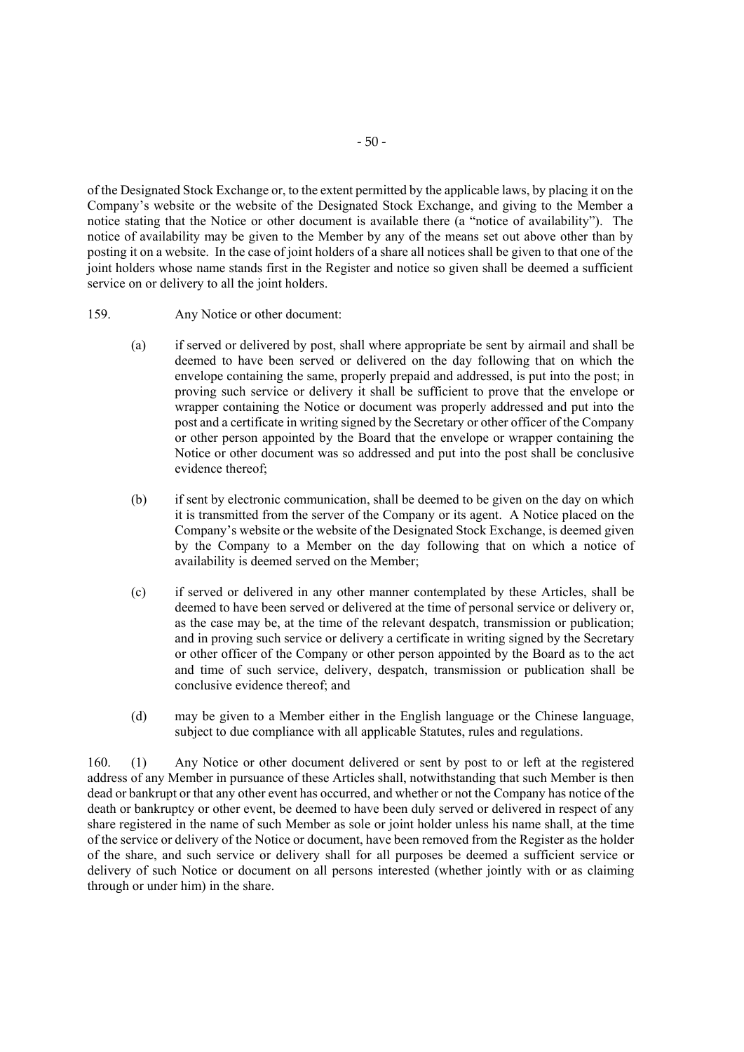of the Designated Stock Exchange or, to the extent permitted by the applicable laws, by placing it on the Company's website or the website of the Designated Stock Exchange, and giving to the Member a notice stating that the Notice or other document is available there (a "notice of availability"). The notice of availability may be given to the Member by any of the means set out above other than by posting it on a website. In the case of joint holders of a share all notices shall be given to that one of the joint holders whose name stands first in the Register and notice so given shall be deemed a sufficient service on or delivery to all the joint holders.

159. Any Notice or other document:

(a) if served or delivered by post, shall where appropriate be sent by airmail and shall be deemed to have been served or delivered on the day following that on which the envelope containing the same, properly prepaid and addressed, is put into the post; in proving such service or delivery it shall be sufficient to prove that the envelope or wrapper containing the Notice or document was properly addressed and put into the post and a certificate in writing signed by the Secretary or other officer of the Company or other person appointed by the Board that the envelope or wrapper containing the Notice or other document was so addressed and put into the post shall be conclusive evidence thereof;

(b) if sent by electronic communication, shall be deemed to be given on the day on which it is transmitted from the server of the Company or its agent. A Notice placed on the Company's website or the website of the Designated Stock Exchange, is deemed given by the Company to a Member on the day following that on which a notice of availability is deemed served on the Member;

(c) if served or delivered in any other manner contemplated by these Articles, shall be deemed to have been served or delivered at the time of personal service or delivery or, as the case may be, at the time of the relevant despatch, transmission or publication; and in proving such service or delivery a certificate in writing signed by the Secretary or other officer of the Company or other person appointed by the Board as to the act and time of such service, delivery, despatch, transmission or publication shall be conclusive evidence thereof; and

(d) may be given to a Member either in the English language or the Chinese language, subject to due compliance with all applicable Statutes, rules and regulations.

160. (1) Any Notice or other document delivered or sent by post to or left at the registered address of any Member in pursuance of these Articles shall, notwithstanding that such Member is then dead or bankrupt or that any other event has occurred, and whether or not the Company has notice of the death or bankruptcy or other event, be deemed to have been duly served or delivered in respect of any share registered in the name of such Member as sole or joint holder unless his name shall, at the time of the service or delivery of the Notice or document, have been removed from the Register as the holder of the share, and such service or delivery shall for all purposes be deemed a sufficient service or delivery of such Notice or document on all persons interested (whether jointly with or as claiming through or under him) in the share.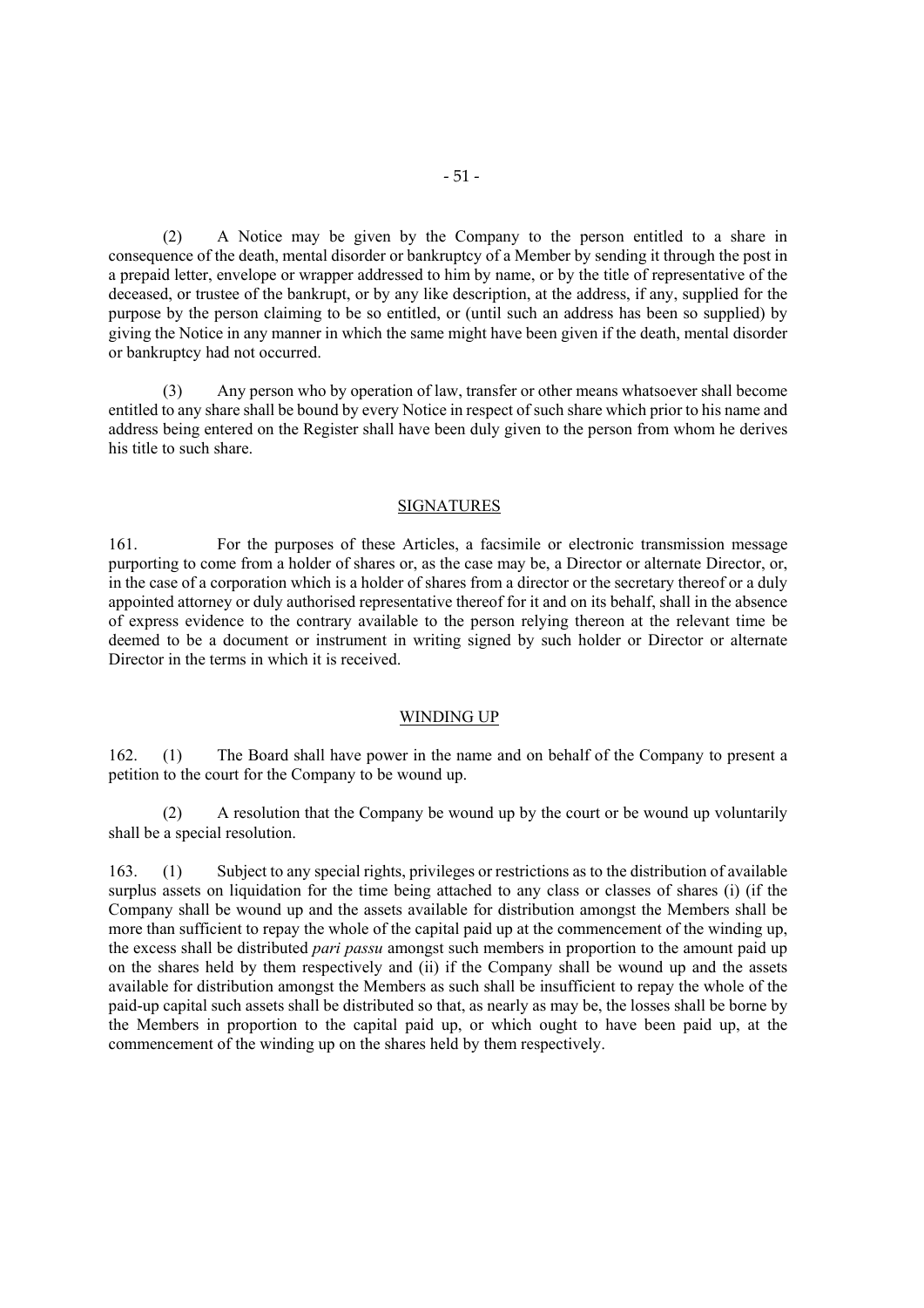(2) A Notice may be given by the Company to the person entitled to a share in consequence of the death, mental disorder or bankruptcy of a Member by sending it through the post in a prepaid letter, envelope or wrapper addressed to him by name, or by the title of representative of the deceased, or trustee of the bankrupt, or by any like description, at the address, if any, supplied for the purpose by the person claiming to be so entitled, or (until such an address has been so supplied) by giving the Notice in any manner in which the same might have been given if the death, mental disorder or bankruptcy had not occurred.

(3) Any person who by operation of law, transfer or other means whatsoever shall become entitled to any share shall be bound by every Notice in respect of such share which prior to his name and address being entered on the Register shall have been duly given to the person from whom he derives his title to such share.

## SIGNATURES

161. For the purposes of these Articles, a facsimile or electronic transmission message purporting to come from a holder of shares or, as the case may be, a Director or alternate Director, or, in the case of a corporation which is a holder of shares from a director or the secretary thereof or a duly appointed attorney or duly authorised representative thereof for it and on its behalf, shall in the absence of express evidence to the contrary available to the person relying thereon at the relevant time be deemed to be a document or instrument in writing signed by such holder or Director or alternate Director in the terms in which it is received.

## WINDING UP

162. (1) The Board shall have power in the name and on behalf of the Company to present a petition to the court for the Company to be wound up.

(2) A resolution that the Company be wound up by the court or be wound up voluntarily shall be a special resolution.

163. (1) Subject to any special rights, privileges or restrictions as to the distribution of available surplus assets on liquidation for the time being attached to any class or classes of shares (i) (if the Company shall be wound up and the assets available for distribution amongst the Members shall be more than sufficient to repay the whole of the capital paid up at the commencement of the winding up, the excess shall be distributed *pari passu* amongst such members in proportion to the amount paid up on the shares held by them respectively and (ii) if the Company shall be wound up and the assets available for distribution amongst the Members as such shall be insufficient to repay the whole of the paid-up capital such assets shall be distributed so that, as nearly as may be, the losses shall be borne by the Members in proportion to the capital paid up, or which ought to have been paid up, at the commencement of the winding up on the shares held by them respectively.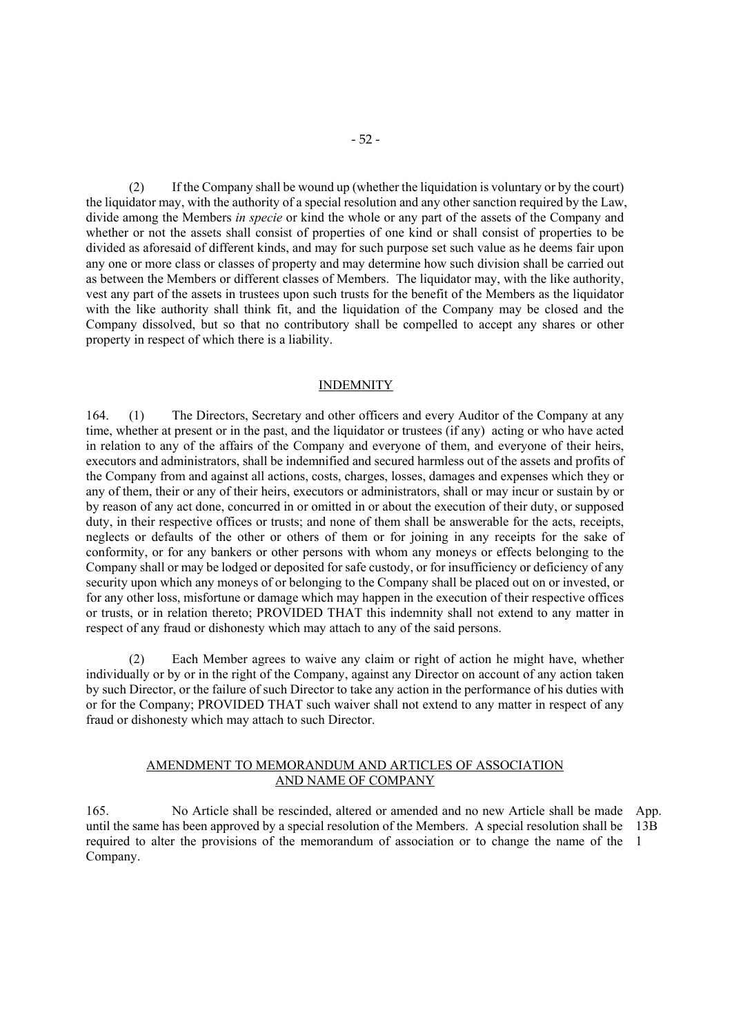(2) If the Company shall be wound up (whether the liquidation is voluntary or by the court) the liquidator may, with the authority of a special resolution and any other sanction required by the Law, divide among the Members *in specie* or kind the whole or any part of the assets of the Company and whether or not the assets shall consist of properties of one kind or shall consist of properties to be divided as aforesaid of different kinds, and may for such purpose set such value as he deems fair upon any one or more class or classes of property and may determine how such division shall be carried out as between the Members or different classes of Members. The liquidator may, with the like authority, vest any part of the assets in trustees upon such trusts for the benefit of the Members as the liquidator with the like authority shall think fit, and the liquidation of the Company may be closed and the Company dissolved, but so that no contributory shall be compelled to accept any shares or other property in respect of which there is a liability.

## INDEMNITY

164. (1) The Directors, Secretary and other officers and every Auditor of the Company at any time, whether at present or in the past, and the liquidator or trustees (if any) acting or who have acted in relation to any of the affairs of the Company and everyone of them, and everyone of their heirs, executors and administrators, shall be indemnified and secured harmless out of the assets and profits of the Company from and against all actions, costs, charges, losses, damages and expenses which they or any of them, their or any of their heirs, executors or administrators, shall or may incur or sustain by or by reason of any act done, concurred in or omitted in or about the execution of their duty, or supposed duty, in their respective offices or trusts; and none of them shall be answerable for the acts, receipts, neglects or defaults of the other or others of them or for joining in any receipts for the sake of conformity, or for any bankers or other persons with whom any moneys or effects belonging to the Company shall or may be lodged or deposited for safe custody, or for insufficiency or deficiency of any security upon which any moneys of or belonging to the Company shall be placed out on or invested, or for any other loss, misfortune or damage which may happen in the execution of their respective offices or trusts, or in relation thereto; PROVIDED THAT this indemnity shall not extend to any matter in respect of any fraud or dishonesty which may attach to any of the said persons.

(2) Each Member agrees to waive any claim or right of action he might have, whether individually or by or in the right of the Company, against any Director on account of any action taken by such Director, or the failure of such Director to take any action in the performance of his duties with or for the Company; PROVIDED THAT such waiver shall not extend to any matter in respect of any fraud or dishonesty which may attach to such Director.

## AMENDMENT TO MEMORANDUM AND ARTICLES OF ASSOCIATION AND NAME OF COMPANY

165. No Article shall be rescinded, altered or amended and no new Article shall be made until the same has been approved by a special resolution of the Members. A special resolution shall be required to alter the provisions of the memorandum of association or to change the name of the Company.

App. 13B 1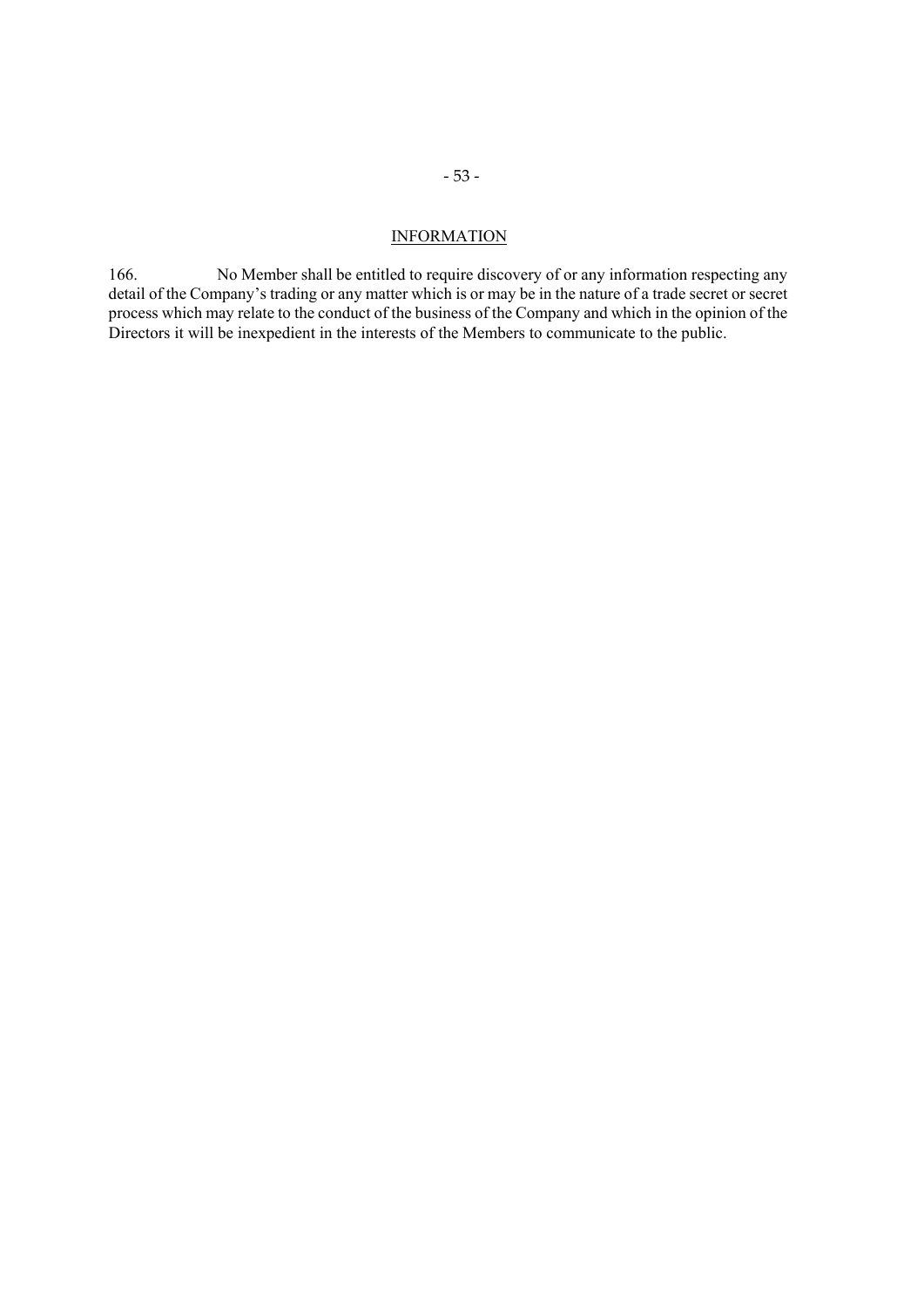## INFORMATION

166. No Member shall be entitled to require discovery of or any information respecting any detail of the Company's trading or any matter which is or may be in the nature of a trade secret or secret process which may relate to the conduct of the business of the Company and which in the opinion of the Directors it will be inexpedient in the interests of the Members to communicate to the public.